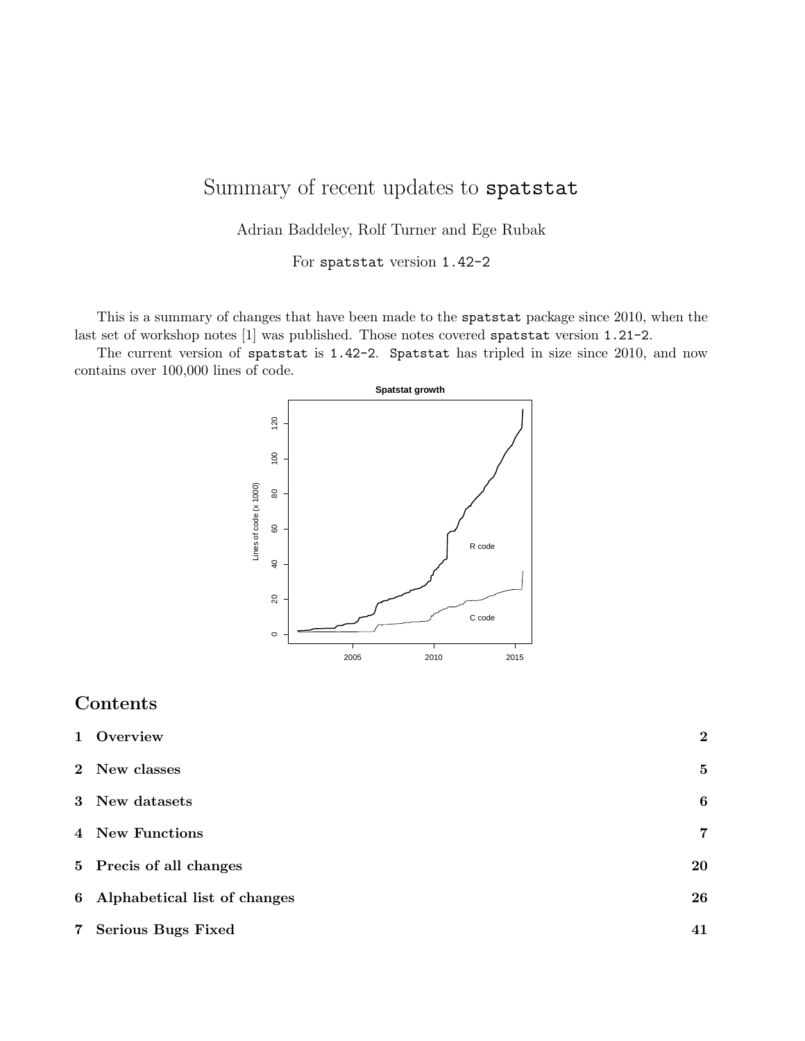# Summary of recent updates to spatstat

Adrian Baddeley, Rolf Turner and Ege Rubak

For spatstat version 1.42-2

This is a summary of changes that have been made to the spatstat package since 2010, when the last set of workshop notes [1] was published. Those notes covered spatstat version 1.21-2.

The current version of spatstat is 1.42-2. Spatstat has tripled in size since 2010, and now contains over 100,000 lines of code.

## Contents

| | | |
|---|---|---|
| 1 | Overview | 2 |
| 2 | New classes | 5 |
| 3 | New datasets | 6 |
| 4 | New Functions | 7 |
| 5 | Precis of all changes | 20 |
| 6 | Alphabetical list of changes | 26 |
| 7 | Serious Bugs Fixed | 41 |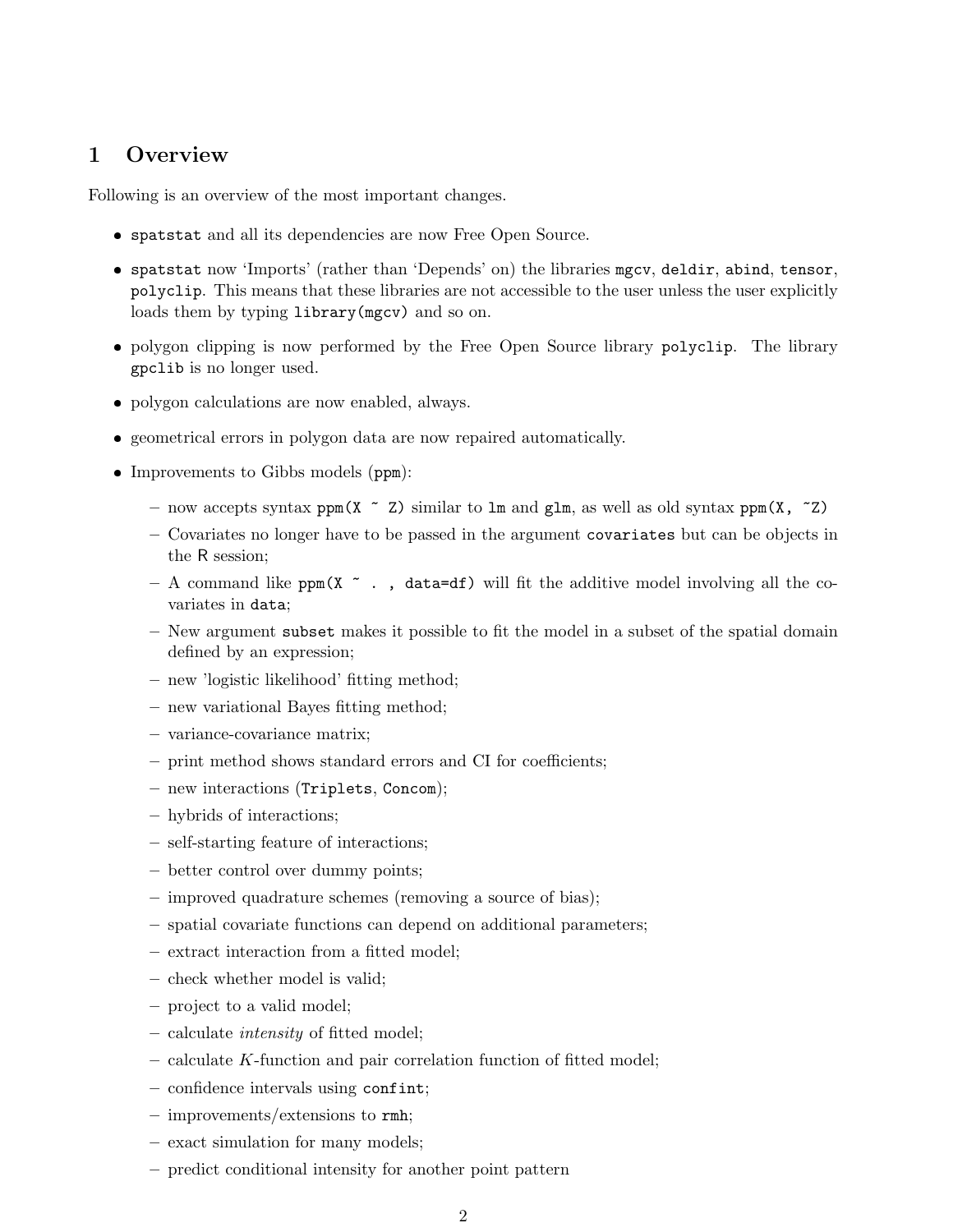# 1 Overview

Following is an overview of the most important changes.

- `spatstat` and all its dependencies are now Free Open Source.
- `spatstat` now 'Imports' (rather than 'Depends' on) the libraries `mgcv`, `deldir`, `abind`, `tensor`, `polyclip`. This means that these libraries are not accessible to the user unless the user explicitly loads them by typing `library(mgcv)` and so on.
- polygon clipping is now performed by the Free Open Source library `polyclip`. The library `gpclib` is no longer used.
- polygon calculations are now enabled, always.
- geometrical errors in polygon data are now repaired automatically.
- Improvements to Gibbs models (`ppm`):
  - now accepts syntax `ppm(X ~ Z)` similar to `lm` and `glm`, as well as old syntax `ppm(X, ~Z)`
  - Covariates no longer have to be passed in the argument `covariates` but can be objects in the R session;
  - A command like `ppm(X ~ . , data=df)` will fit the additive model involving all the covariates in `data`;
  - New argument `subset` makes it possible to fit the model in a subset of the spatial domain defined by an expression;
  - new 'logistic likelihood' fitting method;
  - new variational Bayes fitting method;
  - variance-covariance matrix;
  - print method shows standard errors and CI for coefficients;
  - new interactions (`Triplets`, `Concom`);
  - hybrids of interactions;
  - self-starting feature of interactions;
  - better control over dummy points;
  - improved quadrature schemes (removing a source of bias);
  - spatial covariate functions can depend on additional parameters;
  - extract interaction from a fitted model;
  - check whether model is valid;
  - project to a valid model;
  - calculate *intensity* of fitted model;
  - calculate $K$-function and pair correlation function of fitted model;
  - confidence intervals using `confint`;
  - improvements/extensions to `rmh`;
  - exact simulation for many models;
  - predict conditional intensity for another point pattern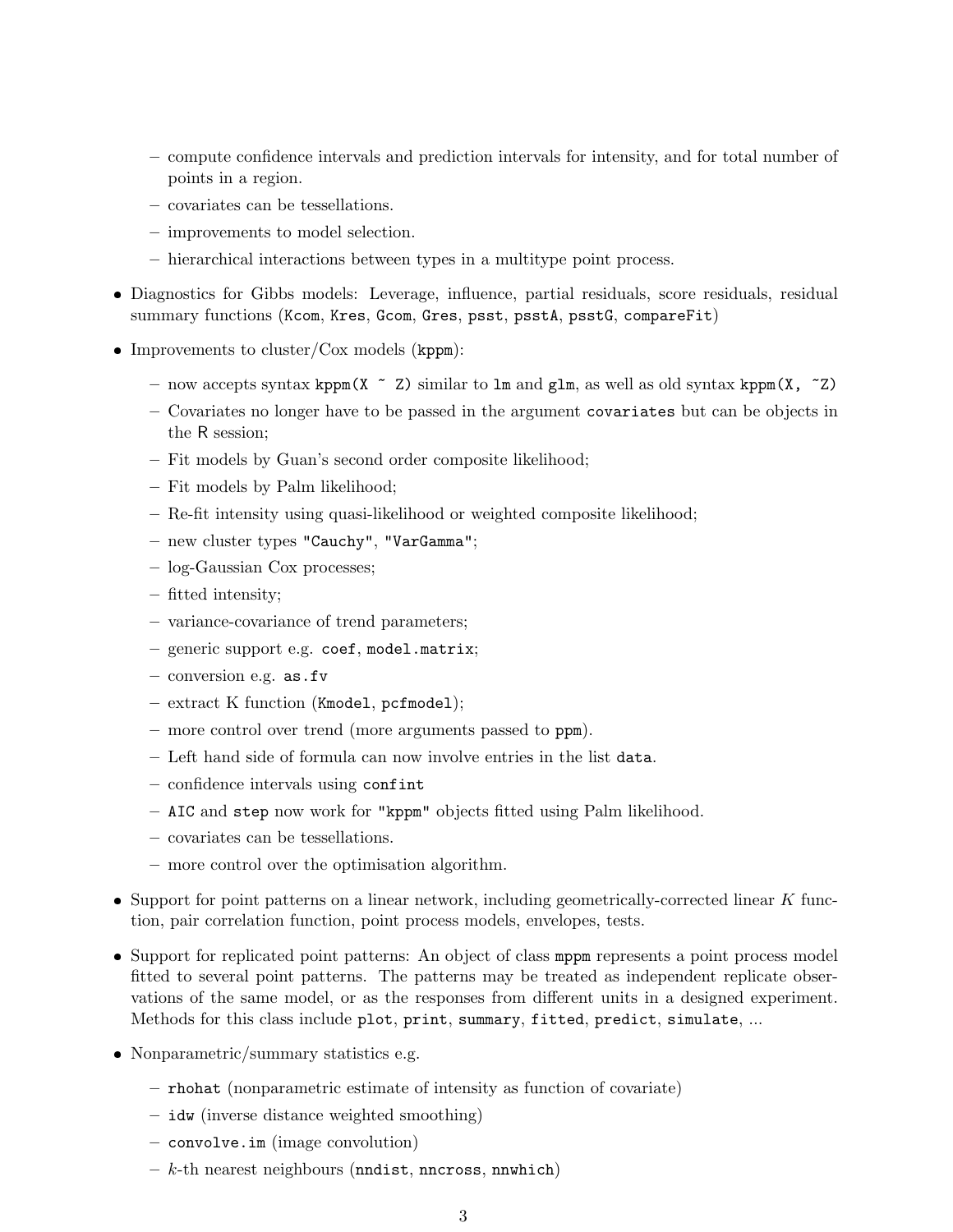- compute confidence intervals and prediction intervals for intensity, and for total number of points in a region.
  - covariates can be tessellations.
  - improvements to model selection.
  - hierarchical interactions between types in a multitype point process.

- Diagnostics for Gibbs models: Leverage, influence, partial residuals, score residuals, residual summary functions (`Kcom`, `Kres`, `Gcom`, `Gres`, `psst`, `psstA`, `psstG`, `compareFit`)

- Improvements to cluster/Cox models (`kppm`):
  - now accepts syntax `kppm(X ~ Z)` similar to `lm` and `glm`, as well as old syntax `kppm(X, ~Z)`
  - Covariates no longer have to be passed in the argument `covariates` but can be objects in the R session;
  - Fit models by Guan's second order composite likelihood;
  - Fit models by Palm likelihood;
  - Re-fit intensity using quasi-likelihood or weighted composite likelihood;
  - new cluster types `"Cauchy"`, `"VarGamma"`;
  - log-Gaussian Cox processes;
  - fitted intensity;
  - variance-covariance of trend parameters;
  - generic support e.g. `coef`, `model.matrix`;
  - conversion e.g. `as.fv`
  - extract K function (`Kmodel`, `pcfmodel`);
  - more control over trend (more arguments passed to `ppm`).
  - Left hand side of formula can now involve entries in the list `data`.
  - confidence intervals using `confint`
  - `AIC` and `step` now work for `"kppm"` objects fitted using Palm likelihood.
  - covariates can be tessellations.
  - more control over the optimisation algorithm.

- Support for point patterns on a linear network, including geometrically-corrected linear $K$ function, pair correlation function, point process models, envelopes, tests.

- Support for replicated point patterns: An object of class `mppm` represents a point process model fitted to several point patterns. The patterns may be treated as independent replicate observations of the same model, or as the responses from different units in a designed experiment. Methods for this class include `plot`, `print`, `summary`, `fitted`, `predict`, `simulate`, ...

- Nonparametric/summary statistics e.g.
  - `rhohat` (nonparametric estimate of intensity as function of covariate)
  - `idw` (inverse distance weighted smoothing)
  - `convolve.im` (image convolution)
  - $k$-th nearest neighbours (`nndist`, `nncross`, `nnwhich`)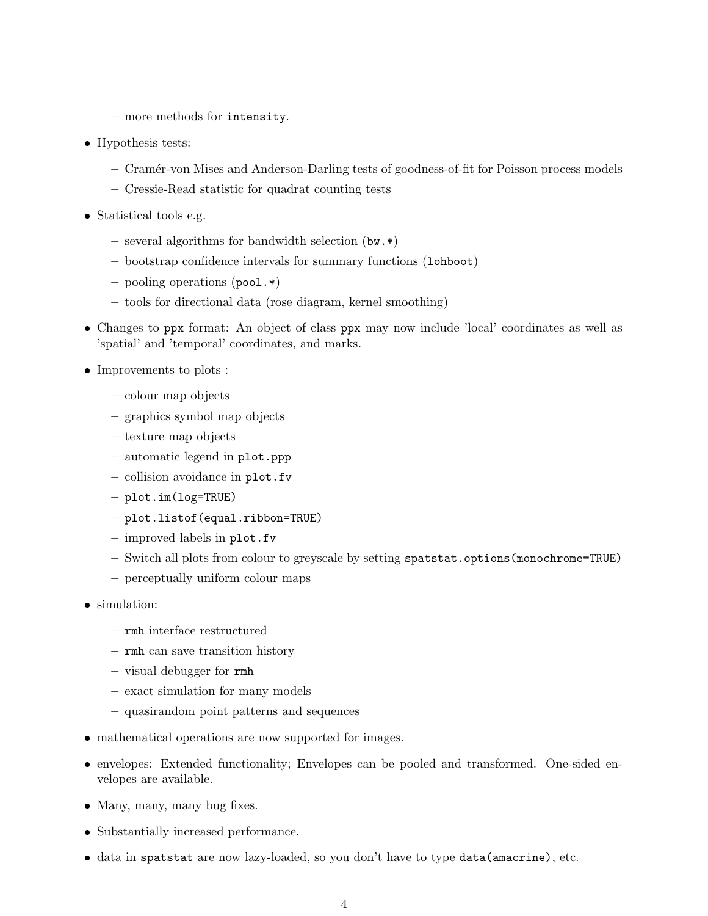- more methods for `intensity`.

- Hypothesis tests:
  - Cramér-von Mises and Anderson-Darling tests of goodness-of-fit for Poisson process models
  - Cressie-Read statistic for quadrat counting tests

- Statistical tools e.g.
  - several algorithms for bandwidth selection (`bw.*`)
  - bootstrap confidence intervals for summary functions (`lohboot`)
  - pooling operations (`pool.*`)
  - tools for directional data (rose diagram, kernel smoothing)

- Changes to `ppx` format: An object of class `ppx` may now include 'local' coordinates as well as 'spatial' and 'temporal' coordinates, and marks.

- Improvements to plots :
  - colour map objects
  - graphics symbol map objects
  - texture map objects
  - automatic legend in `plot.ppp`
  - collision avoidance in `plot.fv`
  - `plot.im(log=TRUE)`
  - `plot.listof(equal.ribbon=TRUE)`
  - improved labels in `plot.fv`
  - Switch all plots from colour to greyscale by setting `spatstat.options(monochrome=TRUE)`
  - perceptually uniform colour maps

- simulation:
  - `rmh` interface restructured
  - `rmh` can save transition history
  - visual debugger for `rmh`
  - exact simulation for many models
  - quasirandom point patterns and sequences

- mathematical operations are now supported for images.

- envelopes: Extended functionality; Envelopes can be pooled and transformed. One-sided envelopes are available.

- Many, many, many bug fixes.

- Substantially increased performance.

- data in `spatstat` are now lazy-loaded, so you don't have to type `data(amacrine)`, etc.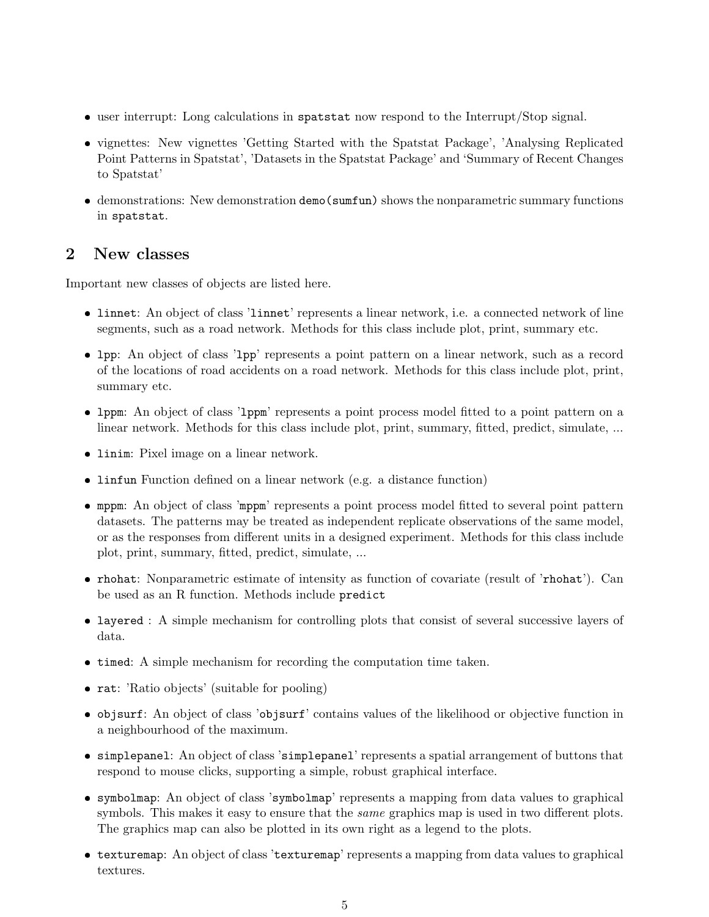- user interrupt: Long calculations in `spatstat` now respond to the Interrupt/Stop signal.
- vignettes: New vignettes 'Getting Started with the Spatstat Package', 'Analysing Replicated Point Patterns in Spatstat', 'Datasets in the Spatstat Package' and 'Summary of Recent Changes to Spatstat'
- demonstrations: New demonstration `demo(sumfun)` shows the nonparametric summary functions in `spatstat`.

## 2 New classes

Important new classes of objects are listed here.

- `linnet`: An object of class '`linnet`' represents a linear network, i.e. a connected network of line segments, such as a road network. Methods for this class include plot, print, summary etc.
- `lpp`: An object of class '`lpp`' represents a point pattern on a linear network, such as a record of the locations of road accidents on a road network. Methods for this class include plot, print, summary etc.
- `lppm`: An object of class '`lppm`' represents a point process model fitted to a point pattern on a linear network. Methods for this class include plot, print, summary, fitted, predict, simulate, ...
- `linim`: Pixel image on a linear network.
- `linfun` Function defined on a linear network (e.g. a distance function)
- `mppm`: An object of class '`mppm`' represents a point process model fitted to several point pattern datasets. The patterns may be treated as independent replicate observations of the same model, or as the responses from different units in a designed experiment. Methods for this class include plot, print, summary, fitted, predict, simulate, ...
- `rhohat`: Nonparametric estimate of intensity as function of covariate (result of '`rhohat`'). Can be used as an R function. Methods include `predict`
- `layered` : A simple mechanism for controlling plots that consist of several successive layers of data.
- `timed`: A simple mechanism for recording the computation time taken.
- `rat`: 'Ratio objects' (suitable for pooling)
- `objsurf`: An object of class '`objsurf`' contains values of the likelihood or objective function in a neighbourhood of the maximum.
- `simplepanel`: An object of class '`simplepanel`' represents a spatial arrangement of buttons that respond to mouse clicks, supporting a simple, robust graphical interface.
- `symbolmap`: An object of class '`symbolmap`' represents a mapping from data values to graphical symbols. This makes it easy to ensure that the *same* graphics map is used in two different plots. The graphics map can also be plotted in its own right as a legend to the plots.
- `texturemap`: An object of class '`texturemap`' represents a mapping from data values to graphical textures.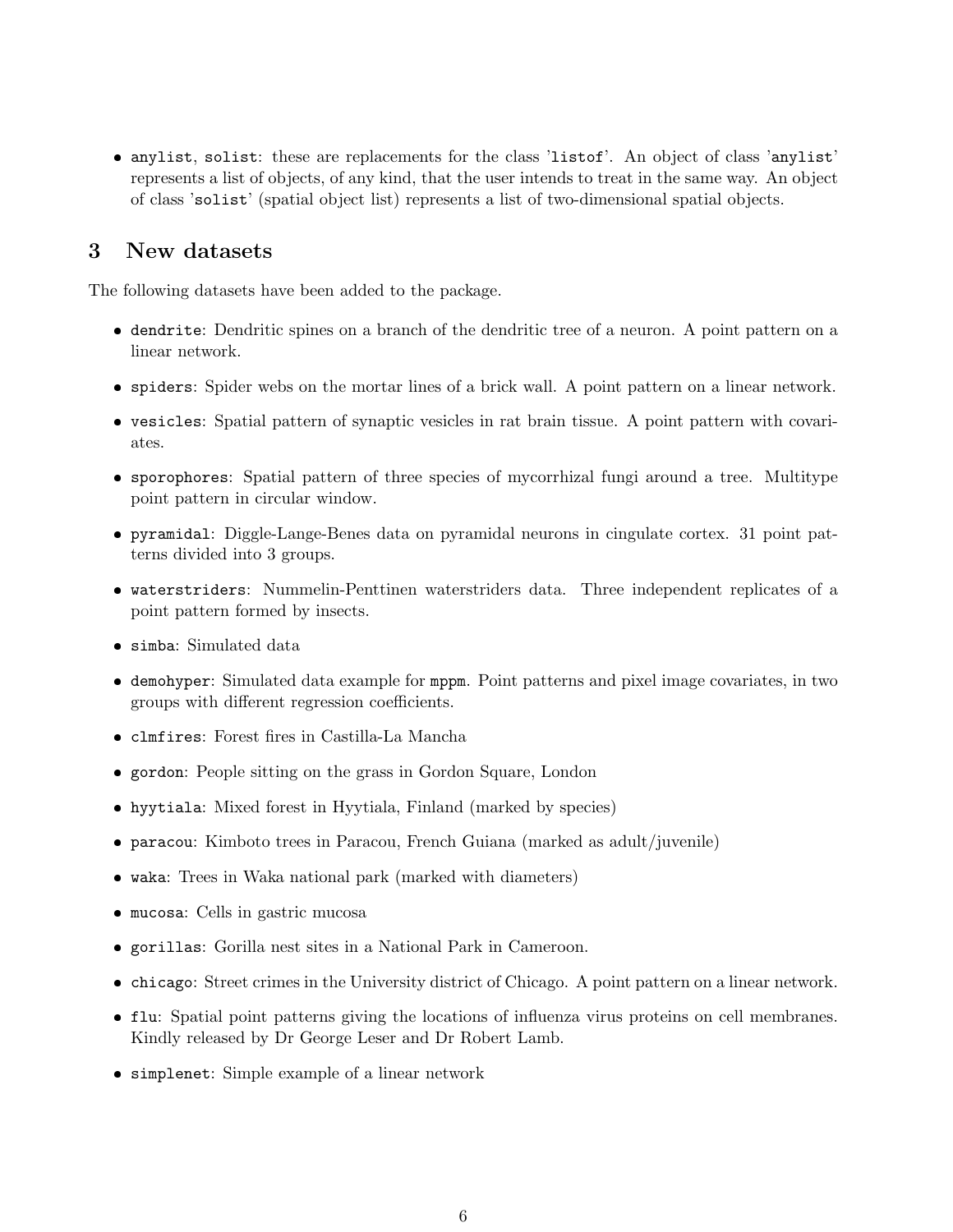- `anylist`, `solist`: these are replacements for the class '`listof`'. An object of class '`anylist`' represents a list of objects, of any kind, that the user intends to treat in the same way. An object of class '`solist`' (spatial object list) represents a list of two-dimensional spatial objects.

## 3 New datasets

The following datasets have been added to the package.

- `dendrite`: Dendritic spines on a branch of the dendritic tree of a neuron. A point pattern on a linear network.
- `spiders`: Spider webs on the mortar lines of a brick wall. A point pattern on a linear network.
- `vesicles`: Spatial pattern of synaptic vesicles in rat brain tissue. A point pattern with covariates.
- `sporophores`: Spatial pattern of three species of mycorrhizal fungi around a tree. Multitype point pattern in circular window.
- `pyramidal`: Diggle-Lange-Benes data on pyramidal neurons in cingulate cortex. 31 point patterns divided into 3 groups.
- `waterstriders`: Nummelin-Penttinen waterstriders data. Three independent replicates of a point pattern formed by insects.
- `simba`: Simulated data
- `demohyper`: Simulated data example for `mppm`. Point patterns and pixel image covariates, in two groups with different regression coefficients.
- `clmfires`: Forest fires in Castilla-La Mancha
- `gordon`: People sitting on the grass in Gordon Square, London
- `hyytiala`: Mixed forest in Hyytiala, Finland (marked by species)
- `paracou`: Kimboto trees in Paracou, French Guiana (marked as adult/juvenile)
- `waka`: Trees in Waka national park (marked with diameters)
- `mucosa`: Cells in gastric mucosa
- `gorillas`: Gorilla nest sites in a National Park in Cameroon.
- `chicago`: Street crimes in the University district of Chicago. A point pattern on a linear network.
- `flu`: Spatial point patterns giving the locations of influenza virus proteins on cell membranes. Kindly released by Dr George Leser and Dr Robert Lamb.
- `simplenet`: Simple example of a linear network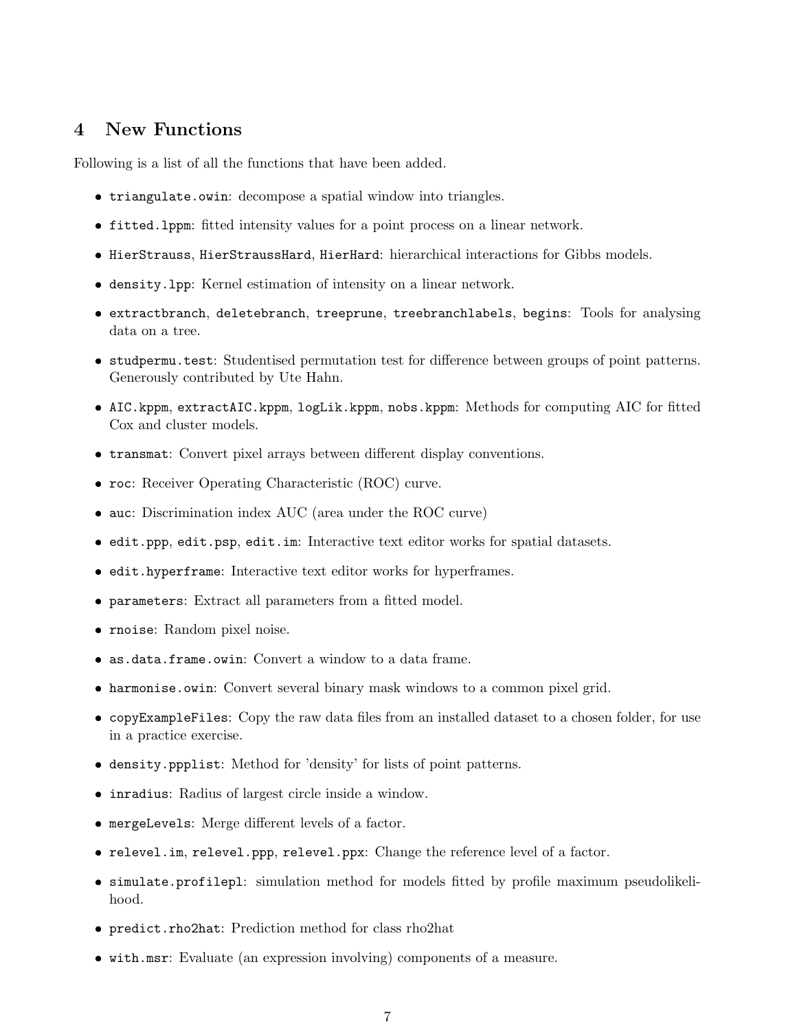## 4 New Functions

Following is a list of all the functions that have been added.

- `triangulate.owin`: decompose a spatial window into triangles.
- `fitted.lppm`: fitted intensity values for a point process on a linear network.
- `HierStrauss`, `HierStraussHard`, `HierHard`: hierarchical interactions for Gibbs models.
- `density.lpp`: Kernel estimation of intensity on a linear network.
- `extractbranch`, `deletebranch`, `treeprune`, `treebranchlabels`, `begins`: Tools for analysing data on a tree.
- `studpermu.test`: Studentised permutation test for difference between groups of point patterns. Generously contributed by Ute Hahn.
- `AIC.kppm`, `extractAIC.kppm`, `logLik.kppm`, `nobs.kppm`: Methods for computing AIC for fitted Cox and cluster models.
- `transmat`: Convert pixel arrays between different display conventions.
- `roc`: Receiver Operating Characteristic (ROC) curve.
- `auc`: Discrimination index AUC (area under the ROC curve)
- `edit.ppp`, `edit.psp`, `edit.im`: Interactive text editor works for spatial datasets.
- `edit.hyperframe`: Interactive text editor works for hyperframes.
- `parameters`: Extract all parameters from a fitted model.
- `rnoise`: Random pixel noise.
- `as.data.frame.owin`: Convert a window to a data frame.
- `harmonise.owin`: Convert several binary mask windows to a common pixel grid.
- `copyExampleFiles`: Copy the raw data files from an installed dataset to a chosen folder, for use in a practice exercise.
- `density.ppplist`: Method for 'density' for lists of point patterns.
- `inradius`: Radius of largest circle inside a window.
- `mergeLevels`: Merge different levels of a factor.
- `relevel.im`, `relevel.ppp`, `relevel.ppx`: Change the reference level of a factor.
- `simulate.profilepl`: simulation method for models fitted by profile maximum pseudolikelihood.
- `predict.rho2hat`: Prediction method for class rho2hat
- `with.msr`: Evaluate (an expression involving) components of a measure.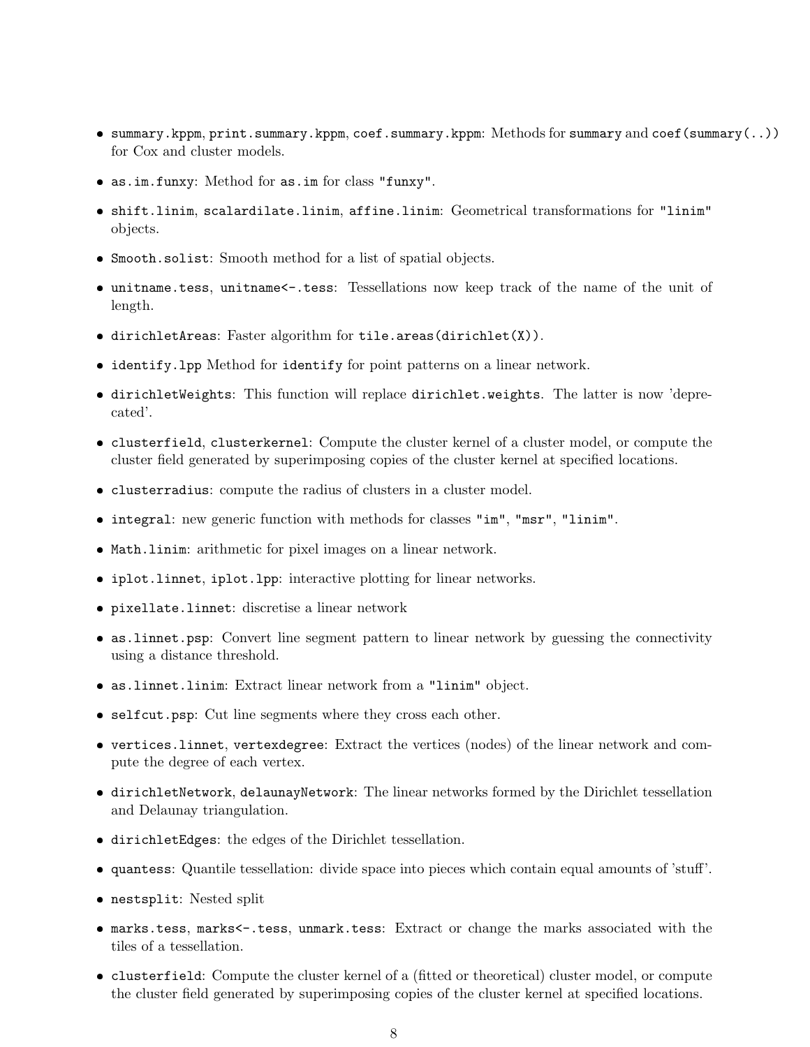- `summary.kppm`, `print.summary.kppm`, `coef.summary.kppm`: Methods for `summary` and `coef(summary(..))` for Cox and cluster models.
- `as.im.funxy`: Method for `as.im` for class `"funxy"`.
- `shift.linim`, `scalardilate.linim`, `affine.linim`: Geometrical transformations for `"linim"` objects.
- `Smooth.solist`: Smooth method for a list of spatial objects.
- `unitname.tess`, `unitname<-.tess`: Tessellations now keep track of the name of the unit of length.
- `dirichletAreas`: Faster algorithm for `tile.areas(dirichlet(X))`.
- `identify.lpp` Method for `identify` for point patterns on a linear network.
- `dirichletWeights`: This function will replace `dirichlet.weights`. The latter is now 'deprecated'.
- `clusterfield`, `clusterkernel`: Compute the cluster kernel of a cluster model, or compute the cluster field generated by superimposing copies of the cluster kernel at specified locations.
- `clusterradius`: compute the radius of clusters in a cluster model.
- `integral`: new generic function with methods for classes `"im"`, `"msr"`, `"linim"`.
- `Math.linim`: arithmetic for pixel images on a linear network.
- `iplot.linnet`, `iplot.lpp`: interactive plotting for linear networks.
- `pixellate.linnet`: discretise a linear network
- `as.linnet.psp`: Convert line segment pattern to linear network by guessing the connectivity using a distance threshold.
- `as.linnet.linim`: Extract linear network from a `"linim"` object.
- `selfcut.psp`: Cut line segments where they cross each other.
- `vertices.linnet`, `vertexdegree`: Extract the vertices (nodes) of the linear network and compute the degree of each vertex.
- `dirichletNetwork`, `delaunayNetwork`: The linear networks formed by the Dirichlet tessellation and Delaunay triangulation.
- `dirichletEdges`: the edges of the Dirichlet tessellation.
- `quantess`: Quantile tessellation: divide space into pieces which contain equal amounts of 'stuff'.
- `nestsplit`: Nested split
- `marks.tess`, `marks<-.tess`, `unmark.tess`: Extract or change the marks associated with the tiles of a tessellation.
- `clusterfield`: Compute the cluster kernel of a (fitted or theoretical) cluster model, or compute the cluster field generated by superimposing copies of the cluster kernel at specified locations.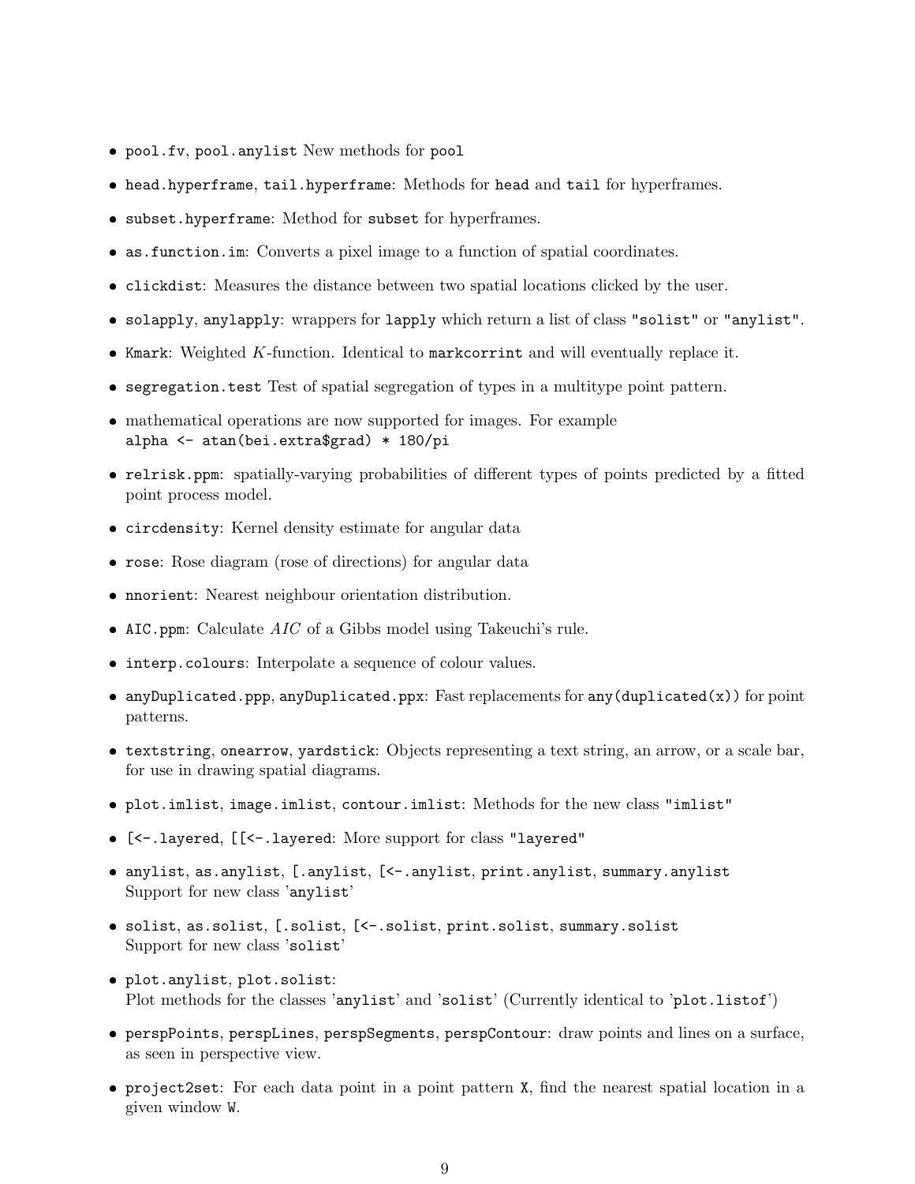- `pool.fv`, `pool.anylist` New methods for `pool`
- `head.hyperframe`, `tail.hyperframe`: Methods for `head` and `tail` for hyperframes.
- `subset.hyperframe`: Method for `subset` for hyperframes.
- `as.function.im`: Converts a pixel image to a function of spatial coordinates.
- `clickdist`: Measures the distance between two spatial locations clicked by the user.
- `solapply`, `anylapply`: wrappers for `lapply` which return a list of class `"solist"` or `"anylist"`.
- `Kmark`: Weighted $K$-function. Identical to `markcorrint` and will eventually replace it.
- `segregation.test` Test of spatial segregation of types in a multitype point pattern.
- mathematical operations are now supported for images. For example
  `alpha <- atan(bei.extra$grad) * 180/pi`
- `relrisk.ppm`: spatially-varying probabilities of different types of points predicted by a fitted point process model.
- `circdensity`: Kernel density estimate for angular data
- `rose`: Rose diagram (rose of directions) for angular data
- `nnorient`: Nearest neighbour orientation distribution.
- `AIC.ppm`: Calculate $AIC$ of a Gibbs model using Takeuchi's rule.
- `interp.colours`: Interpolate a sequence of colour values.
- `anyDuplicated.ppp`, `anyDuplicated.ppx`: Fast replacements for `any(duplicated(x))` for point patterns.
- `textstring`, `onearrow`, `yardstick`: Objects representing a text string, an arrow, or a scale bar, for use in drawing spatial diagrams.
- `plot.imlist`, `image.imlist`, `contour.imlist`: Methods for the new class `"imlist"`
- `[<-.layered`, `[[<-.layered`: More support for class `"layered"`
- `anylist`, `as.anylist`, `[.anylist`, `[<-.anylist`, `print.anylist`, `summary.anylist`
  Support for new class '`anylist`'
- `solist`, `as.solist`, `[.solist`, `[<-.solist`, `print.solist`, `summary.solist`
  Support for new class '`solist`'
- `plot.anylist`, `plot.solist`:
  Plot methods for the classes '`anylist`' and '`solist`' (Currently identical to '`plot.listof`')
- `perspPoints`, `perspLines`, `perspSegments`, `perspContour`: draw points and lines on a surface, as seen in perspective view.
- `project2set`: For each data point in a point pattern `X`, find the nearest spatial location in a given window `W`.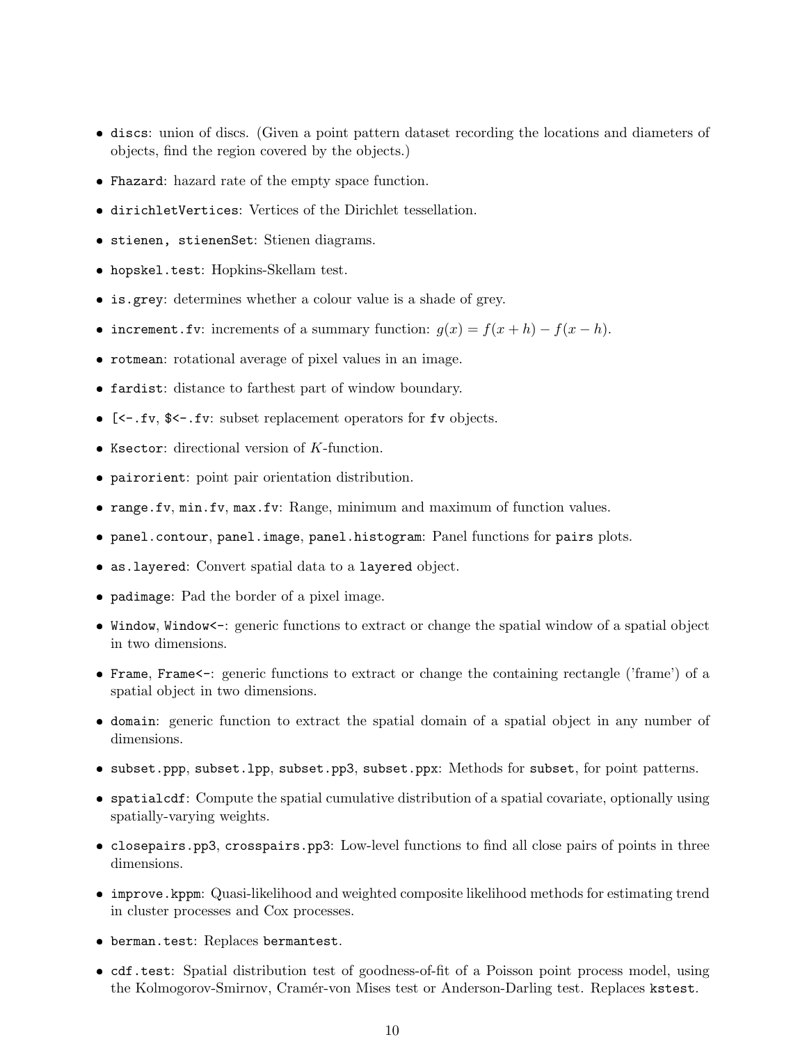- `discs`: union of discs. (Given a point pattern dataset recording the locations and diameters of objects, find the region covered by the objects.)
- `Fhazard`: hazard rate of the empty space function.
- `dirichletVertices`: Vertices of the Dirichlet tessellation.
- `stienen, stienenSet`: Stienen diagrams.
- `hopskel.test`: Hopkins-Skellam test.
- `is.grey`: determines whether a colour value is a shade of grey.
- `increment.fv`: increments of a summary function: $g(x) = f(x + h) - f(x - h)$.
- `rotmean`: rotational average of pixel values in an image.
- `fardist`: distance to farthest part of window boundary.
- `[<-.fv`, `$<-.fv`: subset replacement operators for `fv` objects.
- `Ksector`: directional version of $K$-function.
- `pairorient`: point pair orientation distribution.
- `range.fv`, `min.fv`, `max.fv`: Range, minimum and maximum of function values.
- `panel.contour`, `panel.image`, `panel.histogram`: Panel functions for `pairs` plots.
- `as.layered`: Convert spatial data to a `layered` object.
- `padimage`: Pad the border of a pixel image.
- `Window`, `Window<-`: generic functions to extract or change the spatial window of a spatial object in two dimensions.
- `Frame`, `Frame<-`: generic functions to extract or change the containing rectangle ('frame') of a spatial object in two dimensions.
- `domain`: generic function to extract the spatial domain of a spatial object in any number of dimensions.
- `subset.ppp`, `subset.lpp`, `subset.pp3`, `subset.ppx`: Methods for `subset`, for point patterns.
- `spatialcdf`: Compute the spatial cumulative distribution of a spatial covariate, optionally using spatially-varying weights.
- `closepairs.pp3`, `crosspairs.pp3`: Low-level functions to find all close pairs of points in three dimensions.
- `improve.kppm`: Quasi-likelihood and weighted composite likelihood methods for estimating trend in cluster processes and Cox processes.
- `berman.test`: Replaces `bermantest`.
- `cdf.test`: Spatial distribution test of goodness-of-fit of a Poisson point process model, using the Kolmogorov-Smirnov, Cramér-von Mises test or Anderson-Darling test. Replaces `kstest`.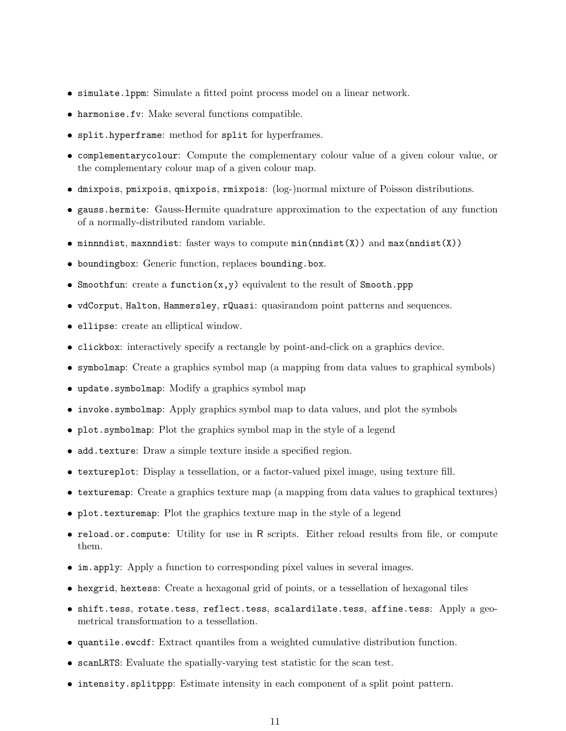- `simulate.lppm`: Simulate a fitted point process model on a linear network.
- `harmonise.fv`: Make several functions compatible.
- `split.hyperframe`: method for `split` for hyperframes.
- `complementarycolour`: Compute the complementary colour value of a given colour value, or the complementary colour map of a given colour map.
- `dmixpois`, `pmixpois`, `qmixpois`, `rmixpois`: (log-)normal mixture of Poisson distributions.
- `gauss.hermite`: Gauss-Hermite quadrature approximation to the expectation of any function of a normally-distributed random variable.
- `minnndist`, `maxnndist`: faster ways to compute `min(nndist(X))` and `max(nndist(X))`
- `boundingbox`: Generic function, replaces `bounding.box`.
- `Smoothfun`: create a `function(x,y)` equivalent to the result of `Smooth.ppp`
- `vdCorput`, `Halton`, `Hammersley`, `rQuasi`: quasirandom point patterns and sequences.
- `ellipse`: create an elliptical window.
- `clickbox`: interactively specify a rectangle by point-and-click on a graphics device.
- `symbolmap`: Create a graphics symbol map (a mapping from data values to graphical symbols)
- `update.symbolmap`: Modify a graphics symbol map
- `invoke.symbolmap`: Apply graphics symbol map to data values, and plot the symbols
- `plot.symbolmap`: Plot the graphics symbol map in the style of a legend
- `add.texture`: Draw a simple texture inside a specified region.
- `textureplot`: Display a tessellation, or a factor-valued pixel image, using texture fill.
- `texturemap`: Create a graphics texture map (a mapping from data values to graphical textures)
- `plot.texturemap`: Plot the graphics texture map in the style of a legend
- `reload.or.compute`: Utility for use in R scripts. Either reload results from file, or compute them.
- `im.apply`: Apply a function to corresponding pixel values in several images.
- `hexgrid`, `hextess`: Create a hexagonal grid of points, or a tessellation of hexagonal tiles
- `shift.tess`, `rotate.tess`, `reflect.tess`, `scalardilate.tess`, `affine.tess`: Apply a geometrical transformation to a tessellation.
- `quantile.ewcdf`: Extract quantiles from a weighted cumulative distribution function.
- `scanLRTS`: Evaluate the spatially-varying test statistic for the scan test.
- `intensity.splitppp`: Estimate intensity in each component of a split point pattern.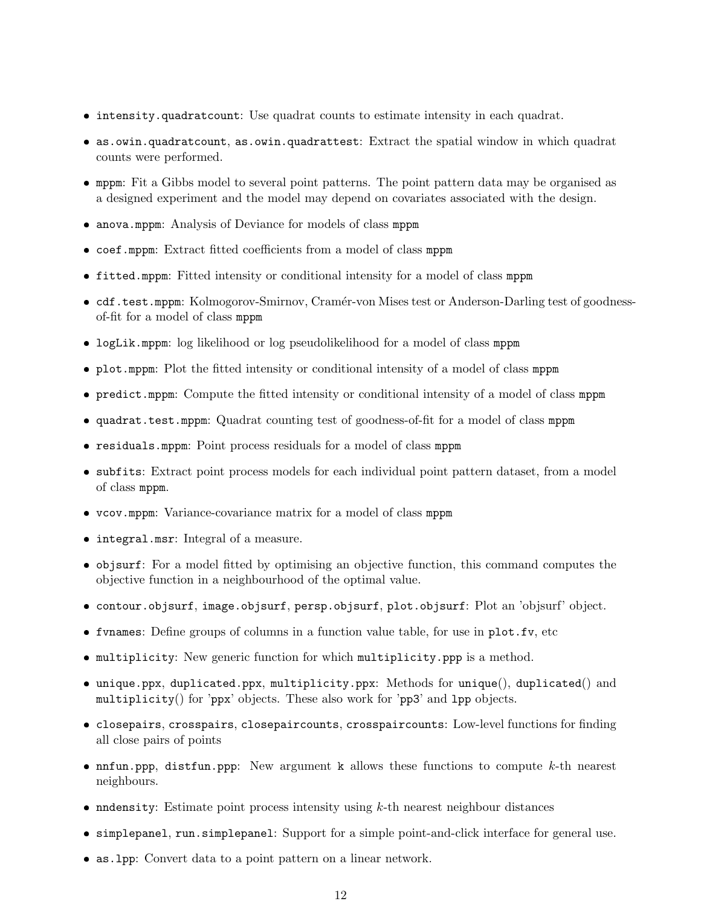- `intensity.quadratcount`: Use quadrat counts to estimate intensity in each quadrat.
- `as.owin.quadratcount`, `as.owin.quadrattest`: Extract the spatial window in which quadrat counts were performed.
- `mppm`: Fit a Gibbs model to several point patterns. The point pattern data may be organised as a designed experiment and the model may depend on covariates associated with the design.
- `anova.mppm`: Analysis of Deviance for models of class `mppm`
- `coef.mppm`: Extract fitted coefficients from a model of class `mppm`
- `fitted.mppm`: Fitted intensity or conditional intensity for a model of class `mppm`
- `cdf.test.mppm`: Kolmogorov-Smirnov, Cramér-von Mises test or Anderson-Darling test of goodness-of-fit for a model of class `mppm`
- `logLik.mppm`: log likelihood or log pseudolikelihood for a model of class `mppm`
- `plot.mppm`: Plot the fitted intensity or conditional intensity of a model of class `mppm`
- `predict.mppm`: Compute the fitted intensity or conditional intensity of a model of class `mppm`
- `quadrat.test.mppm`: Quadrat counting test of goodness-of-fit for a model of class `mppm`
- `residuals.mppm`: Point process residuals for a model of class `mppm`
- `subfits`: Extract point process models for each individual point pattern dataset, from a model of class `mppm`.
- `vcov.mppm`: Variance-covariance matrix for a model of class `mppm`
- `integral.msr`: Integral of a measure.
- `objsurf`: For a model fitted by optimising an objective function, this command computes the objective function in a neighbourhood of the optimal value.
- `contour.objsurf`, `image.objsurf`, `persp.objsurf`, `plot.objsurf`: Plot an 'objsurf' object.
- `fvnames`: Define groups of columns in a function value table, for use in `plot.fv`, etc
- `multiplicity`: New generic function for which `multiplicity.ppp` is a method.
- `unique.ppx`, `duplicated.ppx`, `multiplicity.ppx`: Methods for `unique()`, `duplicated()` and `multiplicity()` for 'ppx' objects. These also work for '`pp3`' and `lpp` objects.
- `closepairs`, `crosspairs`, `closepaircounts`, `crosspaircounts`: Low-level functions for finding all close pairs of points
- `nnfun.ppp`, `distfun.ppp`: New argument `k` allows these functions to compute $k$-th nearest neighbours.
- `nndensity`: Estimate point process intensity using $k$-th nearest neighbour distances
- `simplepanel`, `run.simplepanel`: Support for a simple point-and-click interface for general use.
- `as.lpp`: Convert data to a point pattern on a linear network.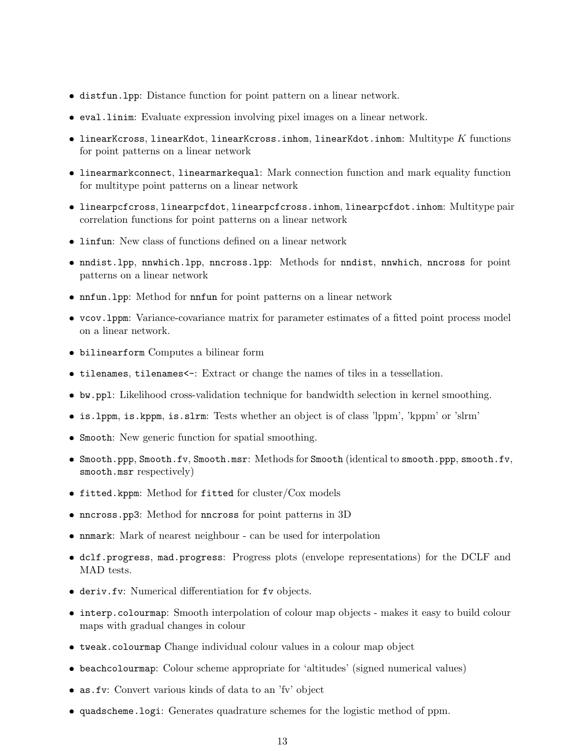- `distfun.lpp`: Distance function for point pattern on a linear network.
- `eval.linim`: Evaluate expression involving pixel images on a linear network.
- `linearKcross`, `linearKdot`, `linearKcross.inhom`, `linearKdot.inhom`: Multitype $K$ functions for point patterns on a linear network
- `linearmarkconnect`, `linearmarkequal`: Mark connection function and mark equality function for multitype point patterns on a linear network
- `linearpcfcross`, `linearpcfdot`, `linearpcfcross.inhom`, `linearpcfdot.inhom`: Multitype pair correlation functions for point patterns on a linear network
- `linfun`: New class of functions defined on a linear network
- `nndist.lpp`, `nnwhich.lpp`, `nncross.lpp`: Methods for `nndist`, `nnwhich`, `nncross` for point patterns on a linear network
- `nnfun.lpp`: Method for `nnfun` for point patterns on a linear network
- `vcov.lppm`: Variance-covariance matrix for parameter estimates of a fitted point process model on a linear network.
- `bilinearform` Computes a bilinear form
- `tilenames`, `tilenames<-`: Extract or change the names of tiles in a tessellation.
- `bw.ppl`: Likelihood cross-validation technique for bandwidth selection in kernel smoothing.
- `is.lppm`, `is.kppm`, `is.slrm`: Tests whether an object is of class 'lppm', 'kppm' or 'slrm'
- `Smooth`: New generic function for spatial smoothing.
- `Smooth.ppp`, `Smooth.fv`, `Smooth.msr`: Methods for `Smooth` (identical to `smooth.ppp`, `smooth.fv`, `smooth.msr` respectively)
- `fitted.kppm`: Method for `fitted` for cluster/Cox models
- `nncross.pp3`: Method for `nncross` for point patterns in 3D
- `nnmark`: Mark of nearest neighbour - can be used for interpolation
- `dclf.progress`, `mad.progress`: Progress plots (envelope representations) for the DCLF and MAD tests.
- `deriv.fv`: Numerical differentiation for `fv` objects.
- `interp.colourmap`: Smooth interpolation of colour map objects - makes it easy to build colour maps with gradual changes in colour
- `tweak.colourmap` Change individual colour values in a colour map object
- `beachcolourmap`: Colour scheme appropriate for 'altitudes' (signed numerical values)
- `as.fv`: Convert various kinds of data to an 'fv' object
- `quadscheme.logi`: Generates quadrature schemes for the logistic method of ppm.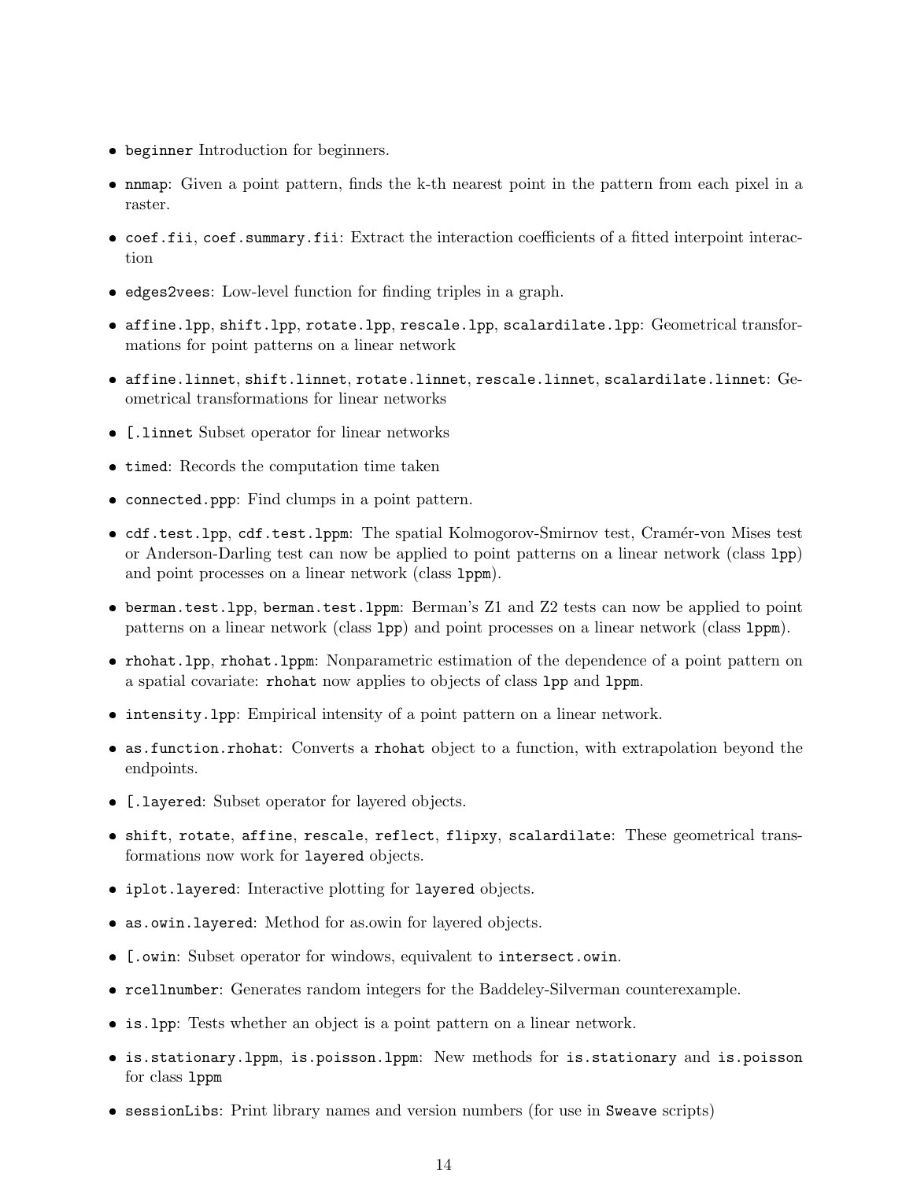- `beginner` Introduction for beginners.
- `nnmap`: Given a point pattern, finds the k-th nearest point in the pattern from each pixel in a raster.
- `coef.fii`, `coef.summary.fii`: Extract the interaction coefficients of a fitted interpoint interaction
- `edges2vees`: Low-level function for finding triples in a graph.
- `affine.lpp`, `shift.lpp`, `rotate.lpp`, `rescale.lpp`, `scalardilate.lpp`: Geometrical transformations for point patterns on a linear network
- `affine.linnet`, `shift.linnet`, `rotate.linnet`, `rescale.linnet`, `scalardilate.linnet`: Geometrical transformations for linear networks
- `[.linnet` Subset operator for linear networks
- `timed`: Records the computation time taken
- `connected.ppp`: Find clumps in a point pattern.
- `cdf.test.lpp`, `cdf.test.lppm`: The spatial Kolmogorov-Smirnov test, Cramér-von Mises test or Anderson-Darling test can now be applied to point patterns on a linear network (class `lpp`) and point processes on a linear network (class `lppm`).
- `berman.test.lpp`, `berman.test.lppm`: Berman's Z1 and Z2 tests can now be applied to point patterns on a linear network (class `lpp`) and point processes on a linear network (class `lppm`).
- `rhohat.lpp`, `rhohat.lppm`: Nonparametric estimation of the dependence of a point pattern on a spatial covariate: `rhohat` now applies to objects of class `lpp` and `lppm`.
- `intensity.lpp`: Empirical intensity of a point pattern on a linear network.
- `as.function.rhohat`: Converts a `rhohat` object to a function, with extrapolation beyond the endpoints.
- `[.layered`: Subset operator for layered objects.
- `shift`, `rotate`, `affine`, `rescale`, `reflect`, `flipxy`, `scalardilate`: These geometrical transformations now work for `layered` objects.
- `iplot.layered`: Interactive plotting for `layered` objects.
- `as.owin.layered`: Method for as.owin for layered objects.
- `[.owin`: Subset operator for windows, equivalent to `intersect.owin`.
- `rcellnumber`: Generates random integers for the Baddeley-Silverman counterexample.
- `is.lpp`: Tests whether an object is a point pattern on a linear network.
- `is.stationary.lppm`, `is.poisson.lppm`: New methods for `is.stationary` and `is.poisson` for class `lppm`
- `sessionLibs`: Print library names and version numbers (for use in `Sweave` scripts)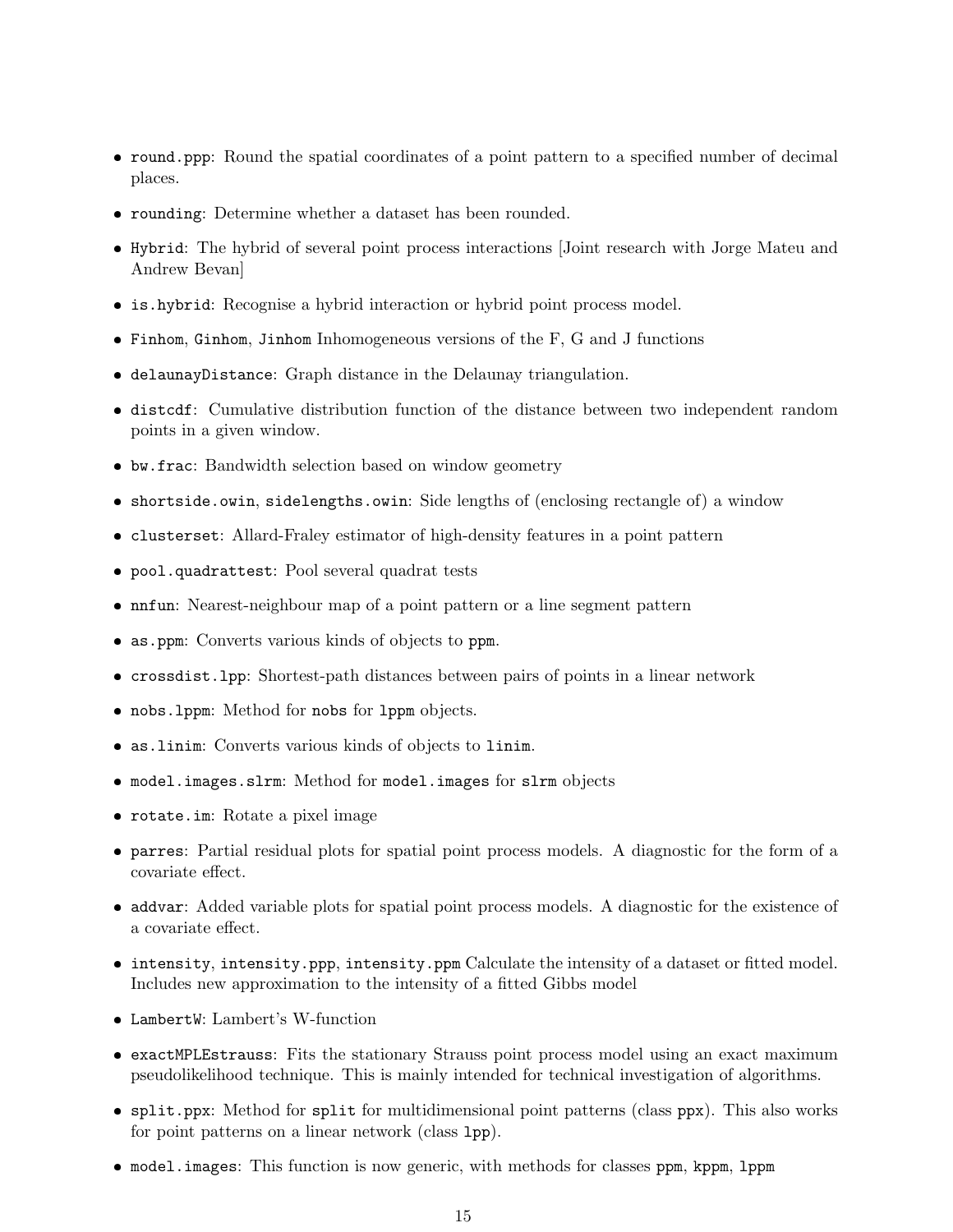- `round.ppp`: Round the spatial coordinates of a point pattern to a specified number of decimal places.
- `rounding`: Determine whether a dataset has been rounded.
- `Hybrid`: The hybrid of several point process interactions [Joint research with Jorge Mateu and Andrew Bevan]
- `is.hybrid`: Recognise a hybrid interaction or hybrid point process model.
- `Finhom`, `Ginhom`, `Jinhom` Inhomogeneous versions of the F, G and J functions
- `delaunayDistance`: Graph distance in the Delaunay triangulation.
- `distcdf`: Cumulative distribution function of the distance between two independent random points in a given window.
- `bw.frac`: Bandwidth selection based on window geometry
- `shortside.owin`, `sidelengths.owin`: Side lengths of (enclosing rectangle of) a window
- `clusterset`: Allard-Fraley estimator of high-density features in a point pattern
- `pool.quadrattest`: Pool several quadrat tests
- `nnfun`: Nearest-neighbour map of a point pattern or a line segment pattern
- `as.ppm`: Converts various kinds of objects to `ppm`.
- `crossdist.lpp`: Shortest-path distances between pairs of points in a linear network
- `nobs.lppm`: Method for `nobs` for `lppm` objects.
- `as.linim`: Converts various kinds of objects to `linim`.
- `model.images.slrm`: Method for `model.images` for `slrm` objects
- `rotate.im`: Rotate a pixel image
- `parres`: Partial residual plots for spatial point process models. A diagnostic for the form of a covariate effect.
- `addvar`: Added variable plots for spatial point process models. A diagnostic for the existence of a covariate effect.
- `intensity`, `intensity.ppp`, `intensity.ppm` Calculate the intensity of a dataset or fitted model. Includes new approximation to the intensity of a fitted Gibbs model
- `LambertW`: Lambert's W-function
- `exactMPLEstrauss`: Fits the stationary Strauss point process model using an exact maximum pseudolikelihood technique. This is mainly intended for technical investigation of algorithms.
- `split.ppx`: Method for `split` for multidimensional point patterns (class `ppx`). This also works for point patterns on a linear network (class `lpp`).
- `model.images`: This function is now generic, with methods for classes `ppm`, `kppm`, `lppm`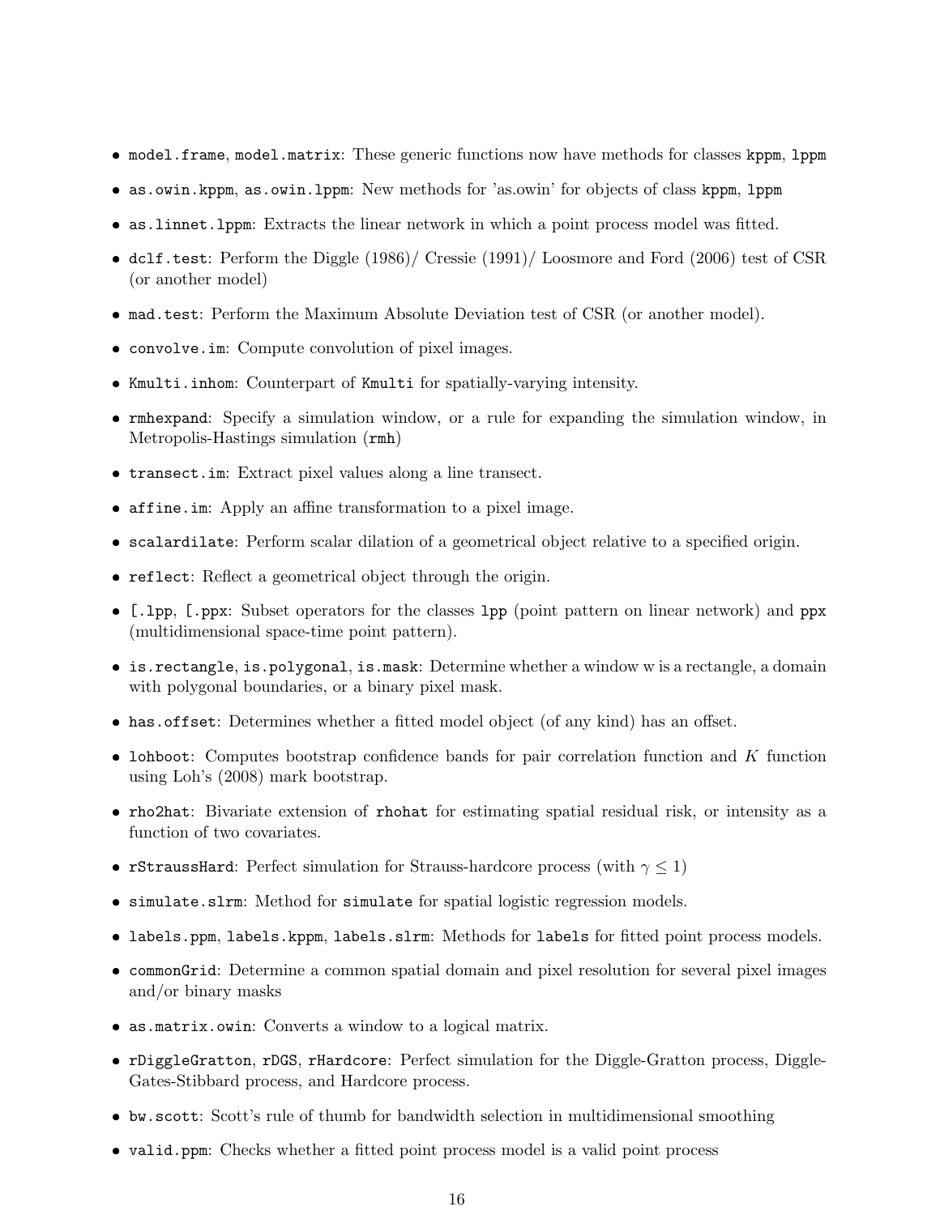- `model.frame`, `model.matrix`: These generic functions now have methods for classes `kppm`, `lppm`
- `as.owin.kppm`, `as.owin.lppm`: New methods for 'as.owin' for objects of class `kppm`, `lppm`
- `as.linnet.lppm`: Extracts the linear network in which a point process model was fitted.
- `dclf.test`: Perform the Diggle (1986)/ Cressie (1991)/ Loosmore and Ford (2006) test of CSR (or another model)
- `mad.test`: Perform the Maximum Absolute Deviation test of CSR (or another model).
- `convolve.im`: Compute convolution of pixel images.
- `Kmulti.inhom`: Counterpart of `Kmulti` for spatially-varying intensity.
- `rmhexpand`: Specify a simulation window, or a rule for expanding the simulation window, in Metropolis-Hastings simulation (`rmh`)
- `transect.im`: Extract pixel values along a line transect.
- `affine.im`: Apply an affine transformation to a pixel image.
- `scalardilate`: Perform scalar dilation of a geometrical object relative to a specified origin.
- `reflect`: Reflect a geometrical object through the origin.
- `[.lpp`, `[.ppx`: Subset operators for the classes `lpp` (point pattern on linear network) and `ppx` (multidimensional space-time point pattern).
- `is.rectangle`, `is.polygonal`, `is.mask`: Determine whether a window w is a rectangle, a domain with polygonal boundaries, or a binary pixel mask.
- `has.offset`: Determines whether a fitted model object (of any kind) has an offset.
- `lohboot`: Computes bootstrap confidence bands for pair correlation function and $K$ function using Loh's (2008) mark bootstrap.
- `rho2hat`: Bivariate extension of `rhohat` for estimating spatial residual risk, or intensity as a function of two covariates.
- `rStraussHard`: Perfect simulation for Strauss-hardcore process (with $\gamma \leq 1$)
- `simulate.slrm`: Method for `simulate` for spatial logistic regression models.
- `labels.ppm`, `labels.kppm`, `labels.slrm`: Methods for `labels` for fitted point process models.
- `commonGrid`: Determine a common spatial domain and pixel resolution for several pixel images and/or binary masks
- `as.matrix.owin`: Converts a window to a logical matrix.
- `rDiggleGratton`, `rDGS`, `rHardcore`: Perfect simulation for the Diggle-Gratton process, Diggle-Gates-Stibbard process, and Hardcore process.
- `bw.scott`: Scott's rule of thumb for bandwidth selection in multidimensional smoothing
- `valid.ppm`: Checks whether a fitted point process model is a valid point process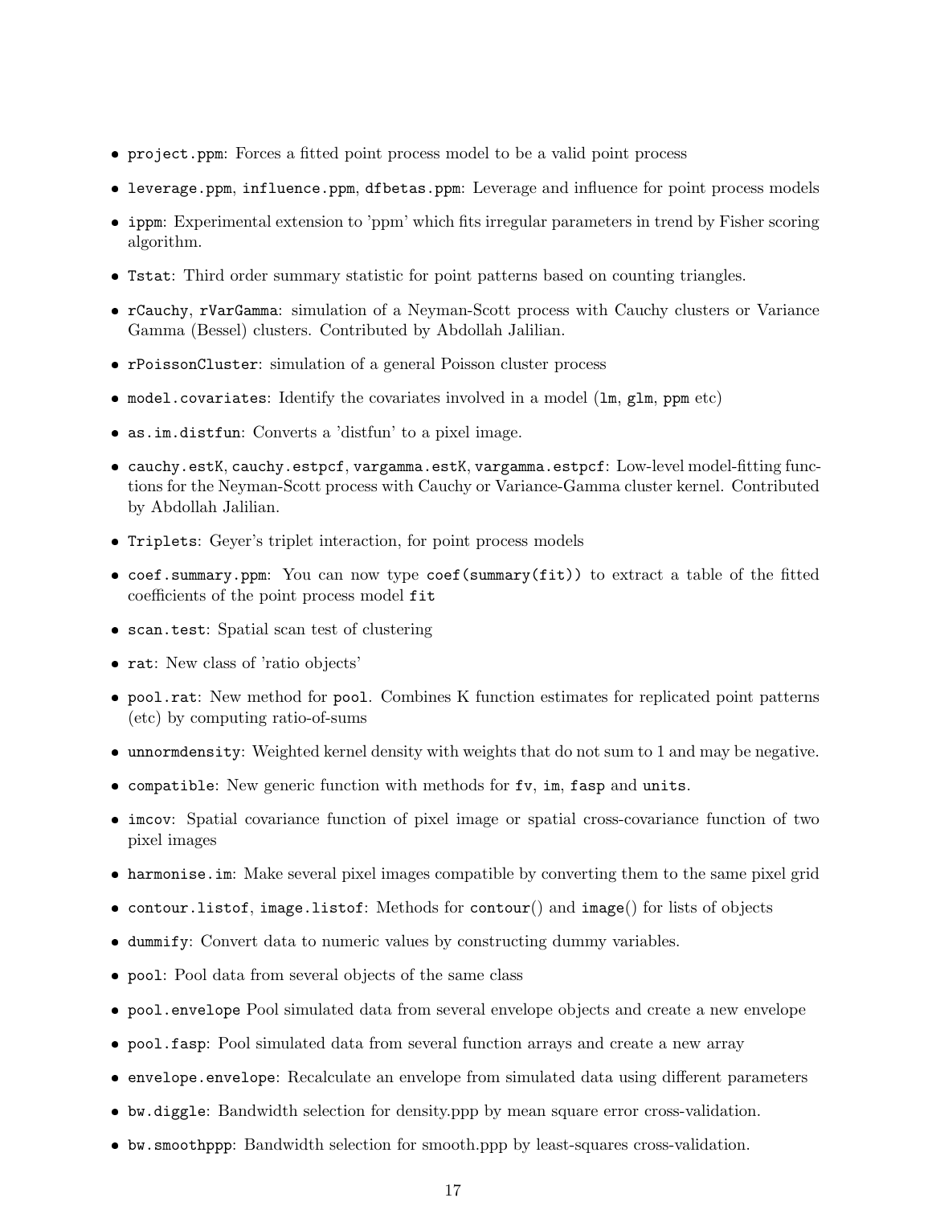- `project.ppm`: Forces a fitted point process model to be a valid point process
- `leverage.ppm`, `influence.ppm`, `dfbetas.ppm`: Leverage and influence for point process models
- `ippm`: Experimental extension to 'ppm' which fits irregular parameters in trend by Fisher scoring algorithm.
- `Tstat`: Third order summary statistic for point patterns based on counting triangles.
- `rCauchy`, `rVarGamma`: simulation of a Neyman-Scott process with Cauchy clusters or Variance Gamma (Bessel) clusters. Contributed by Abdollah Jalilian.
- `rPoissonCluster`: simulation of a general Poisson cluster process
- `model.covariates`: Identify the covariates involved in a model (`lm`, `glm`, `ppm` etc)
- `as.im.distfun`: Converts a 'distfun' to a pixel image.
- `cauchy.estK`, `cauchy.estpcf`, `vargamma.estK`, `vargamma.estpcf`: Low-level model-fitting functions for the Neyman-Scott process with Cauchy or Variance-Gamma cluster kernel. Contributed by Abdollah Jalilian.
- `Triplets`: Geyer's triplet interaction, for point process models
- `coef.summary.ppm`: You can now type `coef(summary(fit))` to extract a table of the fitted coefficients of the point process model `fit`
- `scan.test`: Spatial scan test of clustering
- `rat`: New class of 'ratio objects'
- `pool.rat`: New method for `pool`. Combines K function estimates for replicated point patterns (etc) by computing ratio-of-sums
- `unnormdensity`: Weighted kernel density with weights that do not sum to 1 and may be negative.
- `compatible`: New generic function with methods for `fv`, `im`, `fasp` and `units`.
- `imcov`: Spatial covariance function of pixel image or spatial cross-covariance function of two pixel images
- `harmonise.im`: Make several pixel images compatible by converting them to the same pixel grid
- `contour.listof`, `image.listof`: Methods for `contour()` and `image()` for lists of objects
- `dummify`: Convert data to numeric values by constructing dummy variables.
- `pool`: Pool data from several objects of the same class
- `pool.envelope` Pool simulated data from several envelope objects and create a new envelope
- `pool.fasp`: Pool simulated data from several function arrays and create a new array
- `envelope.envelope`: Recalculate an envelope from simulated data using different parameters
- `bw.diggle`: Bandwidth selection for density.ppp by mean square error cross-validation.
- `bw.smoothppp`: Bandwidth selection for smooth.ppp by least-squares cross-validation.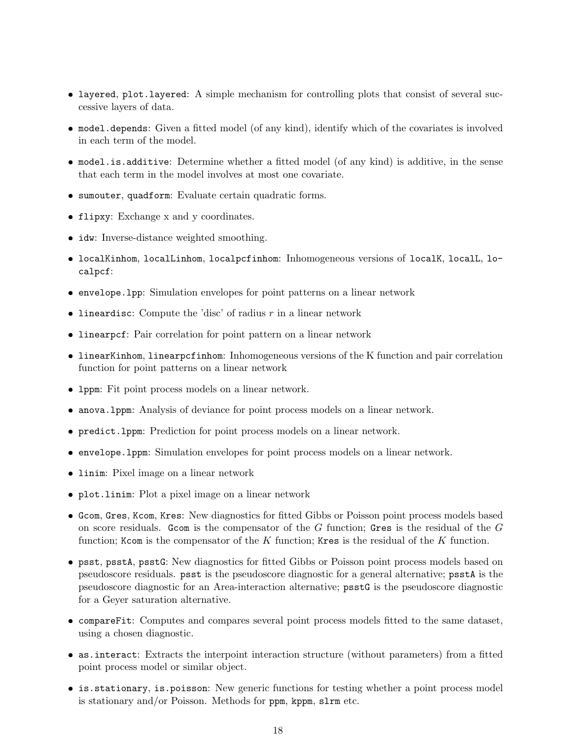- `layered`, `plot.layered`: A simple mechanism for controlling plots that consist of several successive layers of data.
- `model.depends`: Given a fitted model (of any kind), identify which of the covariates is involved in each term of the model.
- `model.is.additive`: Determine whether a fitted model (of any kind) is additive, in the sense that each term in the model involves at most one covariate.
- `sumouter`, `quadform`: Evaluate certain quadratic forms.
- `flipxy`: Exchange x and y coordinates.
- `idw`: Inverse-distance weighted smoothing.
- `localKinhom`, `localLinhom`, `localpcfinhom`: Inhomogeneous versions of `localK`, `localL`, `localpcf`:
- `envelope.lpp`: Simulation envelopes for point patterns on a linear network
- `lineardisc`: Compute the 'disc' of radius $r$ in a linear network
- `linearpcf`: Pair correlation for point pattern on a linear network
- `linearKinhom`, `linearpcfinhom`: Inhomogeneous versions of the K function and pair correlation function for point patterns on a linear network
- `lppm`: Fit point process models on a linear network.
- `anova.lppm`: Analysis of deviance for point process models on a linear network.
- `predict.lppm`: Prediction for point process models on a linear network.
- `envelope.lppm`: Simulation envelopes for point process models on a linear network.
- `linim`: Pixel image on a linear network
- `plot.linim`: Plot a pixel image on a linear network
- `Gcom`, `Gres`, `Kcom`, `Kres`: New diagnostics for fitted Gibbs or Poisson point process models based on score residuals. `Gcom` is the compensator of the $G$ function; `Gres` is the residual of the $G$ function; `Kcom` is the compensator of the $K$ function; `Kres` is the residual of the $K$ function.
- `psst`, `psstA`, `psstG`: New diagnostics for fitted Gibbs or Poisson point process models based on pseudoscore residuals. `psst` is the pseudoscore diagnostic for a general alternative; `psstA` is the pseudoscore diagnostic for an Area-interaction alternative; `psstG` is the pseudoscore diagnostic for a Geyer saturation alternative.
- `compareFit`: Computes and compares several point process models fitted to the same dataset, using a chosen diagnostic.
- `as.interact`: Extracts the interpoint interaction structure (without parameters) from a fitted point process model or similar object.
- `is.stationary`, `is.poisson`: New generic functions for testing whether a point process model is stationary and/or Poisson. Methods for `ppm`, `kppm`, `slrm` etc.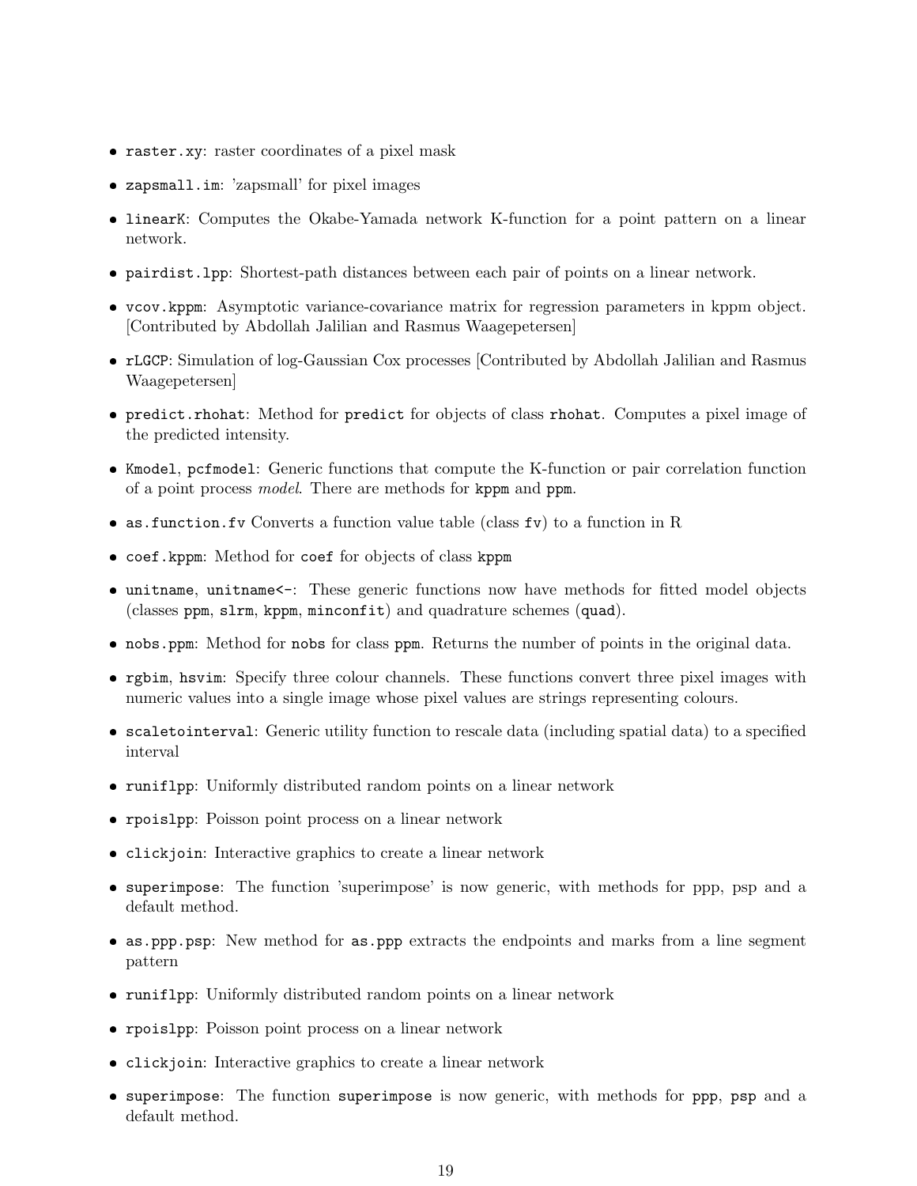- `raster.xy`: raster coordinates of a pixel mask
- `zapsmall.im`: 'zapsmall' for pixel images
- `linearK`: Computes the Okabe-Yamada network K-function for a point pattern on a linear network.
- `pairdist.lpp`: Shortest-path distances between each pair of points on a linear network.
- `vcov.kppm`: Asymptotic variance-covariance matrix for regression parameters in kppm object. [Contributed by Abdollah Jalilian and Rasmus Waagepetersen]
- `rLGCP`: Simulation of log-Gaussian Cox processes [Contributed by Abdollah Jalilian and Rasmus Waagepetersen]
- `predict.rhohat`: Method for `predict` for objects of class `rhohat`. Computes a pixel image of the predicted intensity.
- `Kmodel`, `pcfmodel`: Generic functions that compute the K-function or pair correlation function of a point process *model*. There are methods for `kppm` and `ppm`.
- `as.function.fv` Converts a function value table (class `fv`) to a function in R
- `coef.kppm`: Method for `coef` for objects of class `kppm`
- `unitname`, `unitname<-`: These generic functions now have methods for fitted model objects (classes `ppm`, `slrm`, `kppm`, `minconfit`) and quadrature schemes (`quad`).
- `nobs.ppm`: Method for `nobs` for class `ppm`. Returns the number of points in the original data.
- `rgbim`, `hsvim`: Specify three colour channels. These functions convert three pixel images with numeric values into a single image whose pixel values are strings representing colours.
- `scaletointerval`: Generic utility function to rescale data (including spatial data) to a specified interval
- `runiflpp`: Uniformly distributed random points on a linear network
- `rpoislpp`: Poisson point process on a linear network
- `clickjoin`: Interactive graphics to create a linear network
- `superimpose`: The function 'superimpose' is now generic, with methods for ppp, psp and a default method.
- `as.ppp.psp`: New method for `as.ppp` extracts the endpoints and marks from a line segment pattern
- `runiflpp`: Uniformly distributed random points on a linear network
- `rpoislpp`: Poisson point process on a linear network
- `clickjoin`: Interactive graphics to create a linear network
- `superimpose`: The function `superimpose` is now generic, with methods for `ppp`, `psp` and a default method.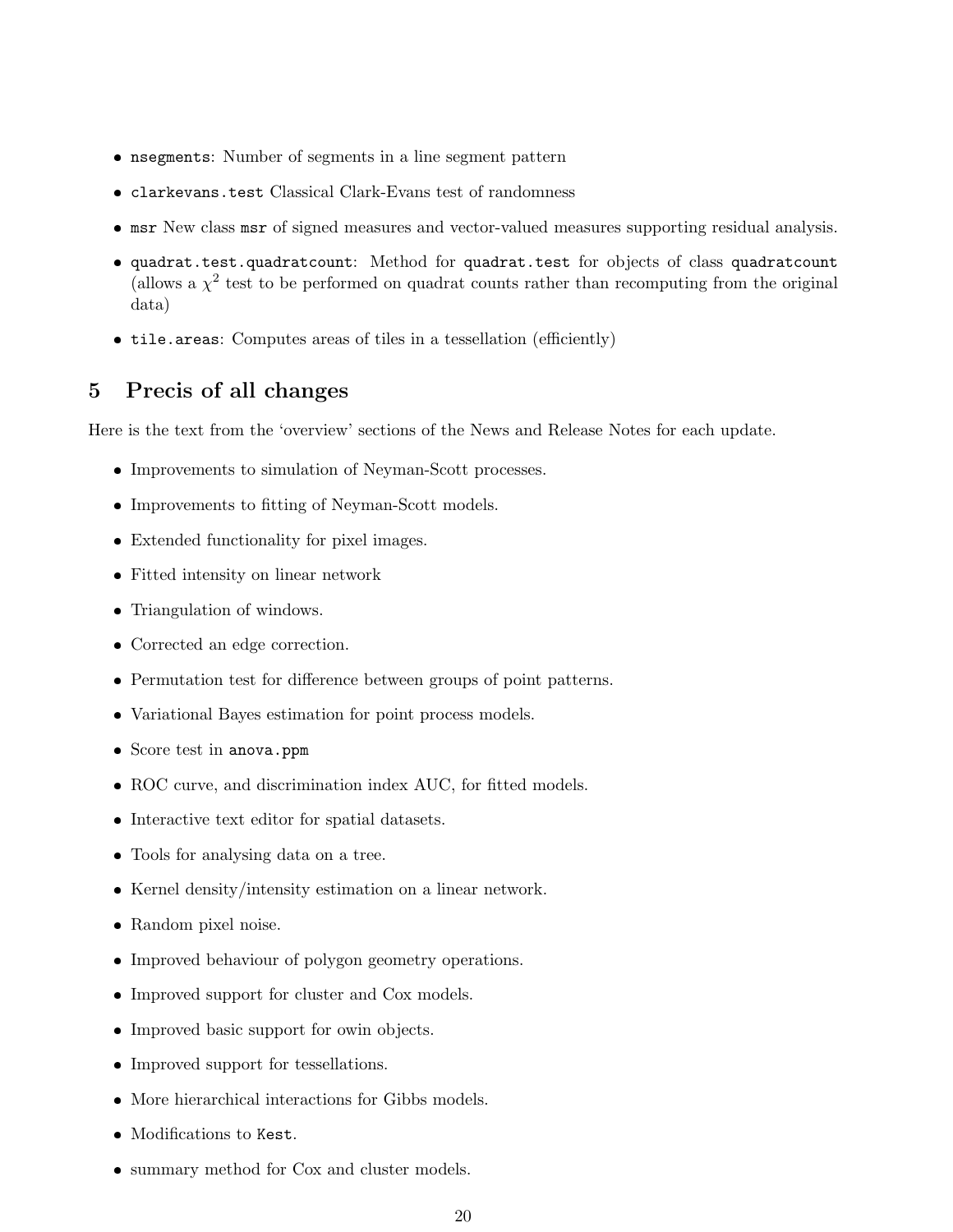- `nsegments`: Number of segments in a line segment pattern
- `clarkevans.test` Classical Clark-Evans test of randomness
- `msr` New class `msr` of signed measures and vector-valued measures supporting residual analysis.
- `quadrat.test.quadratcount`: Method for `quadrat.test` for objects of class `quadratcount` (allows a $\chi^2$ test to be performed on quadrat counts rather than recomputing from the original data)
- `tile.areas`: Computes areas of tiles in a tessellation (efficiently)

## 5 Precis of all changes

Here is the text from the 'overview' sections of the News and Release Notes for each update.

- Improvements to simulation of Neyman-Scott processes.
- Improvements to fitting of Neyman-Scott models.
- Extended functionality for pixel images.
- Fitted intensity on linear network
- Triangulation of windows.
- Corrected an edge correction.
- Permutation test for difference between groups of point patterns.
- Variational Bayes estimation for point process models.
- Score test in `anova.ppm`
- ROC curve, and discrimination index AUC, for fitted models.
- Interactive text editor for spatial datasets.
- Tools for analysing data on a tree.
- Kernel density/intensity estimation on a linear network.
- Random pixel noise.
- Improved behaviour of polygon geometry operations.
- Improved support for cluster and Cox models.
- Improved basic support for owin objects.
- Improved support for tessellations.
- More hierarchical interactions for Gibbs models.
- Modifications to `Kest`.
- summary method for Cox and cluster models.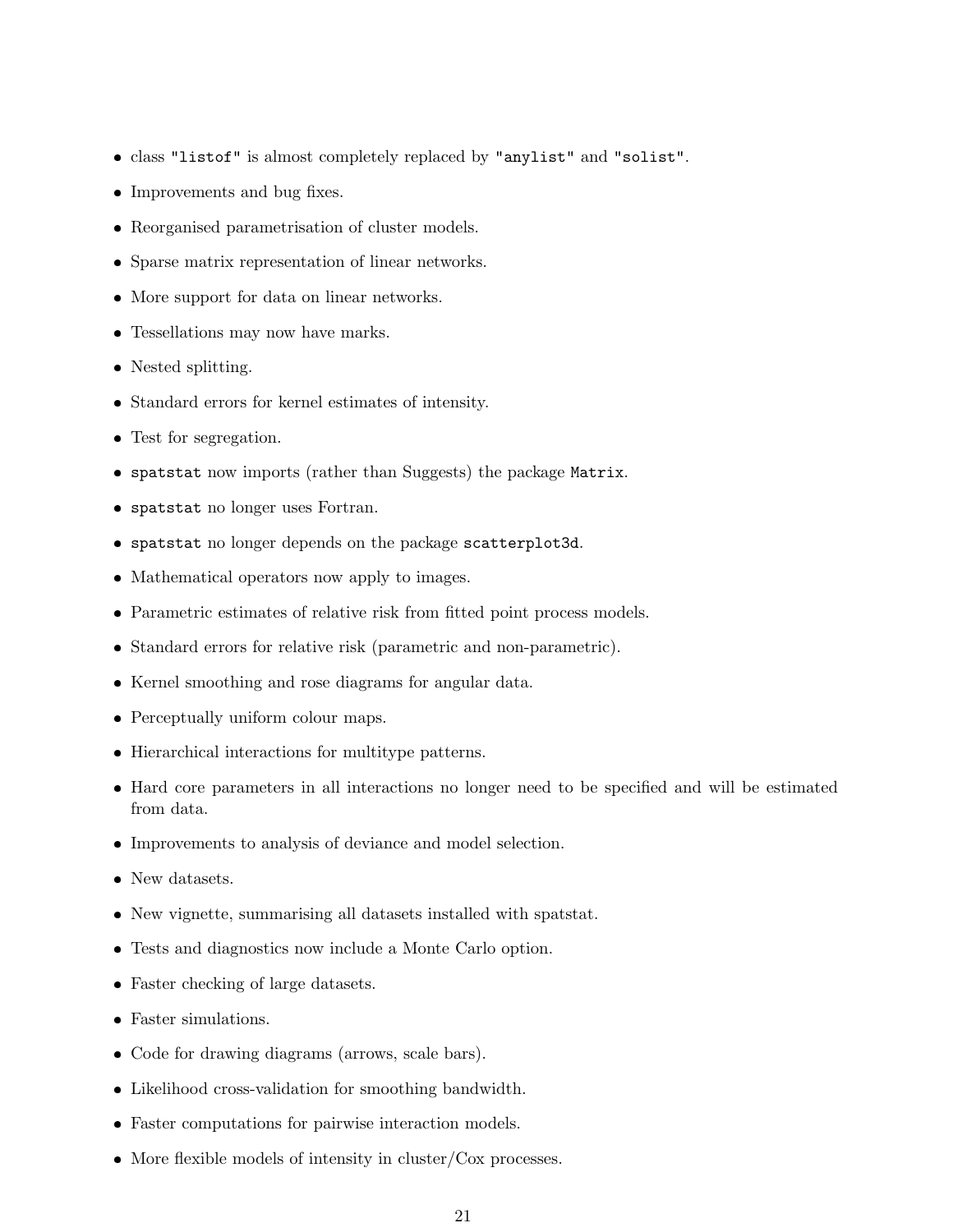- class `"listof"` is almost completely replaced by `"anylist"` and `"solist"`.
- Improvements and bug fixes.
- Reorganised parametrisation of cluster models.
- Sparse matrix representation of linear networks.
- More support for data on linear networks.
- Tessellations may now have marks.
- Nested splitting.
- Standard errors for kernel estimates of intensity.
- Test for segregation.
- `spatstat` now imports (rather than Suggests) the package `Matrix`.
- `spatstat` no longer uses Fortran.
- `spatstat` no longer depends on the package `scatterplot3d`.
- Mathematical operators now apply to images.
- Parametric estimates of relative risk from fitted point process models.
- Standard errors for relative risk (parametric and non-parametric).
- Kernel smoothing and rose diagrams for angular data.
- Perceptually uniform colour maps.
- Hierarchical interactions for multitype patterns.
- Hard core parameters in all interactions no longer need to be specified and will be estimated from data.
- Improvements to analysis of deviance and model selection.
- New datasets.
- New vignette, summarising all datasets installed with spatstat.
- Tests and diagnostics now include a Monte Carlo option.
- Faster checking of large datasets.
- Faster simulations.
- Code for drawing diagrams (arrows, scale bars).
- Likelihood cross-validation for smoothing bandwidth.
- Faster computations for pairwise interaction models.
- More flexible models of intensity in cluster/Cox processes.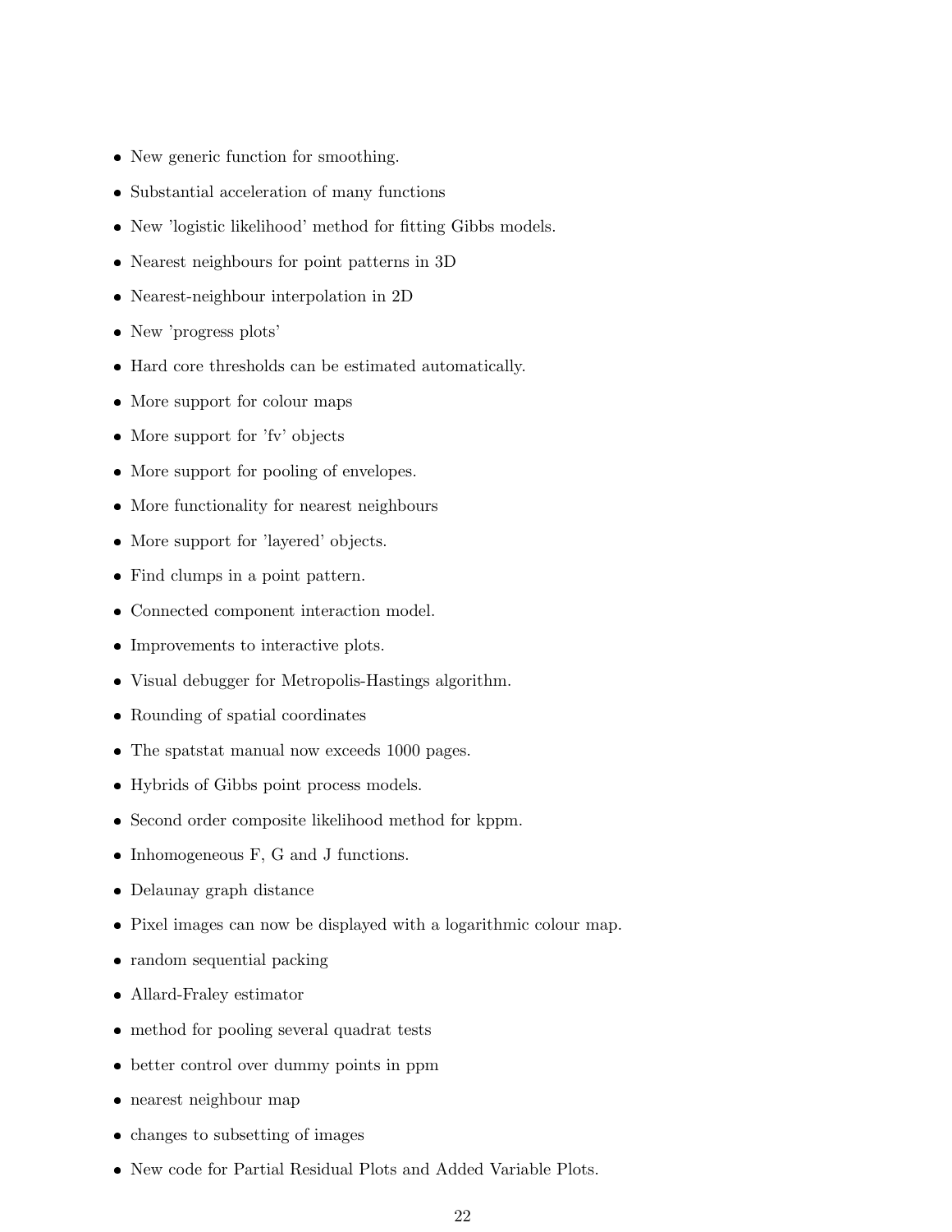- New generic function for smoothing.
- Substantial acceleration of many functions
- New 'logistic likelihood' method for fitting Gibbs models.
- Nearest neighbours for point patterns in 3D
- Nearest-neighbour interpolation in 2D
- New 'progress plots'
- Hard core thresholds can be estimated automatically.
- More support for colour maps
- More support for 'fv' objects
- More support for pooling of envelopes.
- More functionality for nearest neighbours
- More support for 'layered' objects.
- Find clumps in a point pattern.
- Connected component interaction model.
- Improvements to interactive plots.
- Visual debugger for Metropolis-Hastings algorithm.
- Rounding of spatial coordinates
- The spatstat manual now exceeds 1000 pages.
- Hybrids of Gibbs point process models.
- Second order composite likelihood method for kppm.
- Inhomogeneous F, G and J functions.
- Delaunay graph distance
- Pixel images can now be displayed with a logarithmic colour map.
- random sequential packing
- Allard-Fraley estimator
- method for pooling several quadrat tests
- better control over dummy points in ppm
- nearest neighbour map
- changes to subsetting of images
- New code for Partial Residual Plots and Added Variable Plots.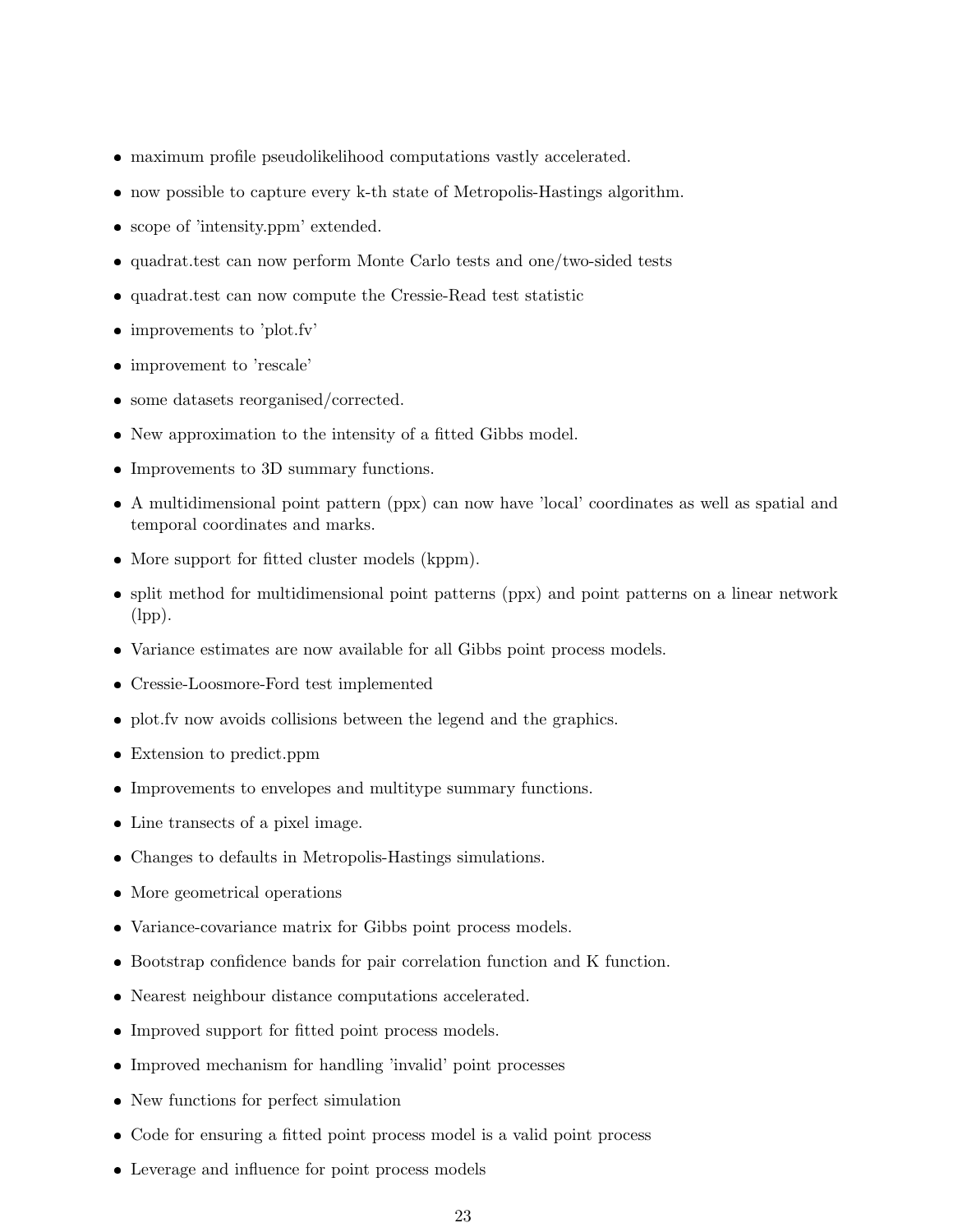- maximum profile pseudolikelihood computations vastly accelerated.
- now possible to capture every k-th state of Metropolis-Hastings algorithm.
- scope of 'intensity.ppm' extended.
- quadrat.test can now perform Monte Carlo tests and one/two-sided tests
- quadrat.test can now compute the Cressie-Read test statistic
- improvements to 'plot.fv'
- improvement to 'rescale'
- some datasets reorganised/corrected.
- New approximation to the intensity of a fitted Gibbs model.
- Improvements to 3D summary functions.
- A multidimensional point pattern (ppx) can now have 'local' coordinates as well as spatial and temporal coordinates and marks.
- More support for fitted cluster models (kppm).
- split method for multidimensional point patterns (ppx) and point patterns on a linear network (lpp).
- Variance estimates are now available for all Gibbs point process models.
- Cressie-Loosmore-Ford test implemented
- plot.fv now avoids collisions between the legend and the graphics.
- Extension to predict.ppm
- Improvements to envelopes and multitype summary functions.
- Line transects of a pixel image.
- Changes to defaults in Metropolis-Hastings simulations.
- More geometrical operations
- Variance-covariance matrix for Gibbs point process models.
- Bootstrap confidence bands for pair correlation function and K function.
- Nearest neighbour distance computations accelerated.
- Improved support for fitted point process models.
- Improved mechanism for handling 'invalid' point processes
- New functions for perfect simulation
- Code for ensuring a fitted point process model is a valid point process
- Leverage and influence for point process models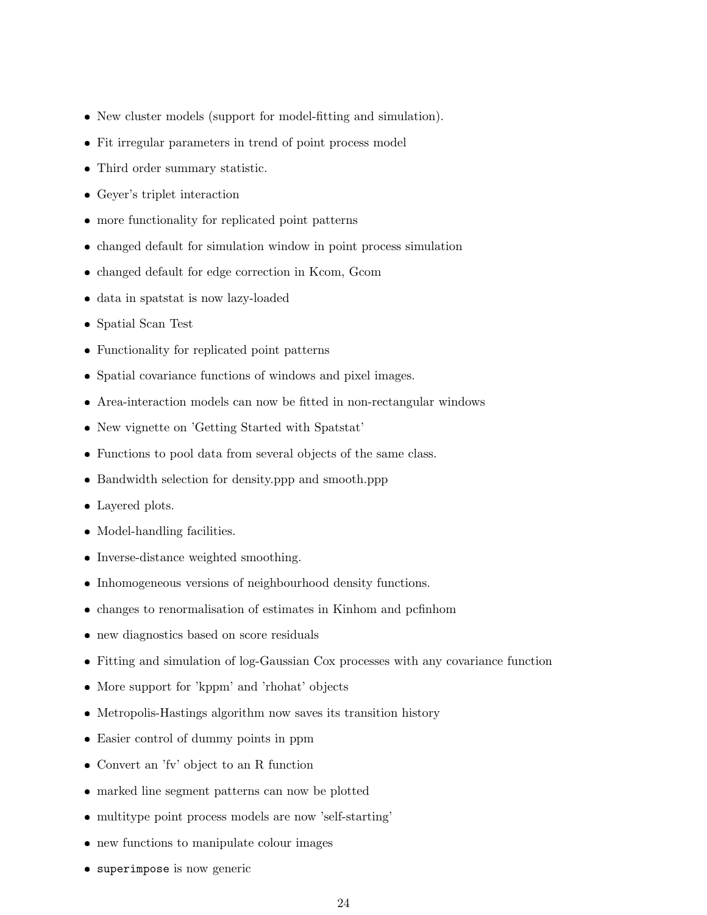- New cluster models (support for model-fitting and simulation).
- Fit irregular parameters in trend of point process model
- Third order summary statistic.
- Geyer's triplet interaction
- more functionality for replicated point patterns
- changed default for simulation window in point process simulation
- changed default for edge correction in Kcom, Gcom
- data in spatstat is now lazy-loaded
- Spatial Scan Test
- Functionality for replicated point patterns
- Spatial covariance functions of windows and pixel images.
- Area-interaction models can now be fitted in non-rectangular windows
- New vignette on 'Getting Started with Spatstat'
- Functions to pool data from several objects of the same class.
- Bandwidth selection for density.ppp and smooth.ppp
- Layered plots.
- Model-handling facilities.
- Inverse-distance weighted smoothing.
- Inhomogeneous versions of neighbourhood density functions.
- changes to renormalisation of estimates in Kinhom and pcfinhom
- new diagnostics based on score residuals
- Fitting and simulation of log-Gaussian Cox processes with any covariance function
- More support for 'kppm' and 'rhohat' objects
- Metropolis-Hastings algorithm now saves its transition history
- Easier control of dummy points in ppm
- Convert an 'fv' object to an R function
- marked line segment patterns can now be plotted
- multitype point process models are now 'self-starting'
- new functions to manipulate colour images
- `superimpose` is now generic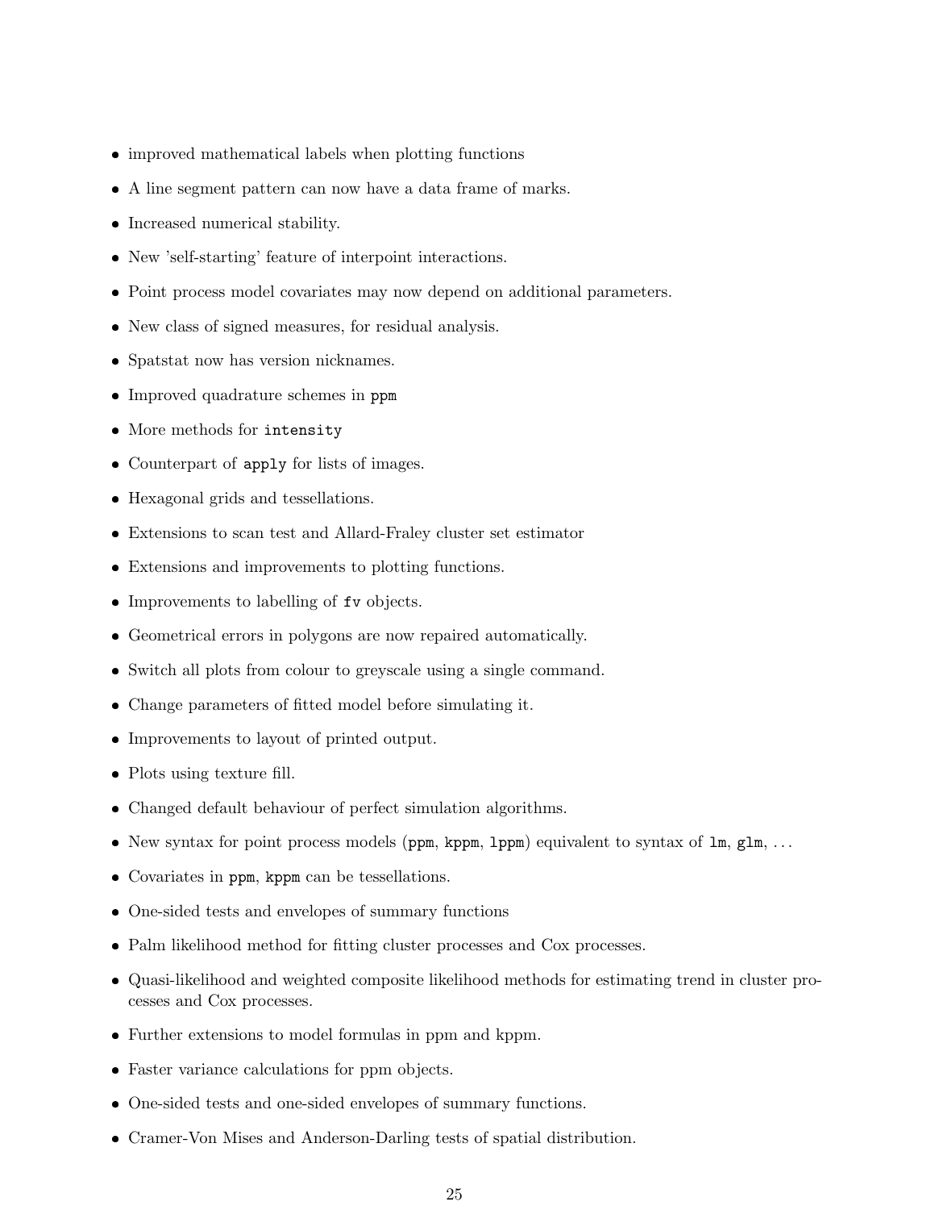- improved mathematical labels when plotting functions
- A line segment pattern can now have a data frame of marks.
- Increased numerical stability.
- New 'self-starting' feature of interpoint interactions.
- Point process model covariates may now depend on additional parameters.
- New class of signed measures, for residual analysis.
- Spatstat now has version nicknames.
- Improved quadrature schemes in `ppm`
- More methods for `intensity`
- Counterpart of `apply` for lists of images.
- Hexagonal grids and tessellations.
- Extensions to scan test and Allard-Fraley cluster set estimator
- Extensions and improvements to plotting functions.
- Improvements to labelling of `fv` objects.
- Geometrical errors in polygons are now repaired automatically.
- Switch all plots from colour to greyscale using a single command.
- Change parameters of fitted model before simulating it.
- Improvements to layout of printed output.
- Plots using texture fill.
- Changed default behaviour of perfect simulation algorithms.
- New syntax for point process models (`ppm`, `kppm`, `lppm`) equivalent to syntax of `lm`, `glm`, ...
- Covariates in `ppm`, `kppm` can be tessellations.
- One-sided tests and envelopes of summary functions
- Palm likelihood method for fitting cluster processes and Cox processes.
- Quasi-likelihood and weighted composite likelihood methods for estimating trend in cluster processes and Cox processes.
- Further extensions to model formulas in ppm and kppm.
- Faster variance calculations for ppm objects.
- One-sided tests and one-sided envelopes of summary functions.
- Cramer-Von Mises and Anderson-Darling tests of spatial distribution.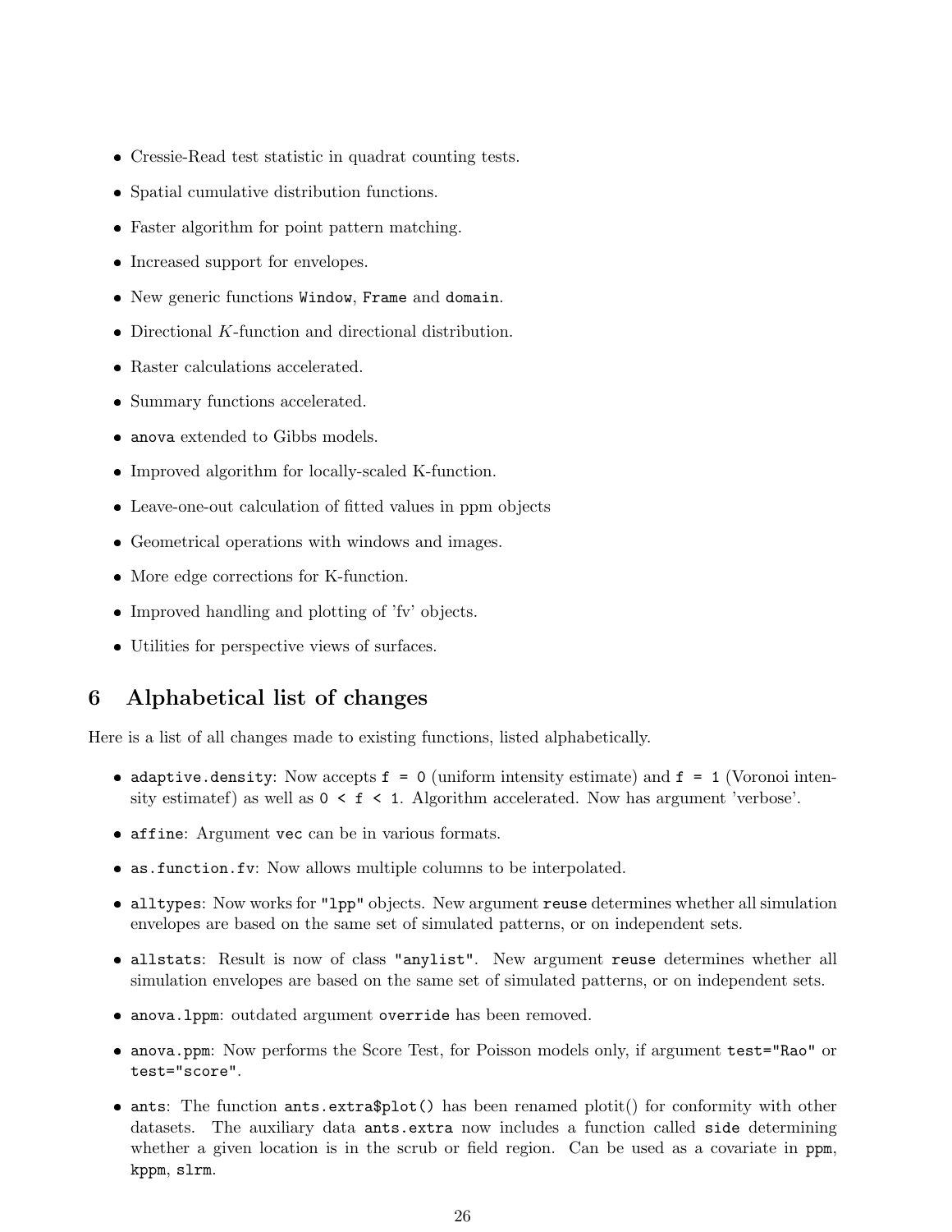- Cressie-Read test statistic in quadrat counting tests.
- Spatial cumulative distribution functions.
- Faster algorithm for point pattern matching.
- Increased support for envelopes.
- New generic functions `Window`, `Frame` and `domain`.
- Directional $K$-function and directional distribution.
- Raster calculations accelerated.
- Summary functions accelerated.
- `anova` extended to Gibbs models.
- Improved algorithm for locally-scaled K-function.
- Leave-one-out calculation of fitted values in ppm objects
- Geometrical operations with windows and images.
- More edge corrections for K-function.
- Improved handling and plotting of 'fv' objects.
- Utilities for perspective views of surfaces.

## 6 Alphabetical list of changes

Here is a list of all changes made to existing functions, listed alphabetically.

- `adaptive.density`: Now accepts `f = 0` (uniform intensity estimate) and `f = 1` (Voronoi intensity estimatef) as well as `0 < f < 1`. Algorithm accelerated. Now has argument 'verbose'.
- `affine`: Argument `vec` can be in various formats.
- `as.function.fv`: Now allows multiple columns to be interpolated.
- `alltypes`: Now works for `"lpp"` objects. New argument `reuse` determines whether all simulation envelopes are based on the same set of simulated patterns, or on independent sets.
- `allstats`: Result is now of class `"anylist"`. New argument `reuse` determines whether all simulation envelopes are based on the same set of simulated patterns, or on independent sets.
- `anova.lppm`: outdated argument `override` has been removed.
- `anova.ppm`: Now performs the Score Test, for Poisson models only, if argument `test="Rao"` or `test="score"`.
- `ants`: The function `ants.extra$plot()` has been renamed plotit() for conformity with other datasets. The auxiliary data `ants.extra` now includes a function called `side` determining whether a given location is in the scrub or field region. Can be used as a covariate in `ppm`, `kppm`, `slrm`.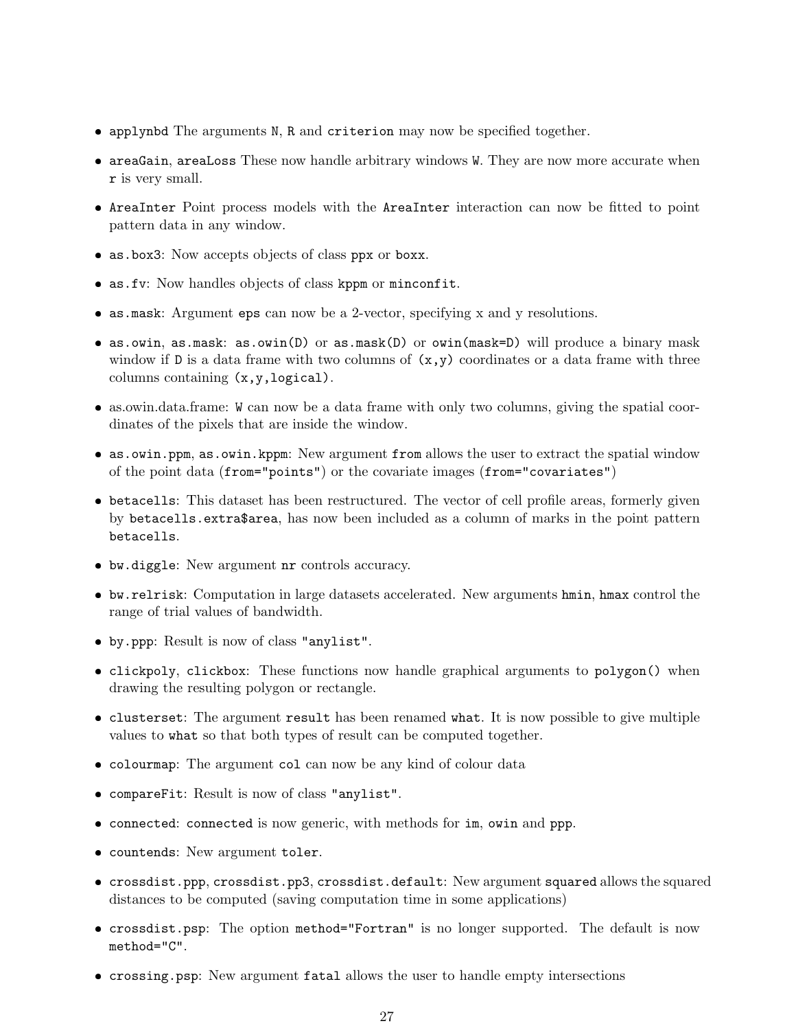- `applynbd` The arguments `N`, `R` and `criterion` may now be specified together.
- `areaGain`, `areaLoss` These now handle arbitrary windows `W`. They are now more accurate when `r` is very small.
- `AreaInter` Point process models with the `AreaInter` interaction can now be fitted to point pattern data in any window.
- `as.box3`: Now accepts objects of class `ppx` or `boxx`.
- `as.fv`: Now handles objects of class `kppm` or `minconfit`.
- `as.mask`: Argument `eps` can now be a 2-vector, specifying x and y resolutions.
- `as.owin`, `as.mask`: `as.owin(D)` or `as.mask(D)` or `owin(mask=D)` will produce a binary mask window if `D` is a data frame with two columns of `(x,y)` coordinates or a data frame with three columns containing `(x,y,logical)`.
- as.owin.data.frame: `W` can now be a data frame with only two columns, giving the spatial coordinates of the pixels that are inside the window.
- `as.owin.ppm`, `as.owin.kppm`: New argument `from` allows the user to extract the spatial window of the point data (`from="points"`) or the covariate images (`from="covariates"`)
- `betacells`: This dataset has been restructured. The vector of cell profile areas, formerly given by `betacells.extra$area`, has now been included as a column of marks in the point pattern `betacells`.
- `bw.diggle`: New argument `nr` controls accuracy.
- `bw.relrisk`: Computation in large datasets accelerated. New arguments `hmin`, `hmax` control the range of trial values of bandwidth.
- `by.ppp`: Result is now of class `"anylist"`.
- `clickpoly`, `clickbox`: These functions now handle graphical arguments to `polygon()` when drawing the resulting polygon or rectangle.
- `clusterset`: The argument `result` has been renamed `what`. It is now possible to give multiple values to `what` so that both types of result can be computed together.
- `colourmap`: The argument `col` can now be any kind of colour data
- `compareFit`: Result is now of class `"anylist"`.
- `connected`: `connected` is now generic, with methods for `im`, `owin` and `ppp`.
- `countends`: New argument `toler`.
- `crossdist.ppp`, `crossdist.pp3`, `crossdist.default`: New argument `squared` allows the squared distances to be computed (saving computation time in some applications)
- `crossdist.psp`: The option `method="Fortran"` is no longer supported. The default is now `method="C"`.
- `crossing.psp`: New argument `fatal` allows the user to handle empty intersections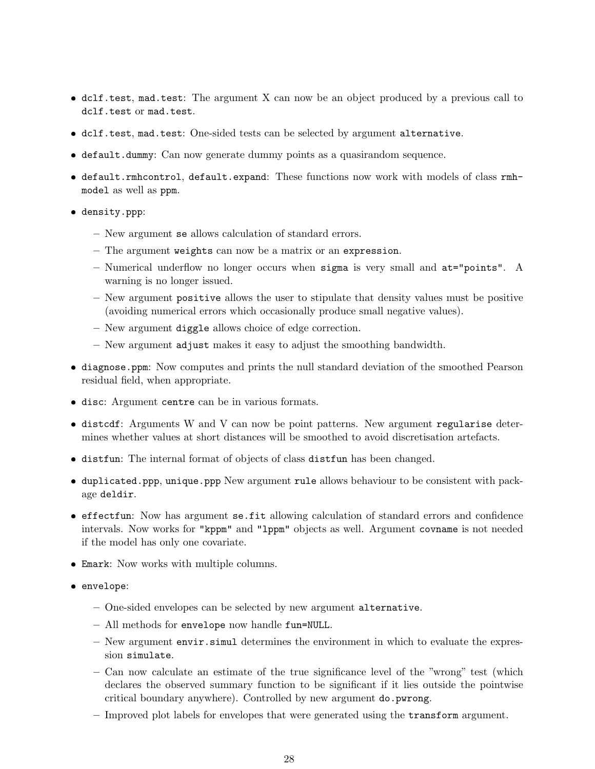- `dclf.test`, `mad.test`: The argument X can now be an object produced by a previous call to `dclf.test` or `mad.test`.
- `dclf.test`, `mad.test`: One-sided tests can be selected by argument `alternative`.
- `default.dummy`: Can now generate dummy points as a quasirandom sequence.
- `default.rmhcontrol`, `default.expand`: These functions now work with models of class `rmhmodel` as well as `ppm`.
- `density.ppp`:
  - New argument `se` allows calculation of standard errors.
  - The argument `weights` can now be a matrix or an `expression`.
  - Numerical underflow no longer occurs when `sigma` is very small and `at="points"`. A warning is no longer issued.
  - New argument `positive` allows the user to stipulate that density values must be positive (avoiding numerical errors which occasionally produce small negative values).
  - New argument `diggle` allows choice of edge correction.
  - New argument `adjust` makes it easy to adjust the smoothing bandwidth.
- `diagnose.ppm`: Now computes and prints the null standard deviation of the smoothed Pearson residual field, when appropriate.
- `disc`: Argument `centre` can be in various formats.
- `distcdf`: Arguments W and V can now be point patterns. New argument `regularise` determines whether values at short distances will be smoothed to avoid discretisation artefacts.
- `distfun`: The internal format of objects of class `distfun` has been changed.
- `duplicated.ppp`, `unique.ppp` New argument `rule` allows behaviour to be consistent with package `deldir`.
- `effectfun`: Now has argument `se.fit` allowing calculation of standard errors and confidence intervals. Now works for `"kppm"` and `"lppm"` objects as well. Argument `covname` is not needed if the model has only one covariate.
- `Emark`: Now works with multiple columns.
- `envelope`:
  - One-sided envelopes can be selected by new argument `alternative`.
  - All methods for `envelope` now handle `fun=NULL`.
  - New argument `envir.simul` determines the environment in which to evaluate the expression `simulate`.
  - Can now calculate an estimate of the true significance level of the "wrong" test (which declares the observed summary function to be significant if it lies outside the pointwise critical boundary anywhere). Controlled by new argument `do.pwrong`.
  - Improved plot labels for envelopes that were generated using the `transform` argument.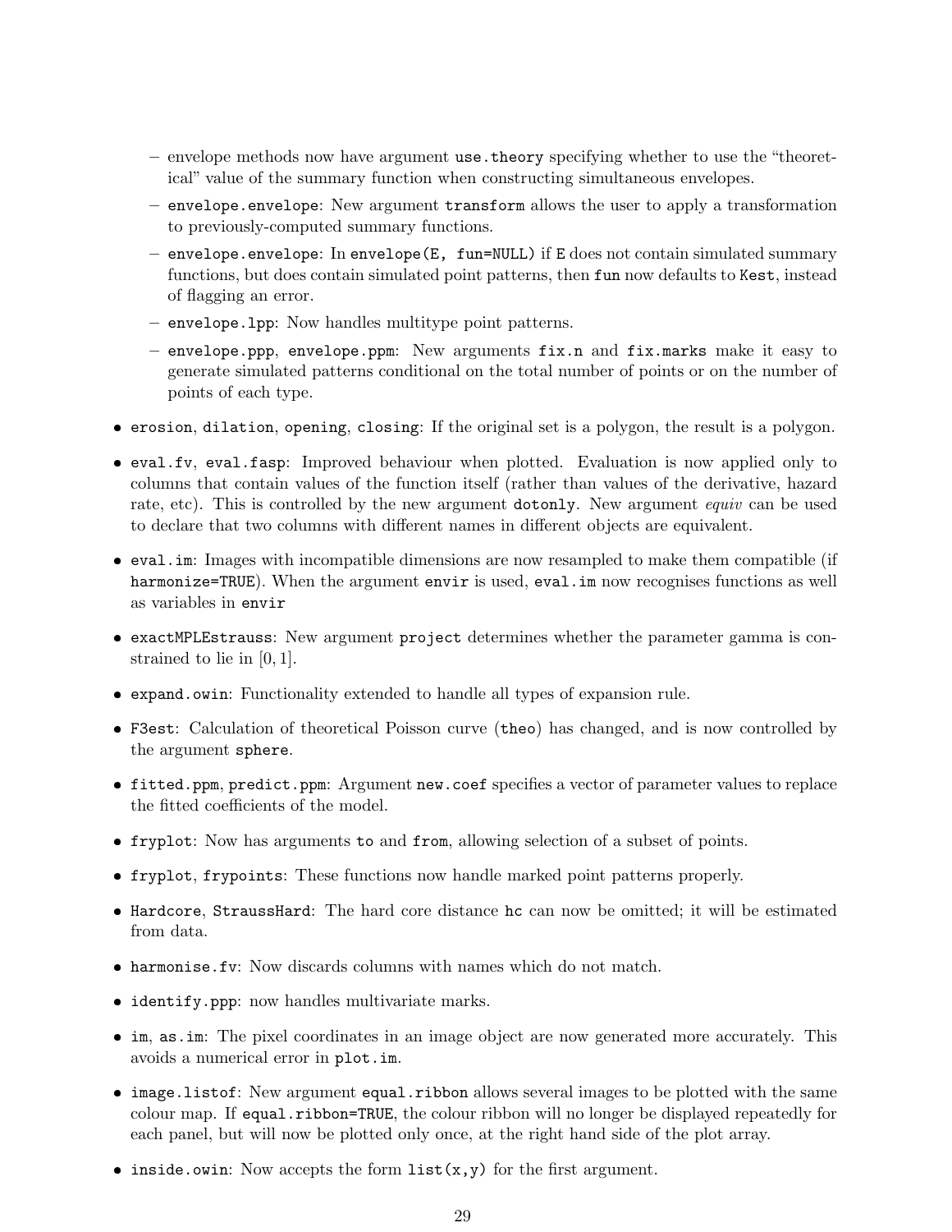- envelope methods now have argument `use.theory` specifying whether to use the "theoretical" value of the summary function when constructing simultaneous envelopes.
  - `envelope.envelope`: New argument `transform` allows the user to apply a transformation to previously-computed summary functions.
  - `envelope.envelope`: In `envelope(E, fun=NULL)` if `E` does not contain simulated summary functions, but does contain simulated point patterns, then `fun` now defaults to `Kest`, instead of flagging an error.
  - `envelope.lpp`: Now handles multitype point patterns.
  - `envelope.ppp`, `envelope.ppm`: New arguments `fix.n` and `fix.marks` make it easy to generate simulated patterns conditional on the total number of points or on the number of points of each type.

- `erosion`, `dilation`, `opening`, `closing`: If the original set is a polygon, the result is a polygon.
- `eval.fv`, `eval.fasp`: Improved behaviour when plotted. Evaluation is now applied only to columns that contain values of the function itself (rather than values of the derivative, hazard rate, etc). This is controlled by the new argument `dotonly`. New argument *equiv* can be used to declare that two columns with different names in different objects are equivalent.
- `eval.im`: Images with incompatible dimensions are now resampled to make them compatible (if `harmonize=TRUE`). When the argument `envir` is used, `eval.im` now recognises functions as well as variables in `envir`
- `exactMPLEstrauss`: New argument `project` determines whether the parameter gamma is constrained to lie in $[0, 1]$.
- `expand.owin`: Functionality extended to handle all types of expansion rule.
- `F3est`: Calculation of theoretical Poisson curve (`theo`) has changed, and is now controlled by the argument `sphere`.
- `fitted.ppm`, `predict.ppm`: Argument `new.coef` specifies a vector of parameter values to replace the fitted coefficients of the model.
- `fryplot`: Now has arguments `to` and `from`, allowing selection of a subset of points.
- `fryplot`, `frypoints`: These functions now handle marked point patterns properly.
- `Hardcore`, `StraussHard`: The hard core distance `hc` can now be omitted; it will be estimated from data.
- `harmonise.fv`: Now discards columns with names which do not match.
- `identify.ppp`: now handles multivariate marks.
- `im`, `as.im`: The pixel coordinates in an image object are now generated more accurately. This avoids a numerical error in `plot.im`.
- `image.listof`: New argument `equal.ribbon` allows several images to be plotted with the same colour map. If `equal.ribbon=TRUE`, the colour ribbon will no longer be displayed repeatedly for each panel, but will now be plotted only once, at the right hand side of the plot array.
- `inside.owin`: Now accepts the form `list(x,y)` for the first argument.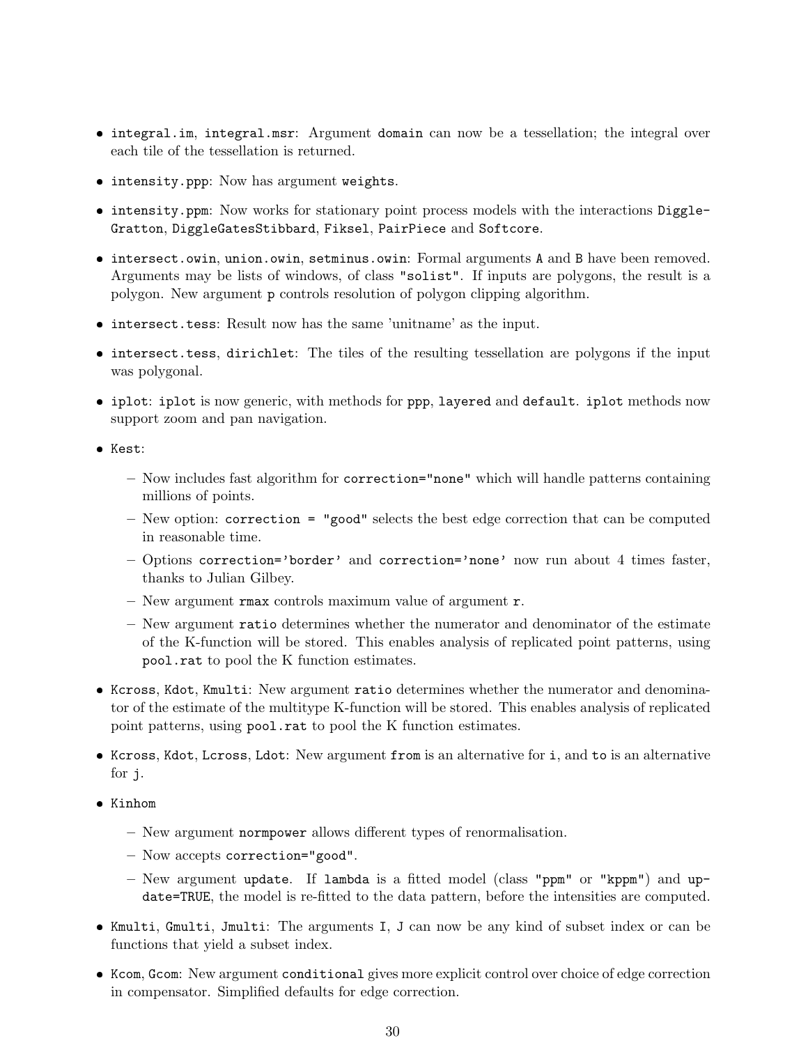- `integral.im`, `integral.msr`: Argument `domain` can now be a tessellation; the integral over each tile of the tessellation is returned.
- `intensity.ppp`: Now has argument `weights`.
- `intensity.ppm`: Now works for stationary point process models with the interactions `DiggleGratton`, `DiggleGatesStibbard`, `Fiksel`, `PairPiece` and `Softcore`.
- `intersect.owin`, `union.owin`, `setminus.owin`: Formal arguments `A` and `B` have been removed. Arguments may be lists of windows, of class `"solist"`. If inputs are polygons, the result is a polygon. New argument `p` controls resolution of polygon clipping algorithm.
- `intersect.tess`: Result now has the same 'unitname' as the input.
- `intersect.tess`, `dirichlet`: The tiles of the resulting tessellation are polygons if the input was polygonal.
- `iplot`: `iplot` is now generic, with methods for `ppp`, `layered` and `default`. `iplot` methods now support zoom and pan navigation.
- `Kest`:
  - Now includes fast algorithm for `correction="none"` which will handle patterns containing millions of points.
  - New option: `correction = "good"` selects the best edge correction that can be computed in reasonable time.
  - Options `correction='border'` and `correction='none'` now run about 4 times faster, thanks to Julian Gilbey.
  - New argument `rmax` controls maximum value of argument `r`.
  - New argument `ratio` determines whether the numerator and denominator of the estimate of the K-function will be stored. This enables analysis of replicated point patterns, using `pool.rat` to pool the K function estimates.
- `Kcross`, `Kdot`, `Kmulti`: New argument `ratio` determines whether the numerator and denominator of the estimate of the multitype K-function will be stored. This enables analysis of replicated point patterns, using `pool.rat` to pool the K function estimates.
- `Kcross`, `Kdot`, `Lcross`, `Ldot`: New argument `from` is an alternative for `i`, and `to` is an alternative for `j`.
- `Kinhom`
  - New argument `normpower` allows different types of renormalisation.
  - Now accepts `correction="good"`.
  - New argument `update`. If `lambda` is a fitted model (class `"ppm"` or `"kppm"`) and `update=TRUE`, the model is re-fitted to the data pattern, before the intensities are computed.
- `Kmulti`, `Gmulti`, `Jmulti`: The arguments `I`, `J` can now be any kind of subset index or can be functions that yield a subset index.
- `Kcom`, `Gcom`: New argument `conditional` gives more explicit control over choice of edge correction in compensator. Simplified defaults for edge correction.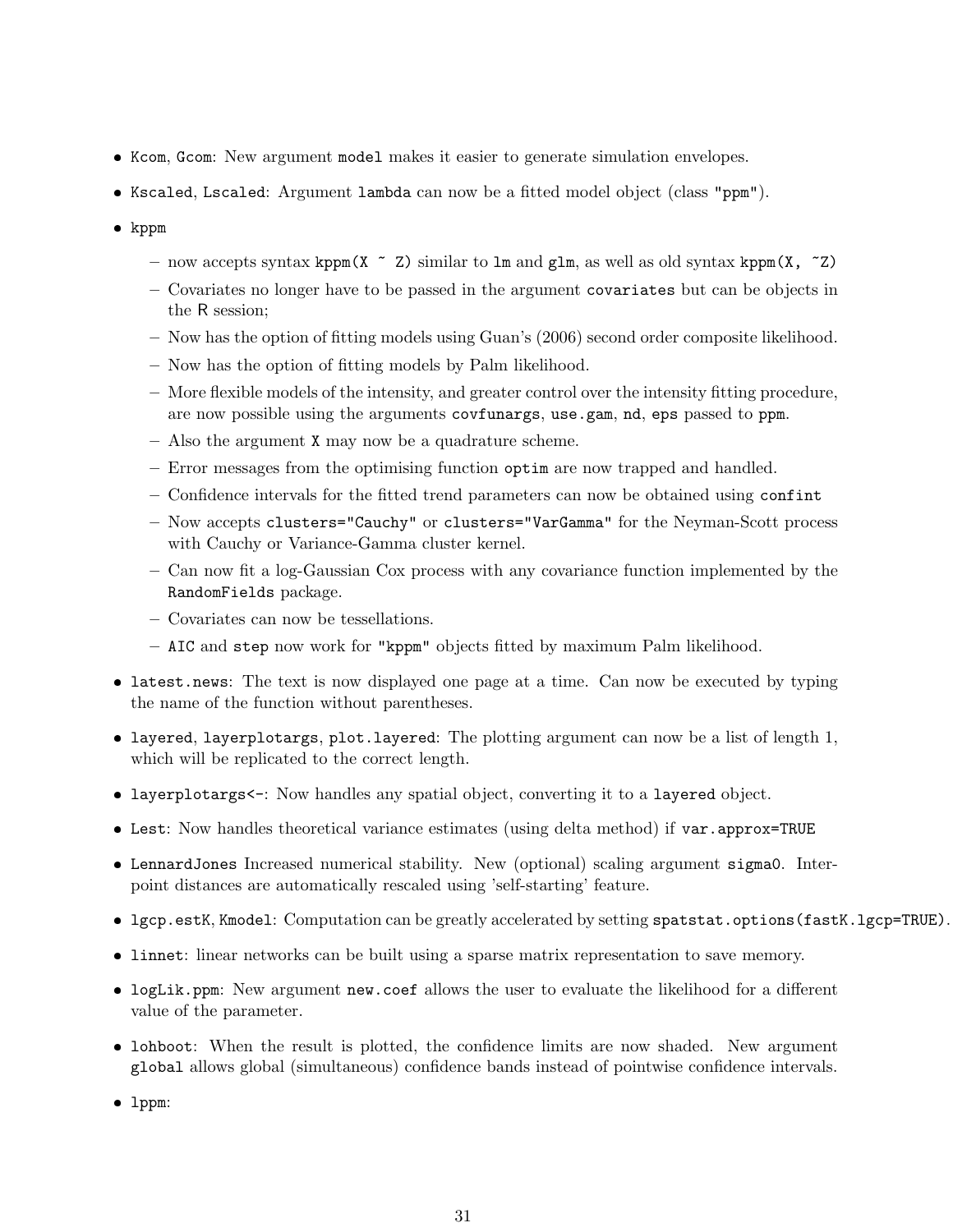- `Kcom`, `Gcom`: New argument `model` makes it easier to generate simulation envelopes.
- `Kscaled`, `Lscaled`: Argument `lambda` can now be a fitted model object (class `"ppm"`).
- `kppm`
  - now accepts syntax `kppm(X ~ Z)` similar to `lm` and `glm`, as well as old syntax `kppm(X, ~Z)`
  - Covariates no longer have to be passed in the argument `covariates` but can be objects in the R session;
  - Now has the option of fitting models using Guan's (2006) second order composite likelihood.
  - Now has the option of fitting models by Palm likelihood.
  - More flexible models of the intensity, and greater control over the intensity fitting procedure, are now possible using the arguments `covfunargs`, `use.gam`, `nd`, `eps` passed to `ppm`.
  - Also the argument `X` may now be a quadrature scheme.
  - Error messages from the optimising function `optim` are now trapped and handled.
  - Confidence intervals for the fitted trend parameters can now be obtained using `confint`
  - Now accepts `clusters="Cauchy"` or `clusters="VarGamma"` for the Neyman-Scott process with Cauchy or Variance-Gamma cluster kernel.
  - Can now fit a log-Gaussian Cox process with any covariance function implemented by the `RandomFields` package.
  - Covariates can now be tessellations.
  - `AIC` and `step` now work for `"kppm"` objects fitted by maximum Palm likelihood.
- `latest.news`: The text is now displayed one page at a time. Can now be executed by typing the name of the function without parentheses.
- `layered`, `layerplotargs`, `plot.layered`: The plotting argument can now be a list of length 1, which will be replicated to the correct length.
- `layerplotargs<-`: Now handles any spatial object, converting it to a `layered` object.
- `Lest`: Now handles theoretical variance estimates (using delta method) if `var.approx=TRUE`
- `LennardJones` Increased numerical stability. New (optional) scaling argument `sigma0`. Interpoint distances are automatically rescaled using 'self-starting' feature.
- `lgcp.estK`, `Kmodel`: Computation can be greatly accelerated by setting `spatstat.options(fastK.lgcp=TRUE)`.
- `linnet`: linear networks can be built using a sparse matrix representation to save memory.
- `logLik.ppm`: New argument `new.coef` allows the user to evaluate the likelihood for a different value of the parameter.
- `lohboot`: When the result is plotted, the confidence limits are now shaded. New argument `global` allows global (simultaneous) confidence bands instead of pointwise confidence intervals.
- `lppm`: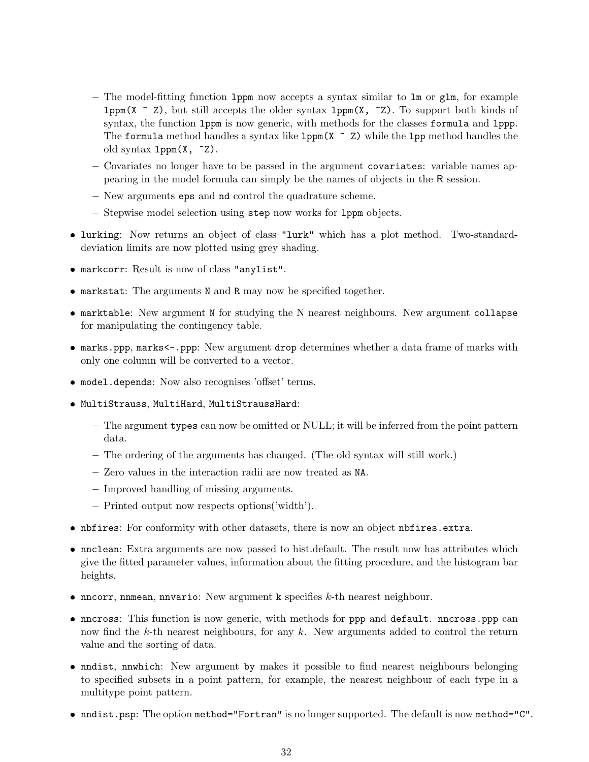- The model-fitting function `lppm` now accepts a syntax similar to `lm` or `glm`, for example `lppm(X ~ Z)`, but still accepts the older syntax `lppm(X, ~Z)`. To support both kinds of syntax, the function `lppm` is now generic, with methods for the classes `formula` and `lppp`. The `formula` method handles a syntax like `lppm(X ~ Z)` while the `lpp` method handles the old syntax `lppm(X, ~Z)`.
  - Covariates no longer have to be passed in the argument `covariates`: variable names appearing in the model formula can simply be the names of objects in the R session.
  - New arguments `eps` and `nd` control the quadrature scheme.
  - Stepwise model selection using `step` now works for `lppm` objects.

- `lurking`: Now returns an object of class `"lurk"` which has a plot method. Two-standard-deviation limits are now plotted using grey shading.
- `markcorr`: Result is now of class `"anylist"`.
- `markstat`: The arguments `N` and `R` may now be specified together.
- `marktable`: New argument `N` for studying the N nearest neighbours. New argument `collapse` for manipulating the contingency table.
- `marks.ppp`, `marks<-.ppp`: New argument `drop` determines whether a data frame of marks with only one column will be converted to a vector.
- `model.depends`: Now also recognises 'offset' terms.
- `MultiStrauss`, `MultiHard`, `MultiStraussHard`:
  - The argument `types` can now be omitted or NULL; it will be inferred from the point pattern data.
  - The ordering of the arguments has changed. (The old syntax will still work.)
  - Zero values in the interaction radii are now treated as `NA`.
  - Improved handling of missing arguments.
  - Printed output now respects options('width').
- `nbfires`: For conformity with other datasets, there is now an object `nbfires.extra`.
- `nnclean`: Extra arguments are now passed to hist.default. The result now has attributes which give the fitted parameter values, information about the fitting procedure, and the histogram bar heights.
- `nncorr`, `nnmean`, `nnvario`: New argument `k` specifies $k$-th nearest neighbour.
- `nncross`: This function is now generic, with methods for `ppp` and `default`. `nncross.ppp` can now find the $k$-th nearest neighbours, for any $k$. New arguments added to control the return value and the sorting of data.
- `nndist`, `nnwhich`: New argument `by` makes it possible to find nearest neighbours belonging to specified subsets in a point pattern, for example, the nearest neighbour of each type in a multitype point pattern.
- `nndist.psp`: The option `method="Fortran"` is no longer supported. The default is now `method="C"`.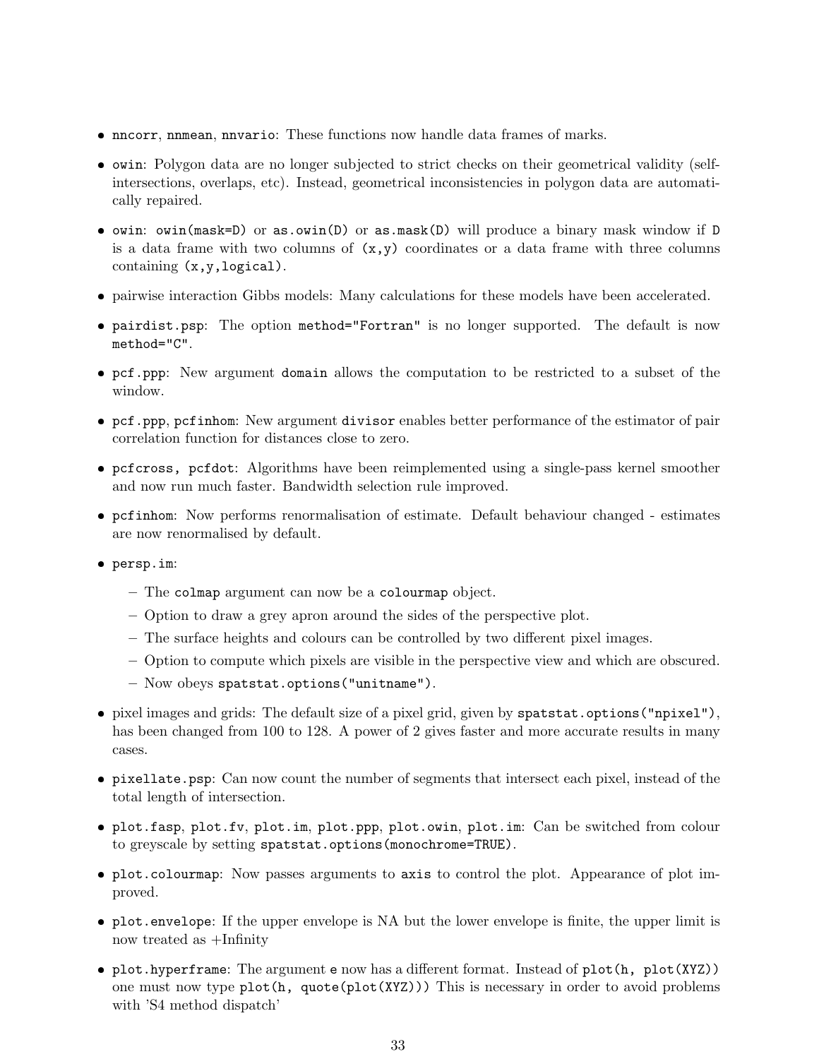- `nncorr`, `nnmean`, `nnvario`: These functions now handle data frames of marks.
- `owin`: Polygon data are no longer subjected to strict checks on their geometrical validity (self-intersections, overlaps, etc). Instead, geometrical inconsistencies in polygon data are automatically repaired.
- `owin`: `owin(mask=D)` or `as.owin(D)` or `as.mask(D)` will produce a binary mask window if `D` is a data frame with two columns of `(x,y)` coordinates or a data frame with three columns containing `(x,y,logical)`.
- pairwise interaction Gibbs models: Many calculations for these models have been accelerated.
- `pairdist.psp`: The option `method="Fortran"` is no longer supported. The default is now `method="C"`.
- `pcf.ppp`: New argument `domain` allows the computation to be restricted to a subset of the window.
- `pcf.ppp`, `pcfinhom`: New argument `divisor` enables better performance of the estimator of pair correlation function for distances close to zero.
- `pcfcross, pcfdot`: Algorithms have been reimplemented using a single-pass kernel smoother and now run much faster. Bandwidth selection rule improved.
- `pcfinhom`: Now performs renormalisation of estimate. Default behaviour changed - estimates are now renormalised by default.
- `persp.im`:
  - The `colmap` argument can now be a `colourmap` object.
  - Option to draw a grey apron around the sides of the perspective plot.
  - The surface heights and colours can be controlled by two different pixel images.
  - Option to compute which pixels are visible in the perspective view and which are obscured.
  - Now obeys `spatstat.options("unitname")`.
- pixel images and grids: The default size of a pixel grid, given by `spatstat.options("npixel")`, has been changed from 100 to 128. A power of 2 gives faster and more accurate results in many cases.
- `pixellate.psp`: Can now count the number of segments that intersect each pixel, instead of the total length of intersection.
- `plot.fasp`, `plot.fv`, `plot.im`, `plot.ppp`, `plot.owin`, `plot.im`: Can be switched from colour to greyscale by setting `spatstat.options(monochrome=TRUE)`.
- `plot.colourmap`: Now passes arguments to `axis` to control the plot. Appearance of plot improved.
- `plot.envelope`: If the upper envelope is NA but the lower envelope is finite, the upper limit is now treated as +Infinity
- `plot.hyperframe`: The argument `e` now has a different format. Instead of `plot(h, plot(XYZ))` one must now type `plot(h, quote(plot(XYZ)))` This is necessary in order to avoid problems with 'S4 method dispatch'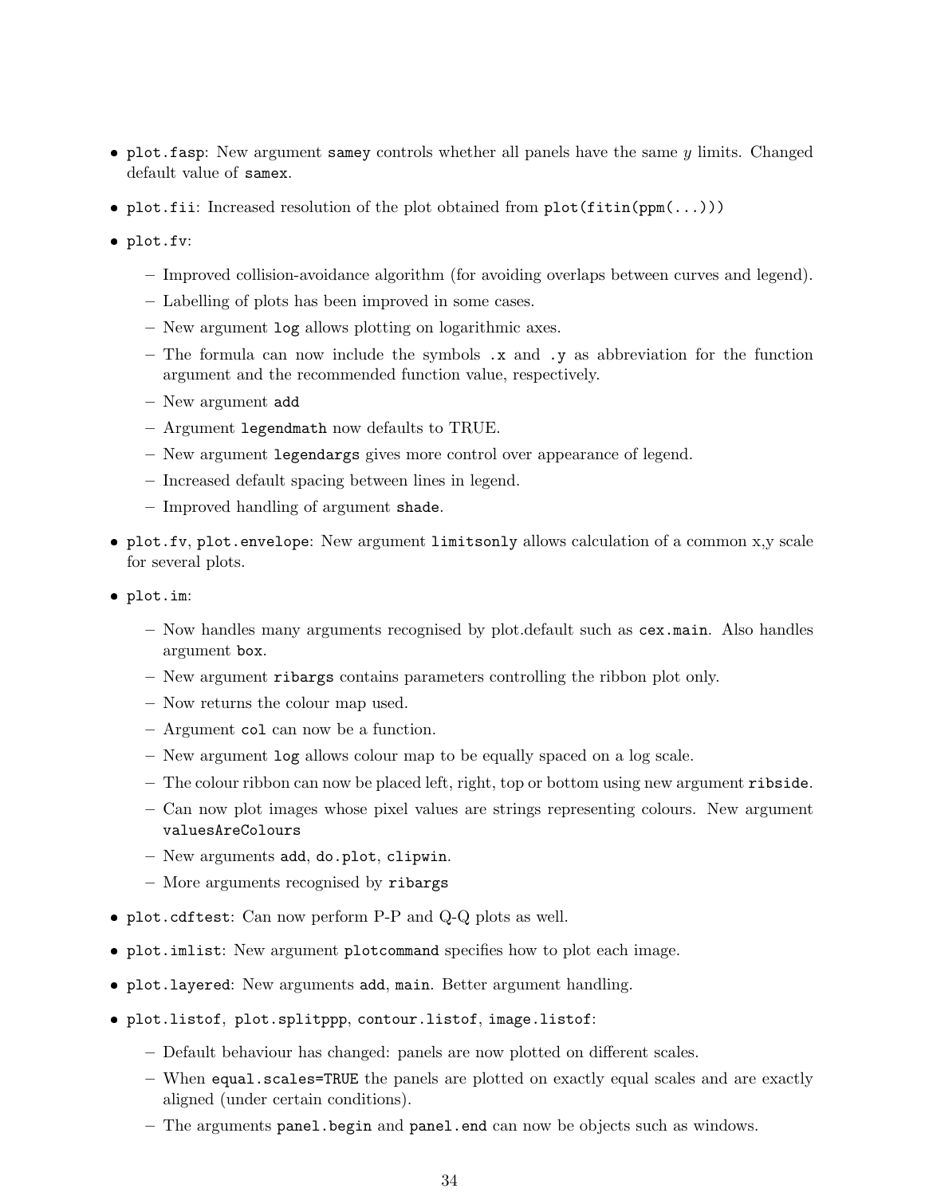- `plot.fasp`: New argument `samey` controls whether all panels have the same $y$ limits. Changed default value of `samex`.
- `plot.fii`: Increased resolution of the plot obtained from `plot(fitin(ppm(...)))`
- `plot.fv`:
  - Improved collision-avoidance algorithm (for avoiding overlaps between curves and legend).
  - Labelling of plots has been improved in some cases.
  - New argument `log` allows plotting on logarithmic axes.
  - The formula can now include the symbols `.x` and `.y` as abbreviation for the function argument and the recommended function value, respectively.
  - New argument `add`
  - Argument `legendmath` now defaults to TRUE.
  - New argument `legendargs` gives more control over appearance of legend.
  - Increased default spacing between lines in legend.
  - Improved handling of argument `shade`.
- `plot.fv`, `plot.envelope`: New argument `limitsonly` allows calculation of a common x,y scale for several plots.
- `plot.im`:
  - Now handles many arguments recognised by plot.default such as `cex.main`. Also handles argument `box`.
  - New argument `ribargs` contains parameters controlling the ribbon plot only.
  - Now returns the colour map used.
  - Argument `col` can now be a function.
  - New argument `log` allows colour map to be equally spaced on a log scale.
  - The colour ribbon can now be placed left, right, top or bottom using new argument `ribside`.
  - Can now plot images whose pixel values are strings representing colours. New argument `valuesAreColours`
  - New arguments `add`, `do.plot`, `clipwin`.
  - More arguments recognised by `ribargs`
- `plot.cdftest`: Can now perform P-P and Q-Q plots as well.
- `plot.imlist`: New argument `plotcommand` specifies how to plot each image.
- `plot.layered`: New arguments `add`, `main`. Better argument handling.
- `plot.listof`, `plot.splitppp`, `contour.listof`, `image.listof`:
  - Default behaviour has changed: panels are now plotted on different scales.
  - When `equal.scales=TRUE` the panels are plotted on exactly equal scales and are exactly aligned (under certain conditions).
  - The arguments `panel.begin` and `panel.end` can now be objects such as windows.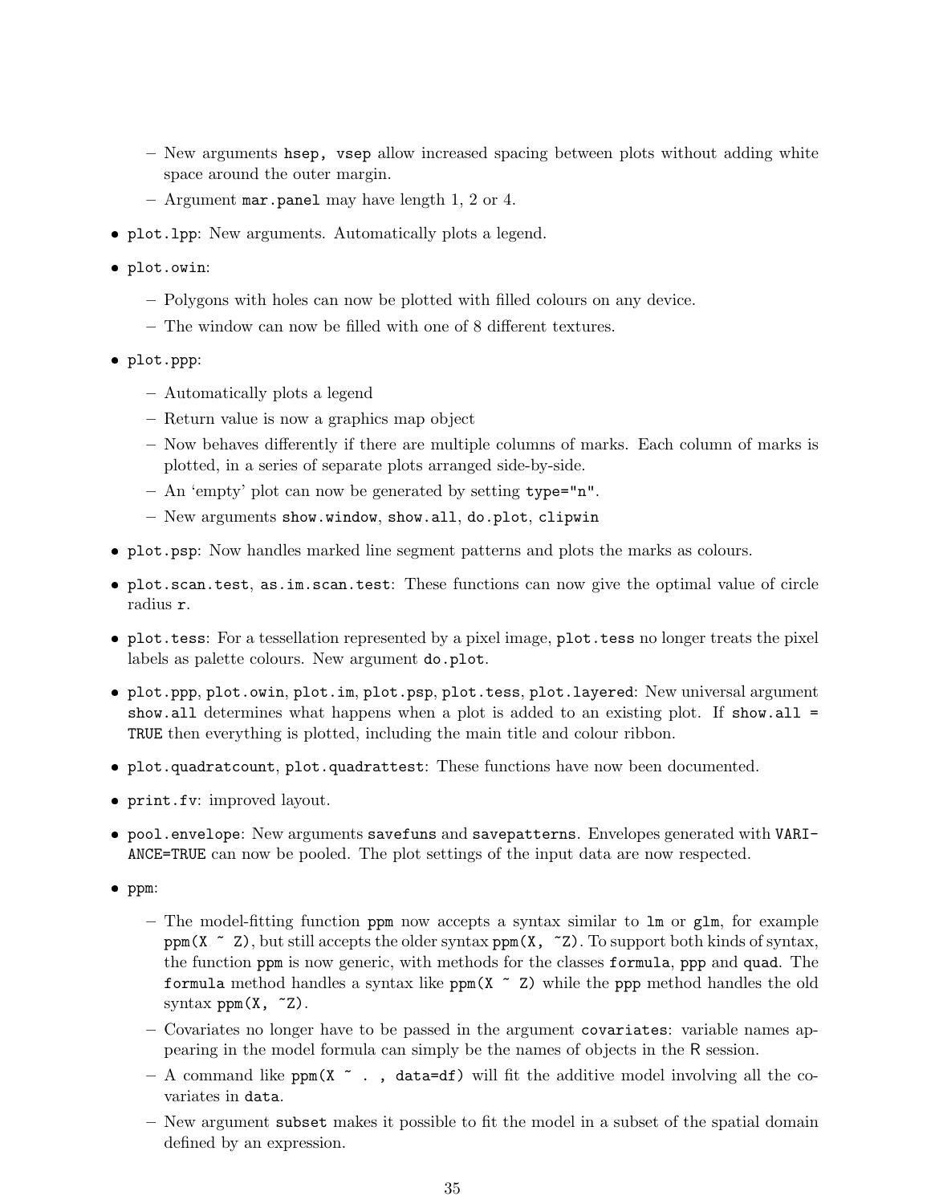- New arguments `hsep, vsep` allow increased spacing between plots without adding white space around the outer margin.
  - Argument `mar.panel` may have length 1, 2 or 4.

- `plot.lpp`: New arguments. Automatically plots a legend.
- `plot.owin`:
  - Polygons with holes can now be plotted with filled colours on any device.
  - The window can now be filled with one of 8 different textures.
- `plot.ppp`:
  - Automatically plots a legend
  - Return value is now a graphics map object
  - Now behaves differently if there are multiple columns of marks. Each column of marks is plotted, in a series of separate plots arranged side-by-side.
  - An 'empty' plot can now be generated by setting `type="n"`.
  - New arguments `show.window`, `show.all`, `do.plot`, `clipwin`
- `plot.psp`: Now handles marked line segment patterns and plots the marks as colours.
- `plot.scan.test`, `as.im.scan.test`: These functions can now give the optimal value of circle radius `r`.
- `plot.tess`: For a tessellation represented by a pixel image, `plot.tess` no longer treats the pixel labels as palette colours. New argument `do.plot`.
- `plot.ppp`, `plot.owin`, `plot.im`, `plot.psp`, `plot.tess`, `plot.layered`: New universal argument `show.all` determines what happens when a plot is added to an existing plot. If `show.all = TRUE` then everything is plotted, including the main title and colour ribbon.
- `plot.quadratcount`, `plot.quadrattest`: These functions have now been documented.
- `print.fv`: improved layout.
- `pool.envelope`: New arguments `savefuns` and `savepatterns`. Envelopes generated with `VARIANCE=TRUE` can now be pooled. The plot settings of the input data are now respected.
- `ppm`:
  - The model-fitting function `ppm` now accepts a syntax similar to `lm` or `glm`, for example `ppm(X ~ Z)`, but still accepts the older syntax `ppm(X, ~Z)`. To support both kinds of syntax, the function `ppm` is now generic, with methods for the classes `formula`, `ppp` and `quad`. The `formula` method handles a syntax like `ppm(X ~ Z)` while the `ppp` method handles the old syntax `ppm(X, ~Z)`.
  - Covariates no longer have to be passed in the argument `covariates`: variable names appearing in the model formula can simply be the names of objects in the R session.
  - A command like `ppm(X ~ . , data=df)` will fit the additive model involving all the covariates in `data`.
  - New argument `subset` makes it possible to fit the model in a subset of the spatial domain defined by an expression.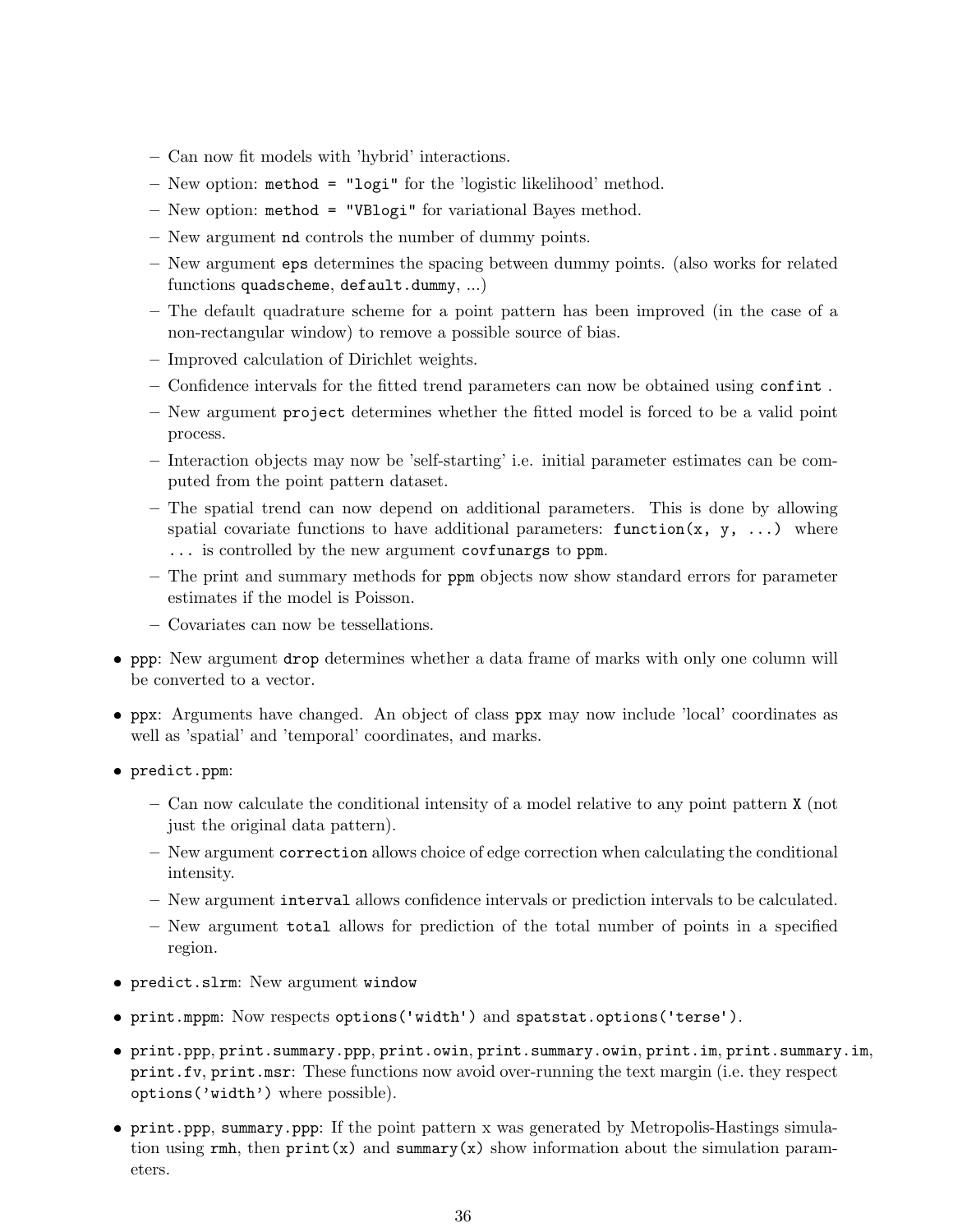- Can now fit models with 'hybrid' interactions.
  - New option: `method = "logi"` for the 'logistic likelihood' method.
  - New option: `method = "VBlogi"` for variational Bayes method.
  - New argument `nd` controls the number of dummy points.
  - New argument `eps` determines the spacing between dummy points. (also works for related functions `quadscheme`, `default.dummy`, ...)
  - The default quadrature scheme for a point pattern has been improved (in the case of a non-rectangular window) to remove a possible source of bias.
  - Improved calculation of Dirichlet weights.
  - Confidence intervals for the fitted trend parameters can now be obtained using `confint` .
  - New argument `project` determines whether the fitted model is forced to be a valid point process.
  - Interaction objects may now be 'self-starting' i.e. initial parameter estimates can be computed from the point pattern dataset.
  - The spatial trend can now depend on additional parameters. This is done by allowing spatial covariate functions to have additional parameters: `function(x, y, ...)` where `...` is controlled by the new argument `covfunargs` to `ppm`.
  - The print and summary methods for `ppm` objects now show standard errors for parameter estimates if the model is Poisson.
  - Covariates can now be tessellations.

- `ppp`: New argument `drop` determines whether a data frame of marks with only one column will be converted to a vector.

- `ppx`: Arguments have changed. An object of class `ppx` may now include 'local' coordinates as well as 'spatial' and 'temporal' coordinates, and marks.

- `predict.ppm`:
  - Can now calculate the conditional intensity of a model relative to any point pattern `X` (not just the original data pattern).
  - New argument `correction` allows choice of edge correction when calculating the conditional intensity.
  - New argument `interval` allows confidence intervals or prediction intervals to be calculated.
  - New argument `total` allows for prediction of the total number of points in a specified region.

- `predict.slrm`: New argument `window`

- `print.mppm`: Now respects `options('width')` and `spatstat.options('terse')`.

- `print.ppp`, `print.summary.ppp`, `print.owin`, `print.summary.owin`, `print.im`, `print.summary.im`, `print.fv`, `print.msr`: These functions now avoid over-running the text margin (i.e. they respect `options('width')` where possible).

- `print.ppp`, `summary.ppp`: If the point pattern x was generated by Metropolis-Hastings simulation using `rmh`, then `print(x)` and `summary(x)` show information about the simulation parameters.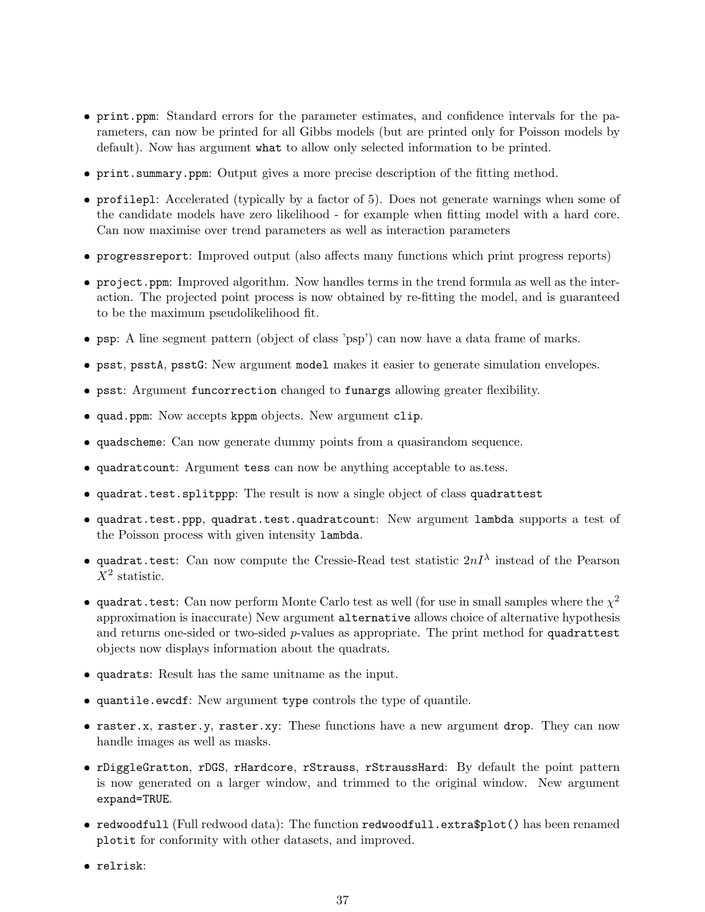- `print.ppm`: Standard errors for the parameter estimates, and confidence intervals for the parameters, can now be printed for all Gibbs models (but are printed only for Poisson models by default). Now has argument `what` to allow only selected information to be printed.
- `print.summary.ppm`: Output gives a more precise description of the fitting method.
- `profilepl`: Accelerated (typically by a factor of 5). Does not generate warnings when some of the candidate models have zero likelihood - for example when fitting model with a hard core. Can now maximise over trend parameters as well as interaction parameters
- `progressreport`: Improved output (also affects many functions which print progress reports)
- `project.ppm`: Improved algorithm. Now handles terms in the trend formula as well as the interaction. The projected point process is now obtained by re-fitting the model, and is guaranteed to be the maximum pseudolikelihood fit.
- `psp`: A line segment pattern (object of class 'psp') can now have a data frame of marks.
- `psst`, `psstA`, `psstG`: New argument `model` makes it easier to generate simulation envelopes.
- `psst`: Argument `funcorrection` changed to `funargs` allowing greater flexibility.
- `quad.ppm`: Now accepts `kppm` objects. New argument `clip`.
- `quadscheme`: Can now generate dummy points from a quasirandom sequence.
- `quadratcount`: Argument `tess` can now be anything acceptable to as.tess.
- `quadrat.test.splitppp`: The result is now a single object of class `quadrattest`
- `quadrat.test.ppp`, `quadrat.test.quadratcount`: New argument `lambda` supports a test of the Poisson process with given intensity `lambda`.
- `quadrat.test`: Can now compute the Cressie-Read test statistic $2nI^{\lambda}$ instead of the Pearson $X^2$ statistic.
- `quadrat.test`: Can now perform Monte Carlo test as well (for use in small samples where the $\chi^2$ approximation is inaccurate) New argument `alternative` allows choice of alternative hypothesis and returns one-sided or two-sided $p$-values as appropriate. The print method for `quadrattest` objects now displays information about the quadrats.
- `quadrats`: Result has the same unitname as the input.
- `quantile.ewcdf`: New argument `type` controls the type of quantile.
- `raster.x`, `raster.y`, `raster.xy`: These functions have a new argument `drop`. They can now handle images as well as masks.
- `rDiggleGratton`, `rDGS`, `rHardcore`, `rStrauss`, `rStraussHard`: By default the point pattern is now generated on a larger window, and trimmed to the original window. New argument `expand=TRUE`.
- `redwoodfull` (Full redwood data): The function `redwoodfull.extra$plot()` has been renamed `plotit` for conformity with other datasets, and improved.
- `relrisk`: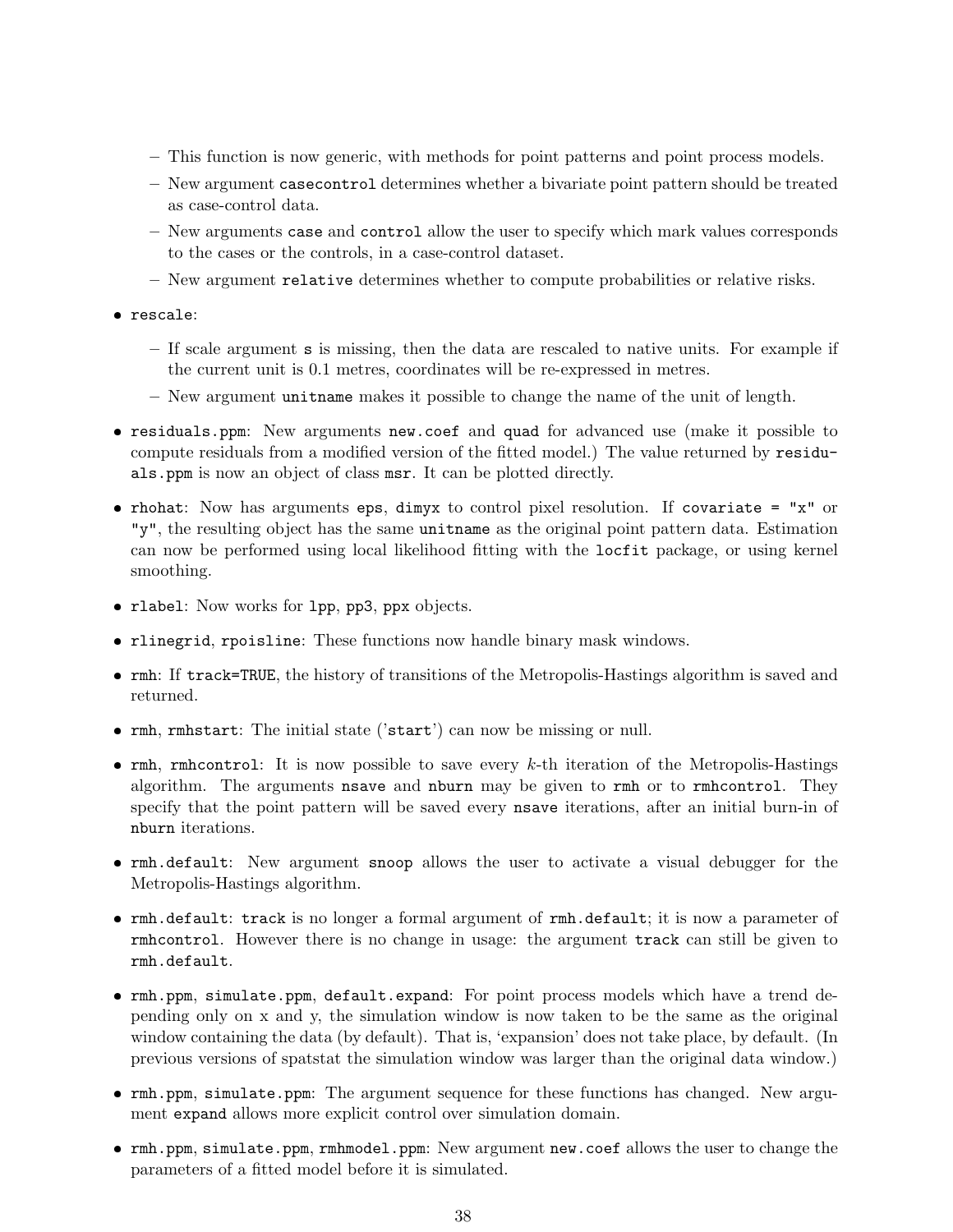- This function is now generic, with methods for point patterns and point process models.
  - New argument `casecontrol` determines whether a bivariate point pattern should be treated as case-control data.
  - New arguments `case` and `control` allow the user to specify which mark values corresponds to the cases or the controls, in a case-control dataset.
  - New argument `relative` determines whether to compute probabilities or relative risks.

- `rescale`:
  - If scale argument `s` is missing, then the data are rescaled to native units. For example if the current unit is 0.1 metres, coordinates will be re-expressed in metres.
  - New argument `unitname` makes it possible to change the name of the unit of length.

- `residuals.ppm`: New arguments `new.coef` and `quad` for advanced use (make it possible to compute residuals from a modified version of the fitted model.) The value returned by `residuals.ppm` is now an object of class `msr`. It can be plotted directly.

- `rhohat`: Now has arguments `eps`, `dimyx` to control pixel resolution. If `covariate = "x"` or `"y"`, the resulting object has the same `unitname` as the original point pattern data. Estimation can now be performed using local likelihood fitting with the `locfit` package, or using kernel smoothing.

- `rlabel`: Now works for `lpp`, `pp3`, `ppx` objects.

- `rlinegrid`, `rpoisline`: These functions now handle binary mask windows.

- `rmh`: If `track=TRUE`, the history of transitions of the Metropolis-Hastings algorithm is saved and returned.

- `rmh`, `rmhstart`: The initial state ('`start`') can now be missing or null.

- `rmh`, `rmhcontrol`: It is now possible to save every $k$-th iteration of the Metropolis-Hastings algorithm. The arguments `nsave` and `nburn` may be given to `rmh` or to `rmhcontrol`. They specify that the point pattern will be saved every `nsave` iterations, after an initial burn-in of `nburn` iterations.

- `rmh.default`: New argument `snoop` allows the user to activate a visual debugger for the Metropolis-Hastings algorithm.

- `rmh.default`: `track` is no longer a formal argument of `rmh.default`; it is now a parameter of `rmhcontrol`. However there is no change in usage: the argument `track` can still be given to `rmh.default`.

- `rmh.ppm`, `simulate.ppm`, `default.expand`: For point process models which have a trend depending only on x and y, the simulation window is now taken to be the same as the original window containing the data (by default). That is, 'expansion' does not take place, by default. (In previous versions of spatstat the simulation window was larger than the original data window.)

- `rmh.ppm`, `simulate.ppm`: The argument sequence for these functions has changed. New argument `expand` allows more explicit control over simulation domain.

- `rmh.ppm`, `simulate.ppm`, `rmhmodel.ppm`: New argument `new.coef` allows the user to change the parameters of a fitted model before it is simulated.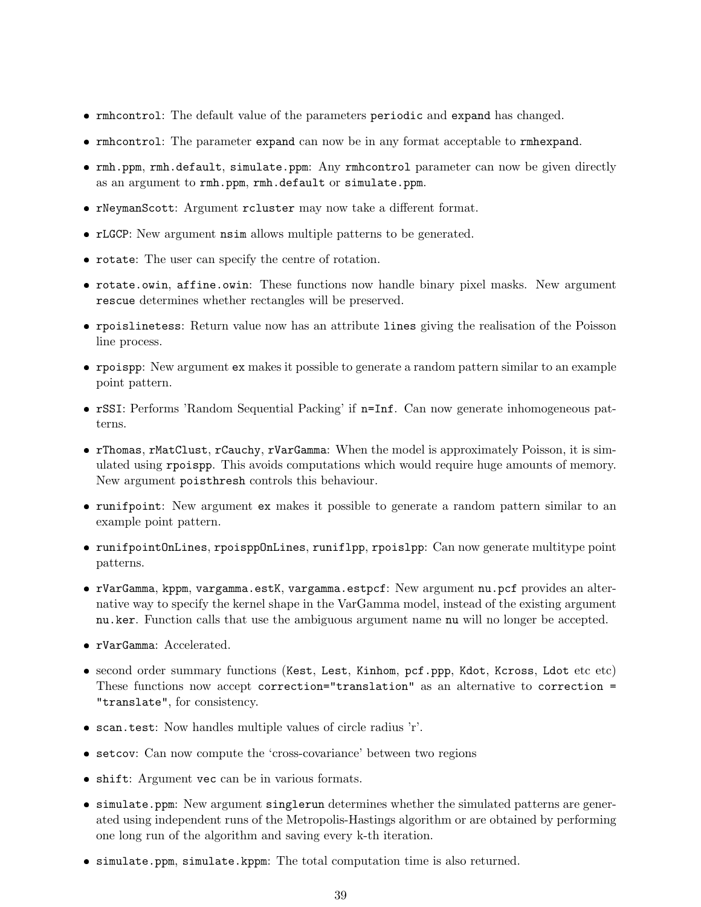- `rmhcontrol`: The default value of the parameters `periodic` and `expand` has changed.
- `rmhcontrol`: The parameter `expand` can now be in any format acceptable to `rmhexpand`.
- `rmh.ppm`, `rmh.default`, `simulate.ppm`: Any `rmhcontrol` parameter can now be given directly as an argument to `rmh.ppm`, `rmh.default` or `simulate.ppm`.
- `rNeymanScott`: Argument `rcluster` may now take a different format.
- `rLGCP`: New argument `nsim` allows multiple patterns to be generated.
- `rotate`: The user can specify the centre of rotation.
- `rotate.owin`, `affine.owin`: These functions now handle binary pixel masks. New argument `rescue` determines whether rectangles will be preserved.
- `rpoislinetess`: Return value now has an attribute `lines` giving the realisation of the Poisson line process.
- `rpoispp`: New argument `ex` makes it possible to generate a random pattern similar to an example point pattern.
- `rSSI`: Performs 'Random Sequential Packing' if `n=Inf`. Can now generate inhomogeneous patterns.
- `rThomas`, `rMatClust`, `rCauchy`, `rVarGamma`: When the model is approximately Poisson, it is simulated using `rpoispp`. This avoids computations which would require huge amounts of memory. New argument `poisthresh` controls this behaviour.
- `runifpoint`: New argument `ex` makes it possible to generate a random pattern similar to an example point pattern.
- `runifpointOnLines`, `rpoisppOnLines`, `runiflpp`, `rpoislpp`: Can now generate multitype point patterns.
- `rVarGamma`, `kppm`, `vargamma.estK`, `vargamma.estpcf`: New argument `nu.pcf` provides an alternative way to specify the kernel shape in the VarGamma model, instead of the existing argument `nu.ker`. Function calls that use the ambiguous argument name `nu` will no longer be accepted.
- `rVarGamma`: Accelerated.
- second order summary functions (`Kest`, `Lest`, `Kinhom`, `pcf.ppp`, `Kdot`, `Kcross`, `Ldot` etc etc) These functions now accept `correction="translation"` as an alternative to `correction = "translate"`, for consistency.
- `scan.test`: Now handles multiple values of circle radius 'r'.
- `setcov`: Can now compute the 'cross-covariance' between two regions
- `shift`: Argument `vec` can be in various formats.
- `simulate.ppm`: New argument `singlerun` determines whether the simulated patterns are generated using independent runs of the Metropolis-Hastings algorithm or are obtained by performing one long run of the algorithm and saving every k-th iteration.
- `simulate.ppm`, `simulate.kppm`: The total computation time is also returned.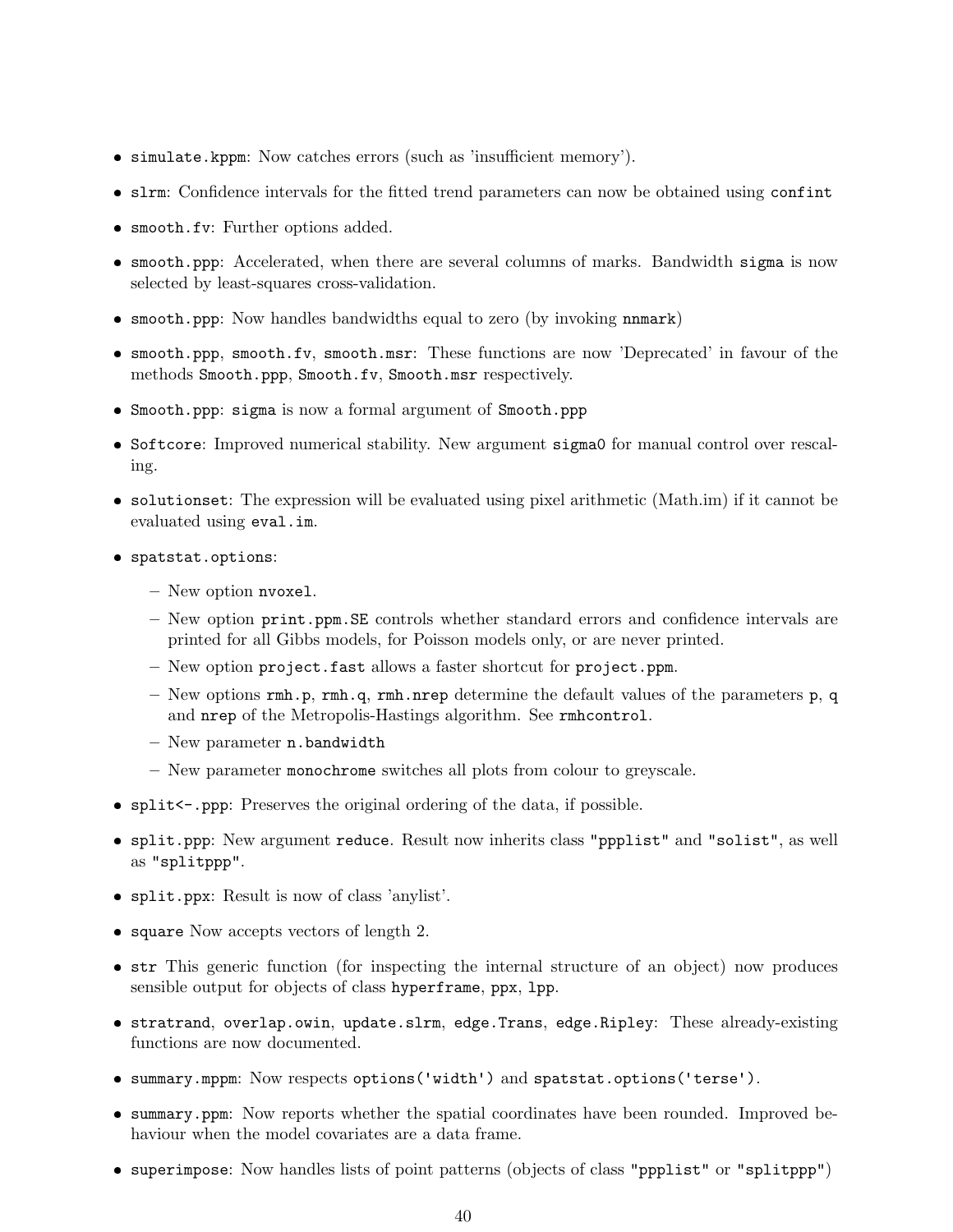- `simulate.kppm`: Now catches errors (such as 'insufficient memory').
- `slrm`: Confidence intervals for the fitted trend parameters can now be obtained using `confint`
- `smooth.fv`: Further options added.
- `smooth.ppp`: Accelerated, when there are several columns of marks. Bandwidth `sigma` is now selected by least-squares cross-validation.
- `smooth.ppp`: Now handles bandwidths equal to zero (by invoking `nnmark`)
- `smooth.ppp`, `smooth.fv`, `smooth.msr`: These functions are now 'Deprecated' in favour of the methods `Smooth.ppp`, `Smooth.fv`, `Smooth.msr` respectively.
- `Smooth.ppp`: `sigma` is now a formal argument of `Smooth.ppp`
- `Softcore`: Improved numerical stability. New argument `sigma0` for manual control over rescaling.
- `solutionset`: The expression will be evaluated using pixel arithmetic (Math.im) if it cannot be evaluated using `eval.im`.
- `spatstat.options`:
  - New option `nvoxel`.
  - New option `print.ppm.SE` controls whether standard errors and confidence intervals are printed for all Gibbs models, for Poisson models only, or are never printed.
  - New option `project.fast` allows a faster shortcut for `project.ppm`.
  - New options `rmh.p`, `rmh.q`, `rmh.nrep` determine the default values of the parameters `p`, `q` and `nrep` of the Metropolis-Hastings algorithm. See `rmhcontrol`.
  - New parameter `n.bandwidth`
  - New parameter `monochrome` switches all plots from colour to greyscale.
- `split<-.ppp`: Preserves the original ordering of the data, if possible.
- `split.ppp`: New argument `reduce`. Result now inherits class `"ppplist"` and `"solist"`, as well as `"splitppp"`.
- `split.ppx`: Result is now of class 'anylist'.
- `square` Now accepts vectors of length 2.
- `str` This generic function (for inspecting the internal structure of an object) now produces sensible output for objects of class `hyperframe`, `ppx`, `lpp`.
- `stratrand`, `overlap.owin`, `update.slrm`, `edge.Trans`, `edge.Ripley`: These already-existing functions are now documented.
- `summary.mppm`: Now respects `options('width')` and `spatstat.options('terse')`.
- `summary.ppm`: Now reports whether the spatial coordinates have been rounded. Improved behaviour when the model covariates are a data frame.
- `superimpose`: Now handles lists of point patterns (objects of class `"ppplist"` or `"splitppp"`)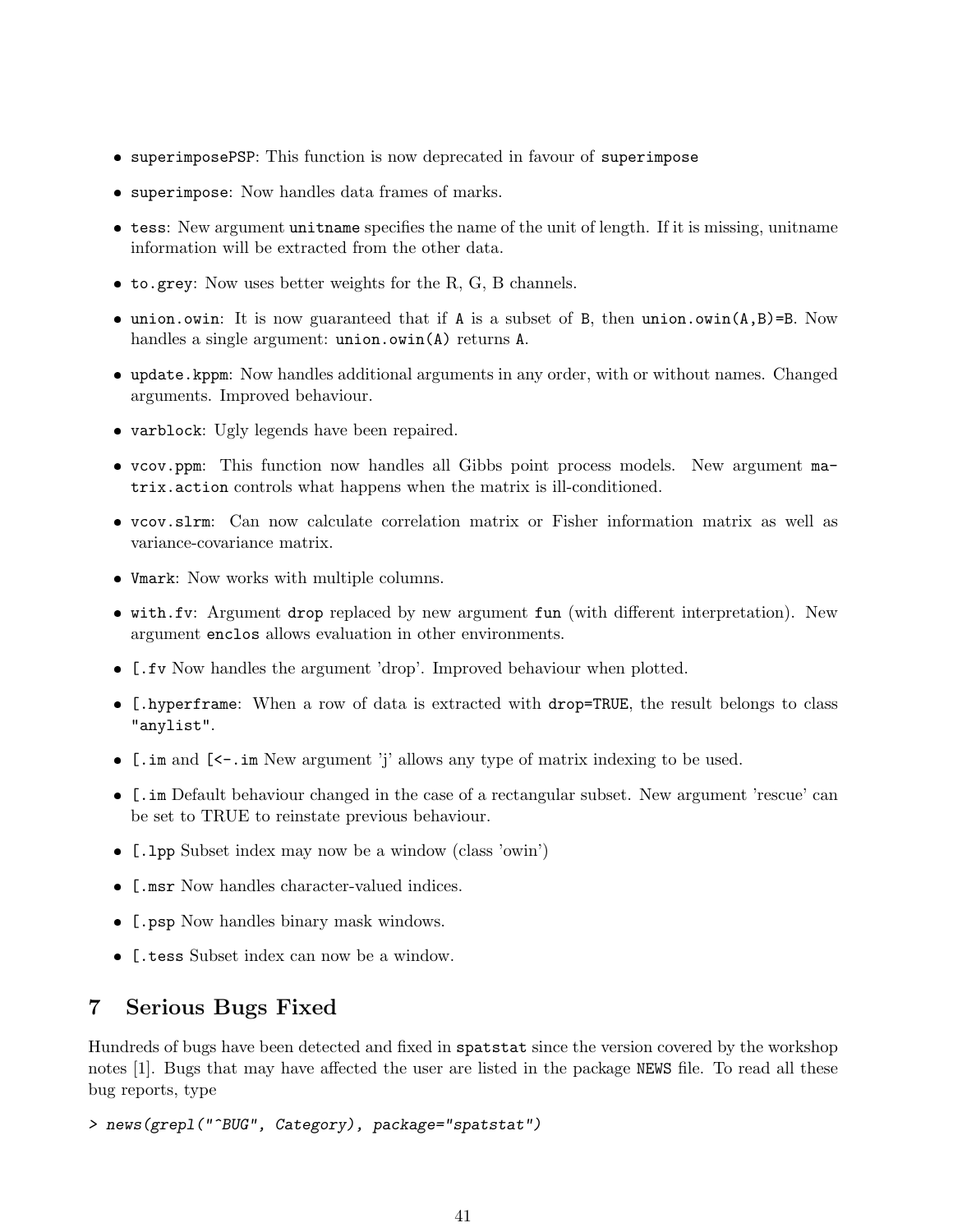- `superimposePSP`: This function is now deprecated in favour of `superimpose`
- `superimpose`: Now handles data frames of marks.
- `tess`: New argument `unitname` specifies the name of the unit of length. If it is missing, unitname information will be extracted from the other data.
- `to.grey`: Now uses better weights for the R, G, B channels.
- `union.owin`: It is now guaranteed that if `A` is a subset of `B`, then `union.owin(A,B)=B`. Now handles a single argument: `union.owin(A)` returns `A`.
- `update.kppm`: Now handles additional arguments in any order, with or without names. Changed arguments. Improved behaviour.
- `varblock`: Ugly legends have been repaired.
- `vcov.ppm`: This function now handles all Gibbs point process models. New argument `matrix.action` controls what happens when the matrix is ill-conditioned.
- `vcov.slrm`: Can now calculate correlation matrix or Fisher information matrix as well as variance-covariance matrix.
- `Vmark`: Now works with multiple columns.
- `with.fv`: Argument `drop` replaced by new argument `fun` (with different interpretation). New argument `enclos` allows evaluation in other environments.
- `[.fv` Now handles the argument 'drop'. Improved behaviour when plotted.
- `[.hyperframe`: When a row of data is extracted with `drop=TRUE`, the result belongs to class `"anylist"`.
- `[.im` and `[<-.im` New argument 'j' allows any type of matrix indexing to be used.
- `[.im` Default behaviour changed in the case of a rectangular subset. New argument 'rescue' can be set to TRUE to reinstate previous behaviour.
- `[.lpp` Subset index may now be a window (class 'owin')
- `[.msr` Now handles character-valued indices.
- `[.psp` Now handles binary mask windows.
- `[.tess` Subset index can now be a window.

## 7 Serious Bugs Fixed

Hundreds of bugs have been detected and fixed in `spatstat` since the version covered by the workshop notes [1]. Bugs that may have affected the user are listed in the package `NEWS` file. To read all these bug reports, type

```
> news(grepl("^BUG", Category), package="spatstat")
```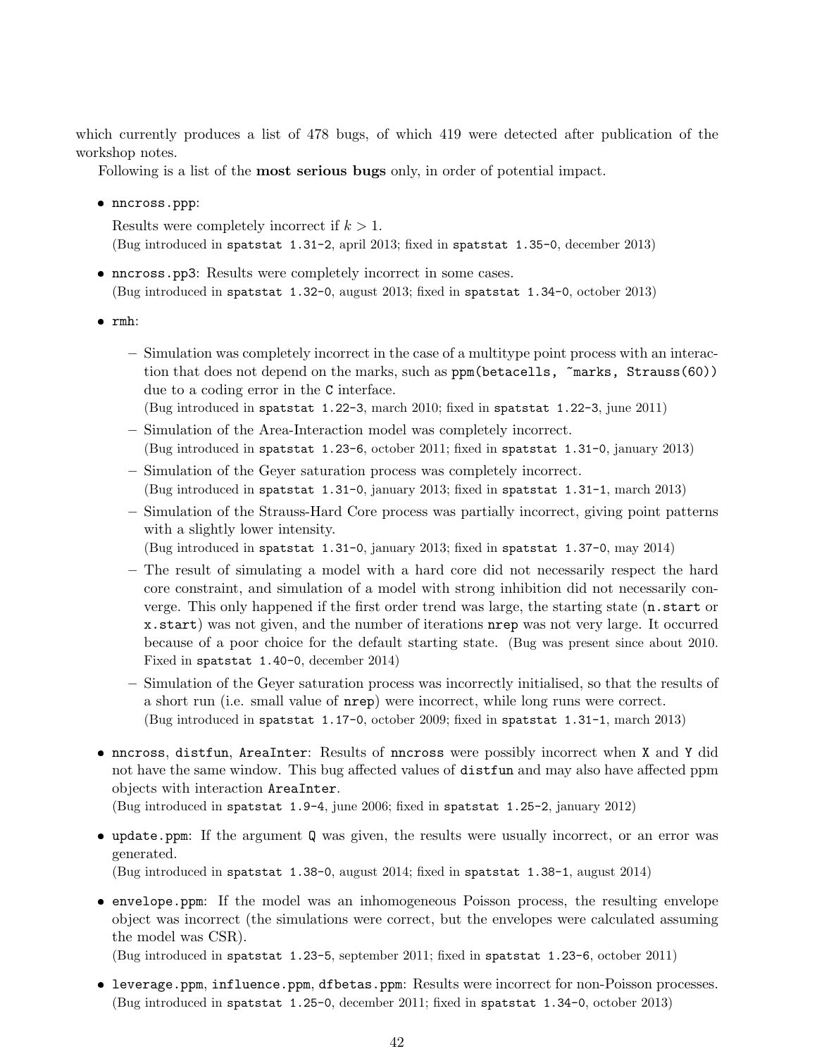which currently produces a list of 478 bugs, of which 419 were detected after publication of the workshop notes.

Following is a list of the **most serious bugs** only, in order of potential impact.

- `nncross.ppp`:

  Results were completely incorrect if $k > 1$.
  (Bug introduced in `spatstat 1.31-2`, april 2013; fixed in `spatstat 1.35-0`, december 2013)

- `nncross.pp3`: Results were completely incorrect in some cases.
  (Bug introduced in `spatstat 1.32-0`, august 2013; fixed in `spatstat 1.34-0`, october 2013)

- `rmh`:

  - Simulation was completely incorrect in the case of a multitype point process with an interaction that does not depend on the marks, such as `ppm(betacells, ~marks, Strauss(60))` due to a coding error in the `C` interface.
    (Bug introduced in `spatstat 1.22-3`, march 2010; fixed in `spatstat 1.22-3`, june 2011)
  - Simulation of the Area-Interaction model was completely incorrect.
    (Bug introduced in `spatstat 1.23-6`, october 2011; fixed in `spatstat 1.31-0`, january 2013)
  - Simulation of the Geyer saturation process was completely incorrect.
    (Bug introduced in `spatstat 1.31-0`, january 2013; fixed in `spatstat 1.31-1`, march 2013)
  - Simulation of the Strauss-Hard Core process was partially incorrect, giving point patterns with a slightly lower intensity.
    (Bug introduced in `spatstat 1.31-0`, january 2013; fixed in `spatstat 1.37-0`, may 2014)
  - The result of simulating a model with a hard core did not necessarily respect the hard core constraint, and simulation of a model with strong inhibition did not necessarily converge. This only happened if the first order trend was large, the starting state (`n.start` or `x.start`) was not given, and the number of iterations `nrep` was not very large. It occurred because of a poor choice for the default starting state. (Bug was present since about 2010. Fixed in `spatstat 1.40-0`, december 2014)
  - Simulation of the Geyer saturation process was incorrectly initialised, so that the results of a short run (i.e. small value of `nrep`) were incorrect, while long runs were correct.
    (Bug introduced in `spatstat 1.17-0`, october 2009; fixed in `spatstat 1.31-1`, march 2013)

- `nncross`, `distfun`, `AreaInter`: Results of `nncross` were possibly incorrect when `X` and `Y` did not have the same window. This bug affected values of `distfun` and may also have affected ppm objects with interaction `AreaInter`.
  (Bug introduced in `spatstat 1.9-4`, june 2006; fixed in `spatstat 1.25-2`, january 2012)

- `update.ppm`: If the argument `Q` was given, the results were usually incorrect, or an error was generated.
  (Bug introduced in `spatstat 1.38-0`, august 2014; fixed in `spatstat 1.38-1`, august 2014)

- `envelope.ppm`: If the model was an inhomogeneous Poisson process, the resulting envelope object was incorrect (the simulations were correct, but the envelopes were calculated assuming the model was CSR).
  (Bug introduced in `spatstat 1.23-5`, september 2011; fixed in `spatstat 1.23-6`, october 2011)

- `leverage.ppm`, `influence.ppm`, `dfbetas.ppm`: Results were incorrect for non-Poisson processes.
  (Bug introduced in `spatstat 1.25-0`, december 2011; fixed in `spatstat 1.34-0`, october 2013)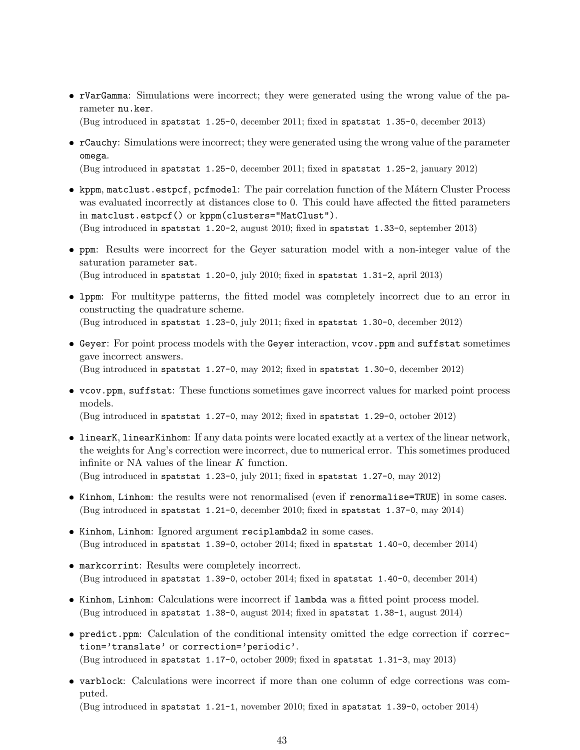- `rVarGamma`: Simulations were incorrect; they were generated using the wrong value of the parameter `nu.ker`.
  (Bug introduced in `spatstat 1.25-0`, december 2011; fixed in `spatstat 1.35-0`, december 2013)

- `rCauchy`: Simulations were incorrect; they were generated using the wrong value of the parameter `omega`.
  (Bug introduced in `spatstat 1.25-0`, december 2011; fixed in `spatstat 1.25-2`, january 2012)

- `kppm`, `matclust.estpcf`, `pcfmodel`: The pair correlation function of the Mátern Cluster Process was evaluated incorrectly at distances close to 0. This could have affected the fitted parameters in `matclust.estpcf()` or `kppm(clusters="MatClust")`.
  (Bug introduced in `spatstat 1.20-2`, august 2010; fixed in `spatstat 1.33-0`, september 2013)

- `ppm`: Results were incorrect for the Geyer saturation model with a non-integer value of the saturation parameter `sat`.
  (Bug introduced in `spatstat 1.20-0`, july 2010; fixed in `spatstat 1.31-2`, april 2013)

- `lppm`: For multitype patterns, the fitted model was completely incorrect due to an error in constructing the quadrature scheme.
  (Bug introduced in `spatstat 1.23-0`, july 2011; fixed in `spatstat 1.30-0`, december 2012)

- `Geyer`: For point process models with the `Geyer` interaction, `vcov.ppm` and `suffstat` sometimes gave incorrect answers.
  (Bug introduced in `spatstat 1.27-0`, may 2012; fixed in `spatstat 1.30-0`, december 2012)

- `vcov.ppm`, `suffstat`: These functions sometimes gave incorrect values for marked point process models.
  (Bug introduced in `spatstat 1.27-0`, may 2012; fixed in `spatstat 1.29-0`, october 2012)

- `linearK`, `linearKinhom`: If any data points were located exactly at a vertex of the linear network, the weights for Ang's correction were incorrect, due to numerical error. This sometimes produced infinite or NA values of the linear $K$ function.
  (Bug introduced in `spatstat 1.23-0`, july 2011; fixed in `spatstat 1.27-0`, may 2012)

- `Kinhom`, `Linhom`: the results were not renormalised (even if `renormalise=TRUE`) in some cases.
  (Bug introduced in `spatstat 1.21-0`, december 2010; fixed in `spatstat 1.37-0`, may 2014)

- `Kinhom`, `Linhom`: Ignored argument `reciplambda2` in some cases.
  (Bug introduced in `spatstat 1.39-0`, october 2014; fixed in `spatstat 1.40-0`, december 2014)

- `markcorrint`: Results were completely incorrect.
  (Bug introduced in `spatstat 1.39-0`, october 2014; fixed in `spatstat 1.40-0`, december 2014)

- `Kinhom`, `Linhom`: Calculations were incorrect if `lambda` was a fitted point process model.
  (Bug introduced in `spatstat 1.38-0`, august 2014; fixed in `spatstat 1.38-1`, august 2014)

- `predict.ppm`: Calculation of the conditional intensity omitted the edge correction if `correction='translate'` or `correction='periodic'`.
  (Bug introduced in `spatstat 1.17-0`, october 2009; fixed in `spatstat 1.31-3`, may 2013)

- `varblock`: Calculations were incorrect if more than one column of edge corrections was computed.
  (Bug introduced in `spatstat 1.21-1`, november 2010; fixed in `spatstat 1.39-0`, october 2014)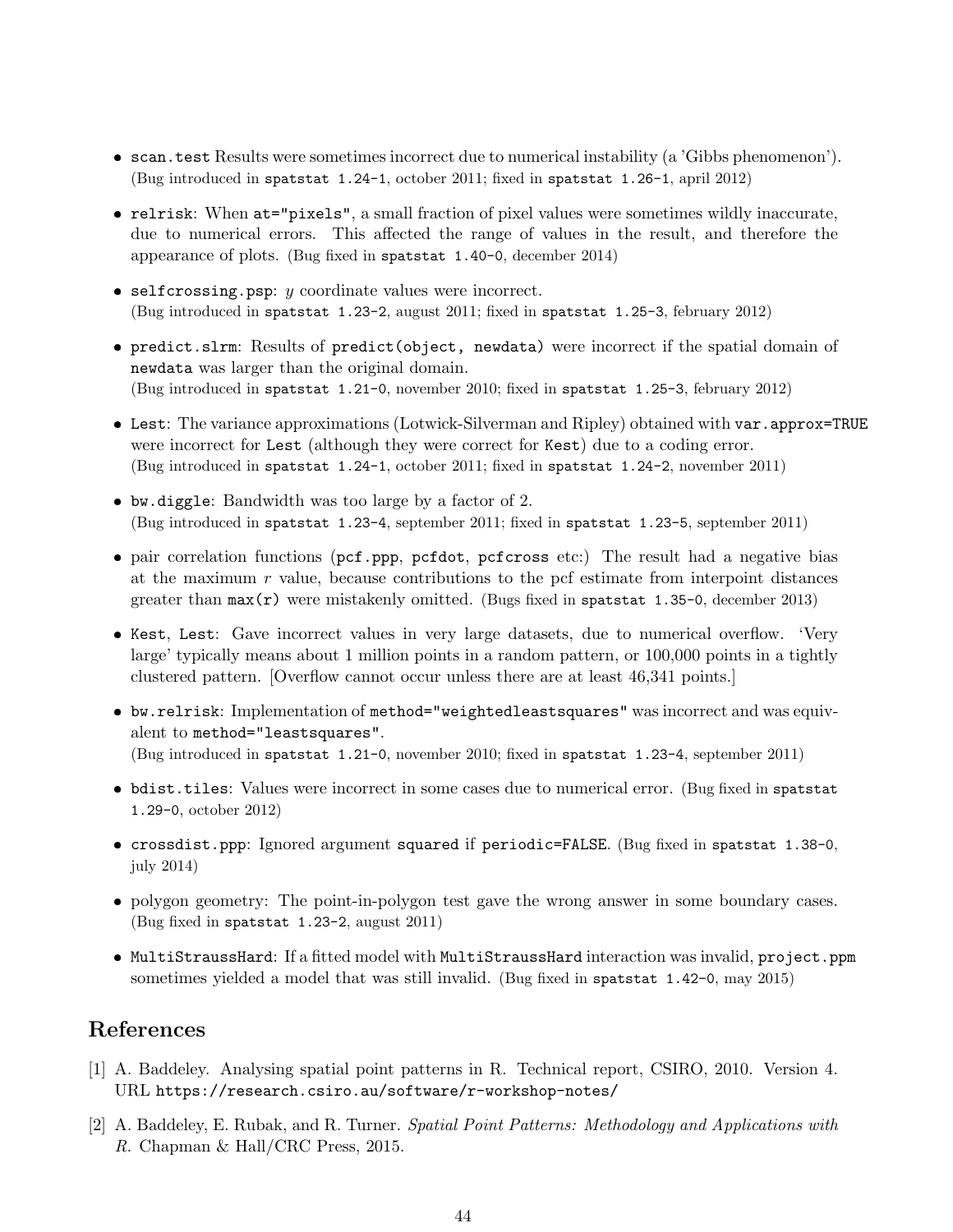- `scan.test` Results were sometimes incorrect due to numerical instability (a 'Gibbs phenomenon'). (Bug introduced in `spatstat 1.24-1`, october 2011; fixed in `spatstat 1.26-1`, april 2012)
- `relrisk`: When `at="pixels"`, a small fraction of pixel values were sometimes wildly inaccurate, due to numerical errors. This affected the range of values in the result, and therefore the appearance of plots. (Bug fixed in `spatstat 1.40-0`, december 2014)
- `selfcrossing.psp`: $y$ coordinate values were incorrect. (Bug introduced in `spatstat 1.23-2`, august 2011; fixed in `spatstat 1.25-3`, february 2012)
- `predict.slrm`: Results of `predict(object, newdata)` were incorrect if the spatial domain of `newdata` was larger than the original domain. (Bug introduced in `spatstat 1.21-0`, november 2010; fixed in `spatstat 1.25-3`, february 2012)
- `Lest`: The variance approximations (Lotwick-Silverman and Ripley) obtained with `var.approx=TRUE` were incorrect for `Lest` (although they were correct for `Kest`) due to a coding error. (Bug introduced in `spatstat 1.24-1`, october 2011; fixed in `spatstat 1.24-2`, november 2011)
- `bw.diggle`: Bandwidth was too large by a factor of 2. (Bug introduced in `spatstat 1.23-4`, september 2011; fixed in `spatstat 1.23-5`, september 2011)
- pair correlation functions (`pcf.ppp`, `pcfdot`, `pcfcross` etc:) The result had a negative bias at the maximum $r$ value, because contributions to the pcf estimate from interpoint distances greater than `max(r)` were mistakenly omitted. (Bugs fixed in `spatstat 1.35-0`, december 2013)
- `Kest`, `Lest`: Gave incorrect values in very large datasets, due to numerical overflow. 'Very large' typically means about 1 million points in a random pattern, or 100,000 points in a tightly clustered pattern. [Overflow cannot occur unless there are at least 46,341 points.]
- `bw.relrisk`: Implementation of `method="weightedleastsquares"` was incorrect and was equivalent to `method="leastsquares"`. (Bug introduced in `spatstat 1.21-0`, november 2010; fixed in `spatstat 1.23-4`, september 2011)
- `bdist.tiles`: Values were incorrect in some cases due to numerical error. (Bug fixed in `spatstat 1.29-0`, october 2012)
- `crossdist.ppp`: Ignored argument `squared` if `periodic=FALSE`. (Bug fixed in `spatstat 1.38-0`, july 2014)
- polygon geometry: The point-in-polygon test gave the wrong answer in some boundary cases. (Bug fixed in `spatstat 1.23-2`, august 2011)
- `MultiStraussHard`: If a fitted model with `MultiStraussHard` interaction was invalid, `project.ppm` sometimes yielded a model that was still invalid. (Bug fixed in `spatstat 1.42-0`, may 2015)

## References

[1] A. Baddeley. Analysing spatial point patterns in R. Technical report, CSIRO, 2010. Version 4. URL `https://research.csiro.au/software/r-workshop-notes/`

[2] A. Baddeley, E. Rubak, and R. Turner. *Spatial Point Patterns: Methodology and Applications with R*. Chapman & Hall/CRC Press, 2015.